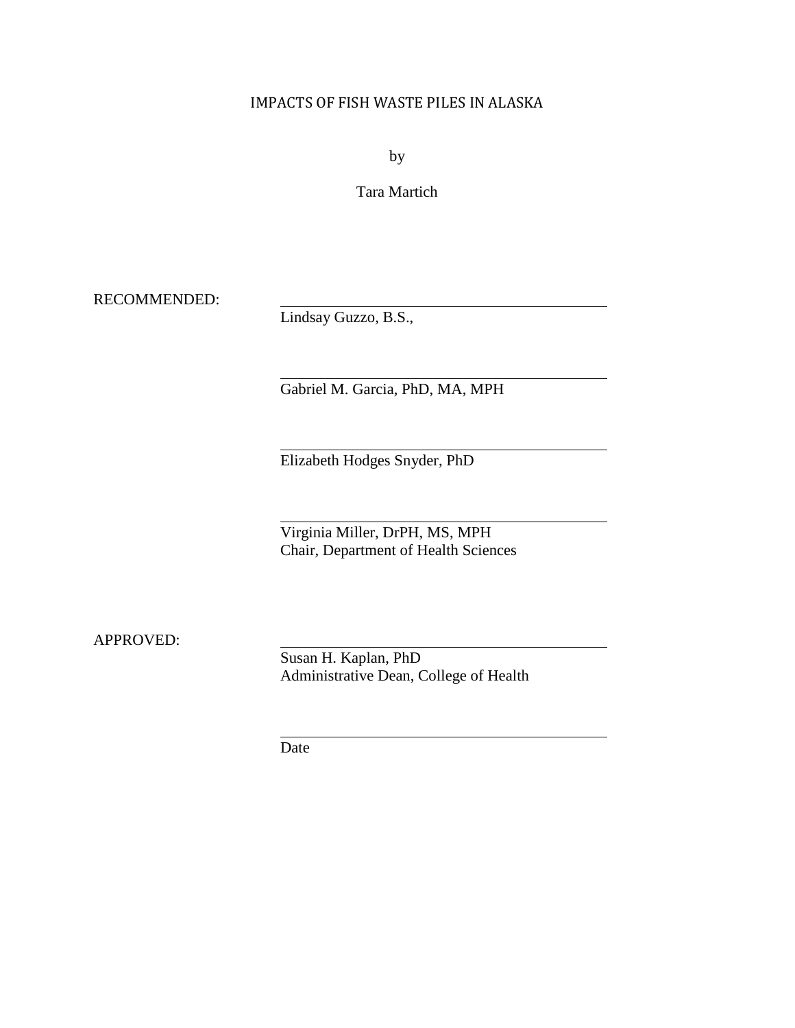# IMPACTS OF FISH WASTE PILES IN ALASKA

by

Tara Martich

RECOMMENDED:

Lindsay Guzzo, B.S.,

Gabriel M. Garcia, PhD, MA, MPH

Elizabeth Hodges Snyder, PhD

Virginia Miller, DrPH, MS, MPH
Chair, Department of Health Sciences

APPROVED:

Susan H. Kaplan, PhD
Administrative Dean, College of Health

Date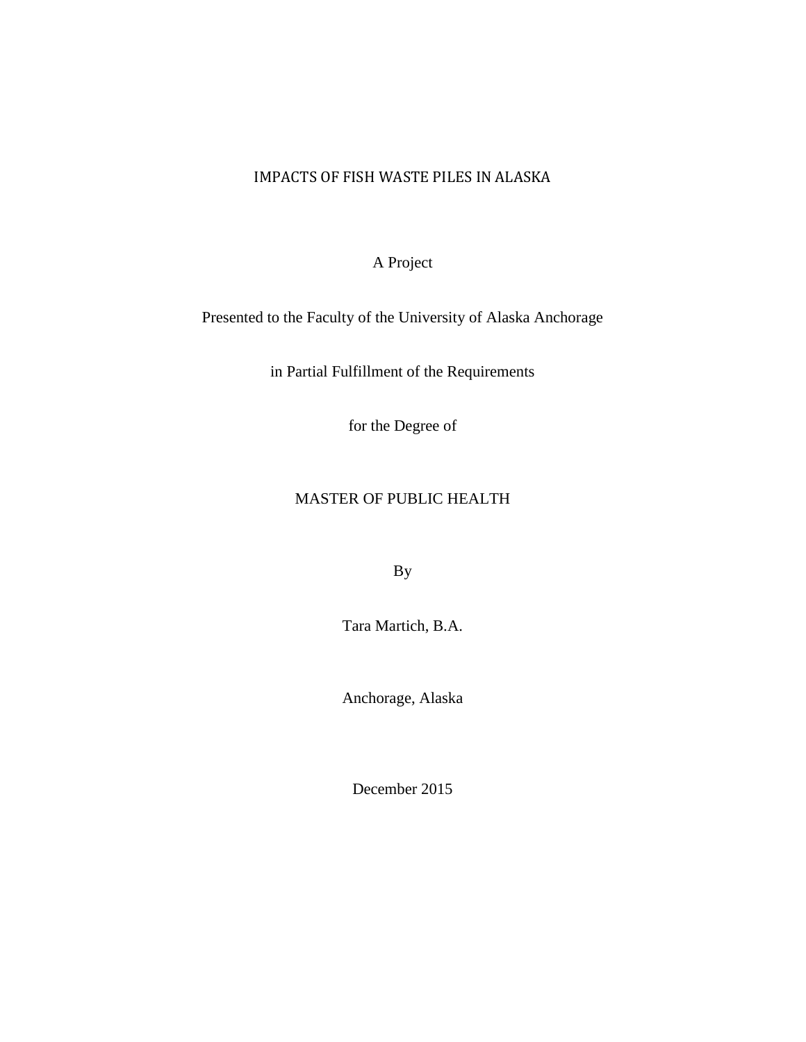# IMPACTS OF FISH WASTE PILES IN ALASKA

A Project

Presented to the Faculty of the University of Alaska Anchorage

in Partial Fulfillment of the Requirements

for the Degree of

MASTER OF PUBLIC HEALTH

By

Tara Martich, B.A.

Anchorage, Alaska

December 2015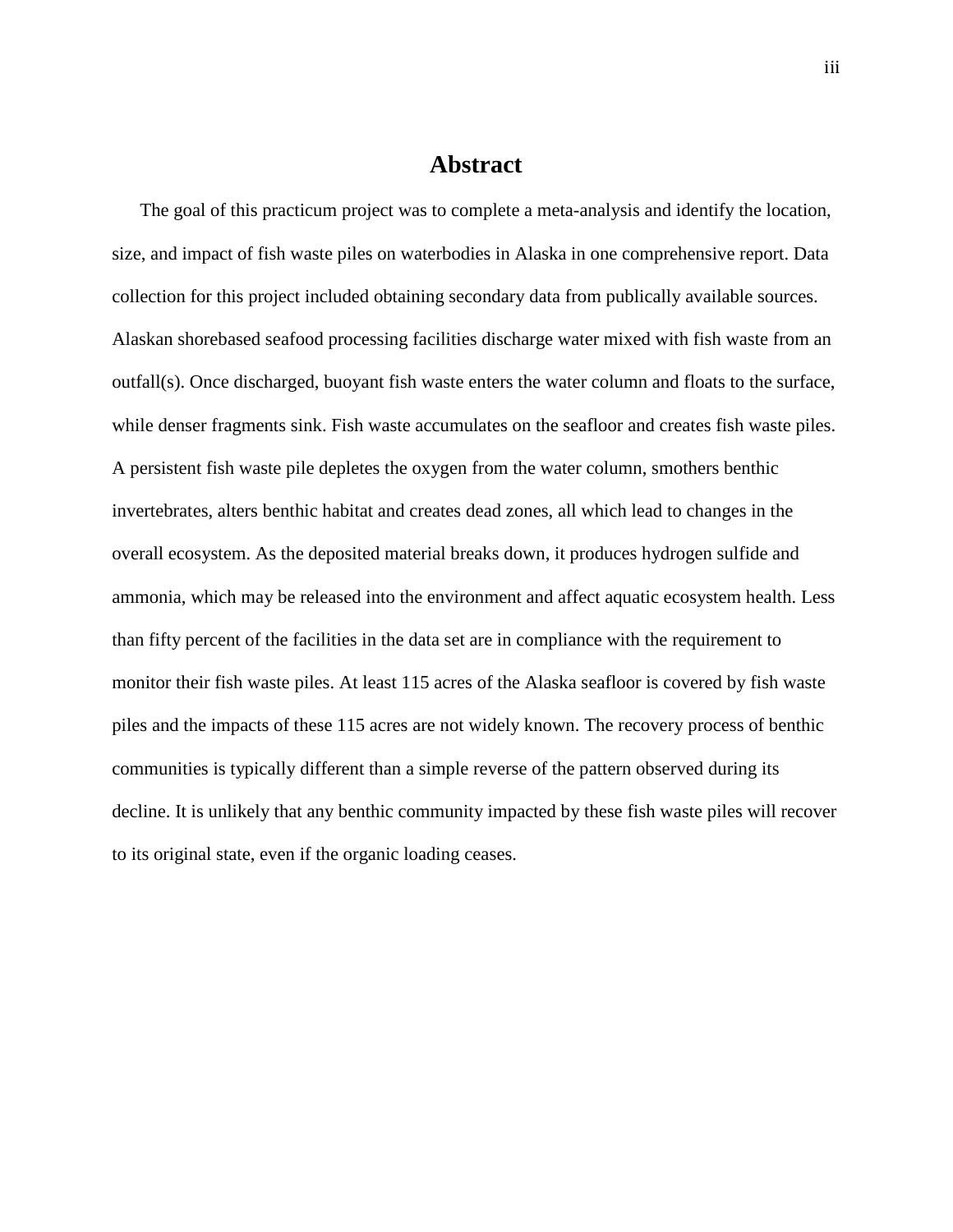# Abstract

The goal of this practicum project was to complete a meta-analysis and identify the location, size, and impact of fish waste piles on waterbodies in Alaska in one comprehensive report. Data collection for this project included obtaining secondary data from publically available sources. Alaskan shorebased seafood processing facilities discharge water mixed with fish waste from an outfall(s). Once discharged, buoyant fish waste enters the water column and floats to the surface, while denser fragments sink. Fish waste accumulates on the seafloor and creates fish waste piles. A persistent fish waste pile depletes the oxygen from the water column, smothers benthic invertebrates, alters benthic habitat and creates dead zones, all which lead to changes in the overall ecosystem. As the deposited material breaks down, it produces hydrogen sulfide and ammonia, which may be released into the environment and affect aquatic ecosystem health. Less than fifty percent of the facilities in the data set are in compliance with the requirement to monitor their fish waste piles. At least 115 acres of the Alaska seafloor is covered by fish waste piles and the impacts of these 115 acres are not widely known. The recovery process of benthic communities is typically different than a simple reverse of the pattern observed during its decline. It is unlikely that any benthic community impacted by these fish waste piles will recover to its original state, even if the organic loading ceases.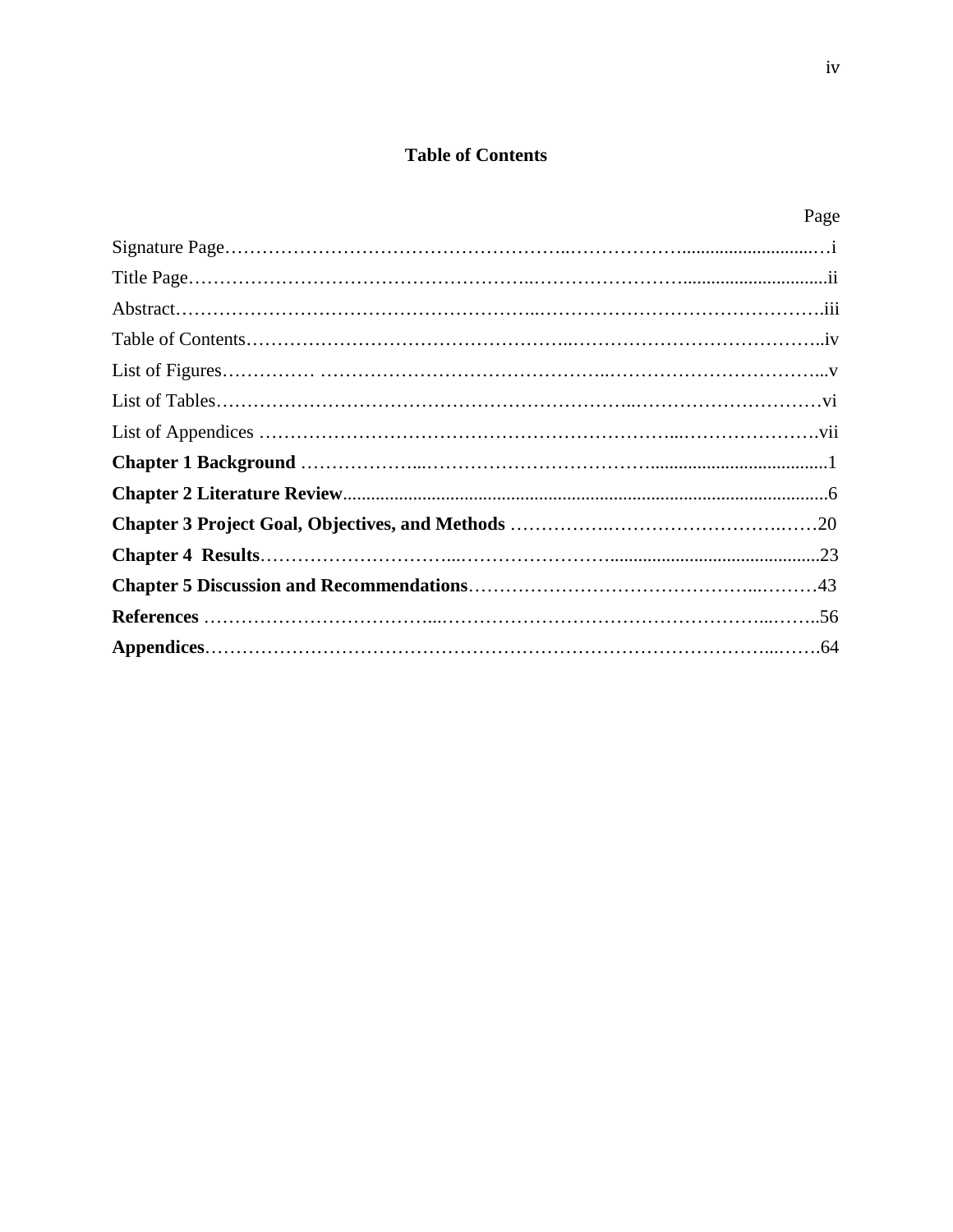## Table of Contents

| | Page |
|---|---|
| Signature Page | i |
| Title Page | ii |
| Abstract | iii |
| Table of Contents | iv |
| List of Figures | v |
| List of Tables | vi |
| List of Appendices | vii |
| **Chapter 1 Background** | 1 |
| **Chapter 2 Literature Review** | 6 |
| **Chapter 3 Project Goal, Objectives, and Methods** | 20 |
| **Chapter 4 Results** | 23 |
| **Chapter 5 Discussion and Recommendations** | 43 |
| **References** | 56 |
| **Appendices** | 64 |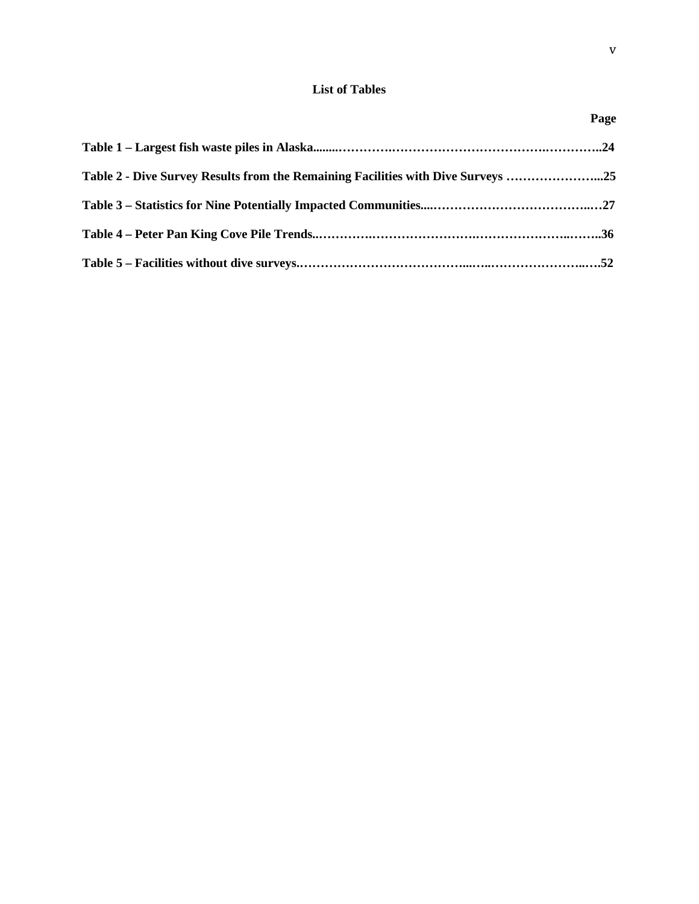## List of Tables

| | Page |
|---|---|
| **Table 1 – Largest fish waste piles in Alaska** | **24** |
| **Table 2 - Dive Survey Results from the Remaining Facilities with Dive Surveys** | **25** |
| **Table 3 – Statistics for Nine Potentially Impacted Communities** | **27** |
| **Table 4 – Peter Pan King Cove Pile Trends** | **36** |
| **Table 5 – Facilities without dive surveys** | **52** |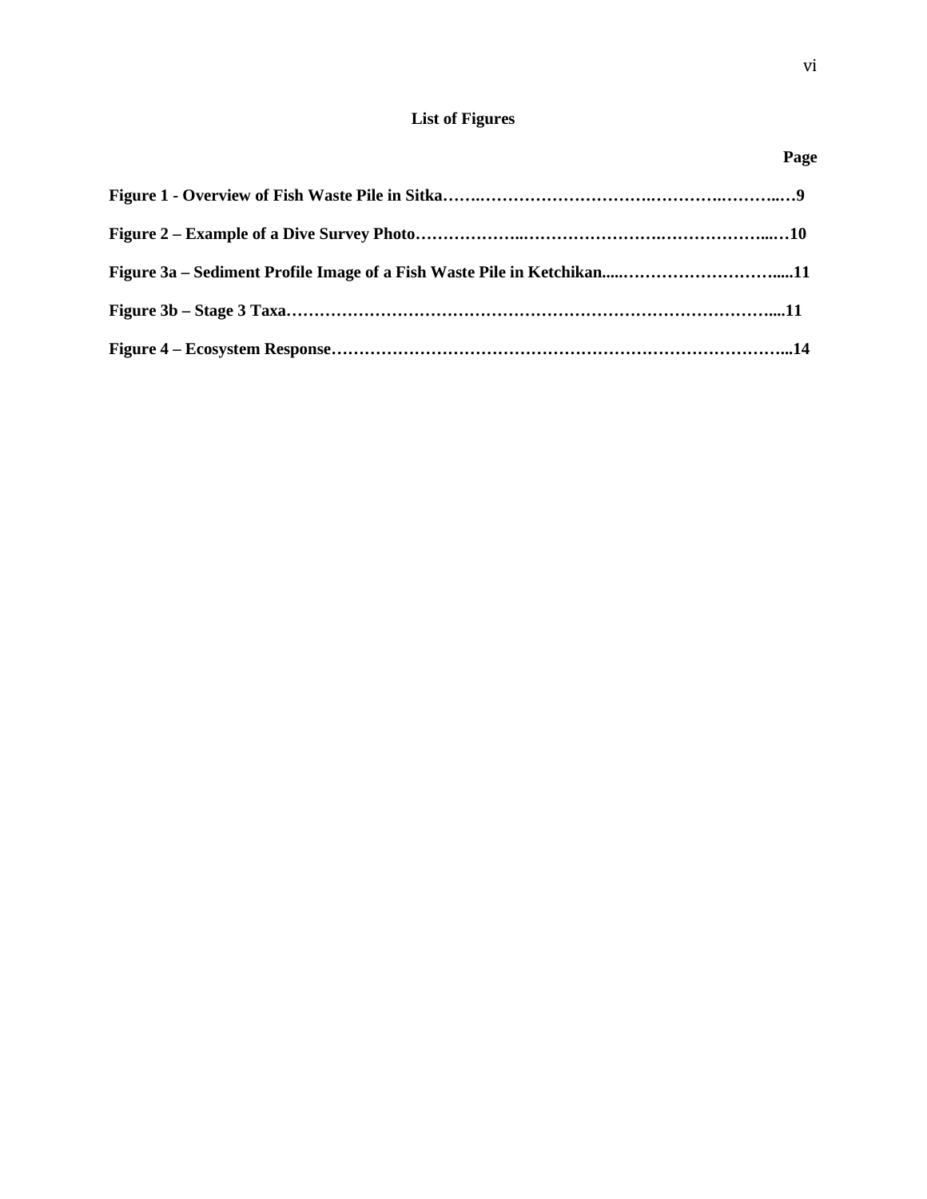## List of Figures

| | Page |
|---|---|
| **Figure 1 - Overview of Fish Waste Pile in Sitka** | **9** |
| **Figure 2 – Example of a Dive Survey Photo** | **10** |
| **Figure 3a – Sediment Profile Image of a Fish Waste Pile in Ketchikan** | **11** |
| **Figure 3b – Stage 3 Taxa** | **11** |
| **Figure 4 – Ecosystem Response** | **14** |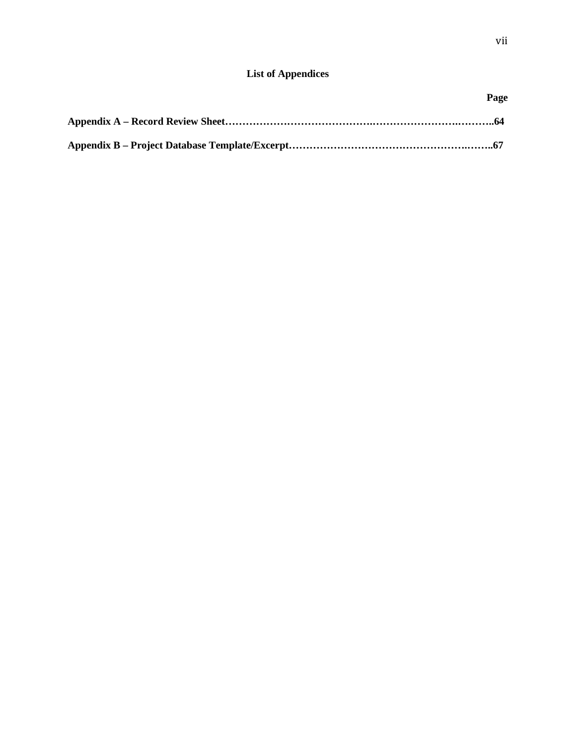# List of Appendices

**Page**

**Appendix A – Record Review Sheet……………………………………….…………………….………..64**

**Appendix B – Project Database Template/Excerpt……………………………………………….……..67**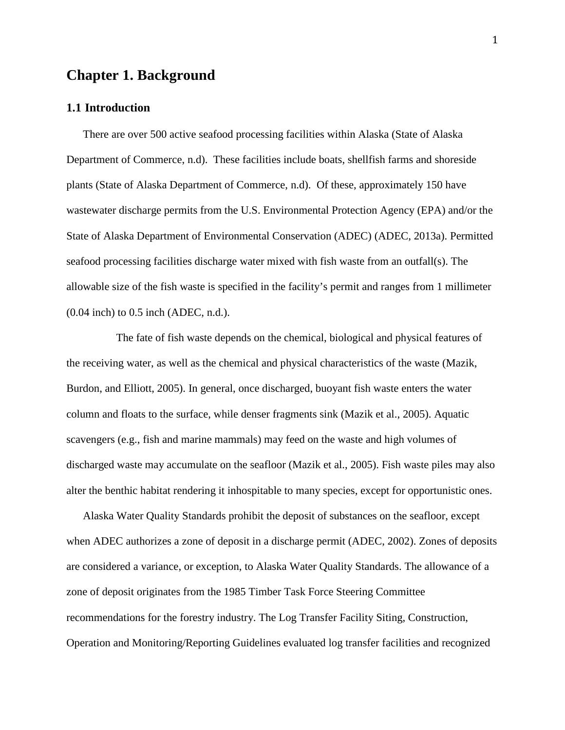# Chapter 1. Background

## 1.1 Introduction

There are over 500 active seafood processing facilities within Alaska (State of Alaska Department of Commerce, n.d). These facilities include boats, shellfish farms and shoreside plants (State of Alaska Department of Commerce, n.d). Of these, approximately 150 have wastewater discharge permits from the U.S. Environmental Protection Agency (EPA) and/or the State of Alaska Department of Environmental Conservation (ADEC) (ADEC, 2013a). Permitted seafood processing facilities discharge water mixed with fish waste from an outfall(s). The allowable size of the fish waste is specified in the facility's permit and ranges from 1 millimeter (0.04 inch) to 0.5 inch (ADEC, n.d.).

The fate of fish waste depends on the chemical, biological and physical features of the receiving water, as well as the chemical and physical characteristics of the waste (Mazik, Burdon, and Elliott, 2005). In general, once discharged, buoyant fish waste enters the water column and floats to the surface, while denser fragments sink (Mazik et al., 2005). Aquatic scavengers (e.g., fish and marine mammals) may feed on the waste and high volumes of discharged waste may accumulate on the seafloor (Mazik et al., 2005). Fish waste piles may also alter the benthic habitat rendering it inhospitable to many species, except for opportunistic ones.

Alaska Water Quality Standards prohibit the deposit of substances on the seafloor, except when ADEC authorizes a zone of deposit in a discharge permit (ADEC, 2002). Zones of deposits are considered a variance, or exception, to Alaska Water Quality Standards. The allowance of a zone of deposit originates from the 1985 Timber Task Force Steering Committee recommendations for the forestry industry. The Log Transfer Facility Siting, Construction, Operation and Monitoring/Reporting Guidelines evaluated log transfer facilities and recognized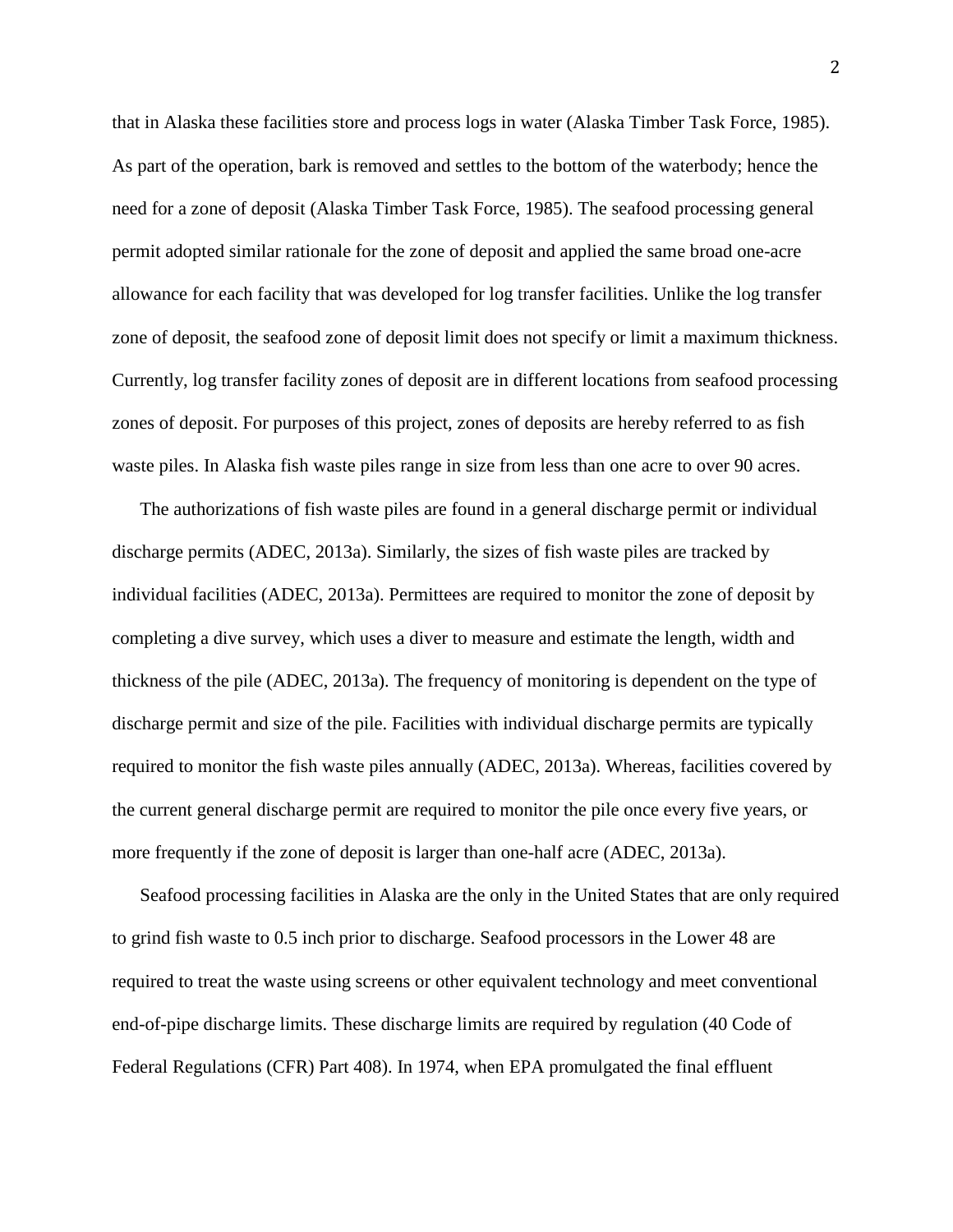that in Alaska these facilities store and process logs in water (Alaska Timber Task Force, 1985). As part of the operation, bark is removed and settles to the bottom of the waterbody; hence the need for a zone of deposit (Alaska Timber Task Force, 1985). The seafood processing general permit adopted similar rationale for the zone of deposit and applied the same broad one-acre allowance for each facility that was developed for log transfer facilities. Unlike the log transfer zone of deposit, the seafood zone of deposit limit does not specify or limit a maximum thickness. Currently, log transfer facility zones of deposit are in different locations from seafood processing zones of deposit. For purposes of this project, zones of deposits are hereby referred to as fish waste piles. In Alaska fish waste piles range in size from less than one acre to over 90 acres.

The authorizations of fish waste piles are found in a general discharge permit or individual discharge permits (ADEC, 2013a). Similarly, the sizes of fish waste piles are tracked by individual facilities (ADEC, 2013a). Permittees are required to monitor the zone of deposit by completing a dive survey, which uses a diver to measure and estimate the length, width and thickness of the pile (ADEC, 2013a). The frequency of monitoring is dependent on the type of discharge permit and size of the pile. Facilities with individual discharge permits are typically required to monitor the fish waste piles annually (ADEC, 2013a). Whereas, facilities covered by the current general discharge permit are required to monitor the pile once every five years, or more frequently if the zone of deposit is larger than one-half acre (ADEC, 2013a).

Seafood processing facilities in Alaska are the only in the United States that are only required to grind fish waste to 0.5 inch prior to discharge. Seafood processors in the Lower 48 are required to treat the waste using screens or other equivalent technology and meet conventional end-of-pipe discharge limits. These discharge limits are required by regulation (40 Code of Federal Regulations (CFR) Part 408). In 1974, when EPA promulgated the final effluent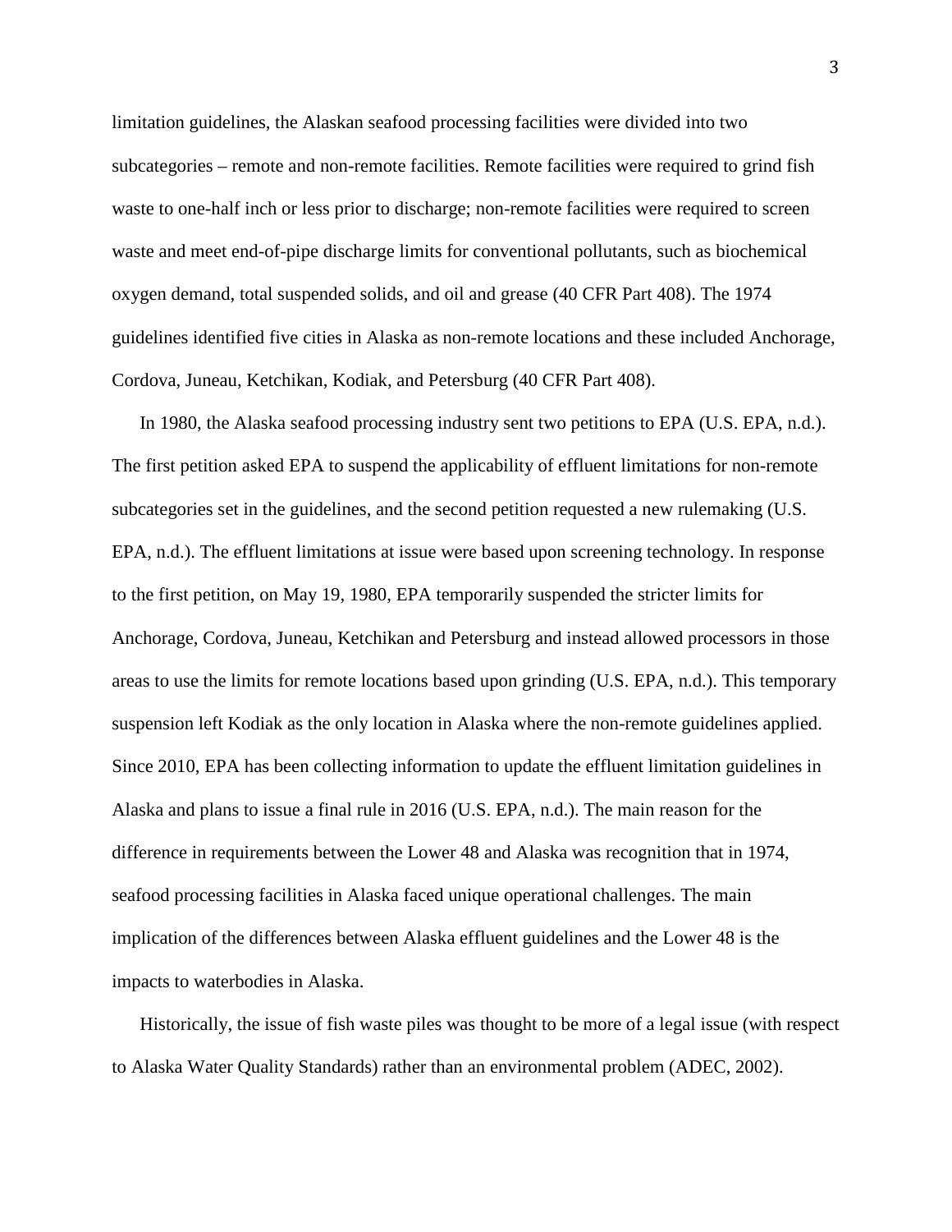limitation guidelines, the Alaskan seafood processing facilities were divided into two subcategories – remote and non-remote facilities. Remote facilities were required to grind fish waste to one-half inch or less prior to discharge; non-remote facilities were required to screen waste and meet end-of-pipe discharge limits for conventional pollutants, such as biochemical oxygen demand, total suspended solids, and oil and grease (40 CFR Part 408). The 1974 guidelines identified five cities in Alaska as non-remote locations and these included Anchorage, Cordova, Juneau, Ketchikan, Kodiak, and Petersburg (40 CFR Part 408).

In 1980, the Alaska seafood processing industry sent two petitions to EPA (U.S. EPA, n.d.). The first petition asked EPA to suspend the applicability of effluent limitations for non-remote subcategories set in the guidelines, and the second petition requested a new rulemaking (U.S. EPA, n.d.). The effluent limitations at issue were based upon screening technology. In response to the first petition, on May 19, 1980, EPA temporarily suspended the stricter limits for Anchorage, Cordova, Juneau, Ketchikan and Petersburg and instead allowed processors in those areas to use the limits for remote locations based upon grinding (U.S. EPA, n.d.). This temporary suspension left Kodiak as the only location in Alaska where the non-remote guidelines applied. Since 2010, EPA has been collecting information to update the effluent limitation guidelines in Alaska and plans to issue a final rule in 2016 (U.S. EPA, n.d.). The main reason for the difference in requirements between the Lower 48 and Alaska was recognition that in 1974, seafood processing facilities in Alaska faced unique operational challenges. The main implication of the differences between Alaska effluent guidelines and the Lower 48 is the impacts to waterbodies in Alaska.

Historically, the issue of fish waste piles was thought to be more of a legal issue (with respect to Alaska Water Quality Standards) rather than an environmental problem (ADEC, 2002).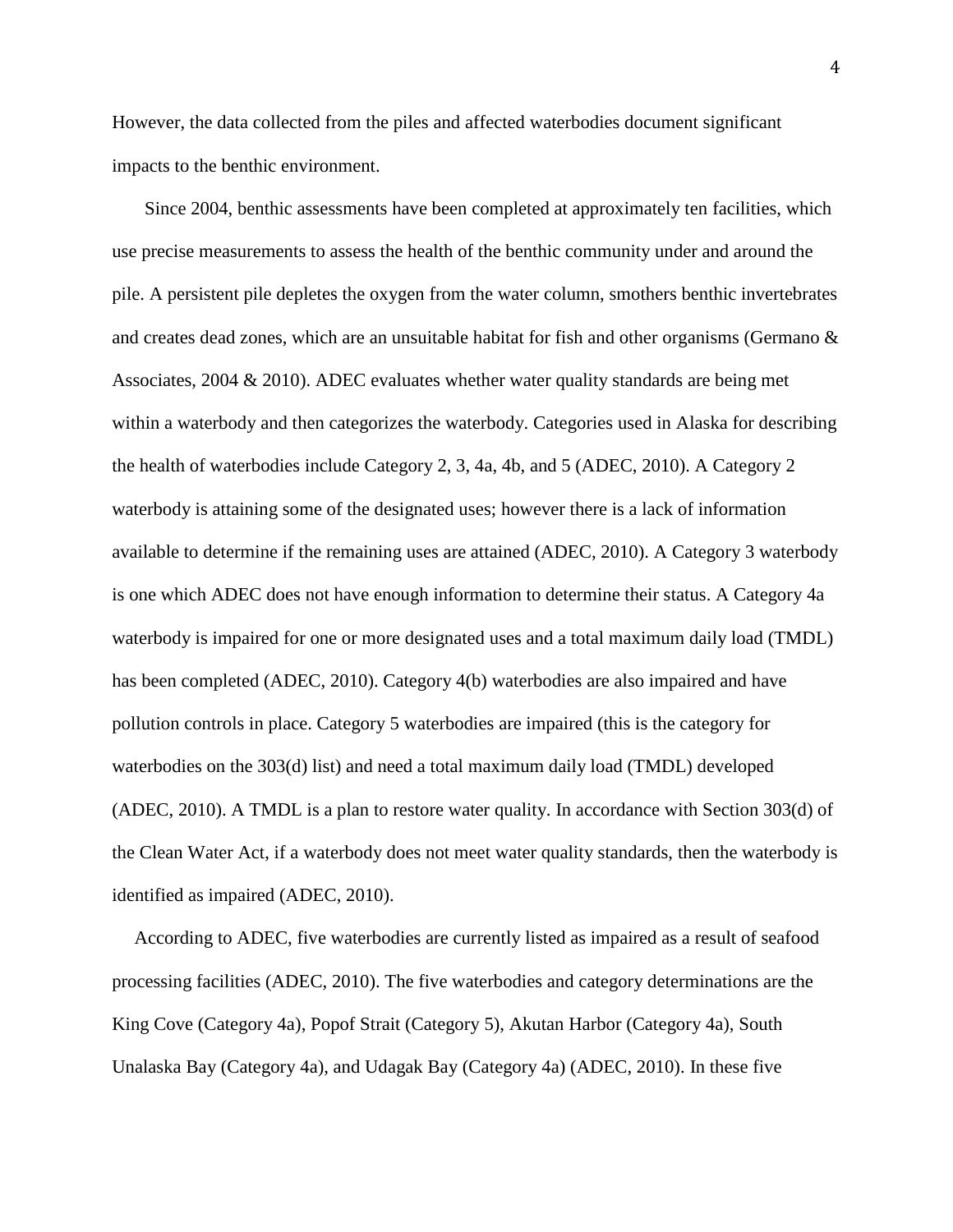However, the data collected from the piles and affected waterbodies document significant impacts to the benthic environment.

Since 2004, benthic assessments have been completed at approximately ten facilities, which use precise measurements to assess the health of the benthic community under and around the pile. A persistent pile depletes the oxygen from the water column, smothers benthic invertebrates and creates dead zones, which are an unsuitable habitat for fish and other organisms (Germano & Associates, 2004 & 2010). ADEC evaluates whether water quality standards are being met within a waterbody and then categorizes the waterbody. Categories used in Alaska for describing the health of waterbodies include Category 2, 3, 4a, 4b, and 5 (ADEC, 2010). A Category 2 waterbody is attaining some of the designated uses; however there is a lack of information available to determine if the remaining uses are attained (ADEC, 2010). A Category 3 waterbody is one which ADEC does not have enough information to determine their status. A Category 4a waterbody is impaired for one or more designated uses and a total maximum daily load (TMDL) has been completed (ADEC, 2010). Category 4(b) waterbodies are also impaired and have pollution controls in place. Category 5 waterbodies are impaired (this is the category for waterbodies on the 303(d) list) and need a total maximum daily load (TMDL) developed (ADEC, 2010). A TMDL is a plan to restore water quality. In accordance with Section 303(d) of the Clean Water Act, if a waterbody does not meet water quality standards, then the waterbody is identified as impaired (ADEC, 2010).

According to ADEC, five waterbodies are currently listed as impaired as a result of seafood processing facilities (ADEC, 2010). The five waterbodies and category determinations are the King Cove (Category 4a), Popof Strait (Category 5), Akutan Harbor (Category 4a), South Unalaska Bay (Category 4a), and Udagak Bay (Category 4a) (ADEC, 2010). In these five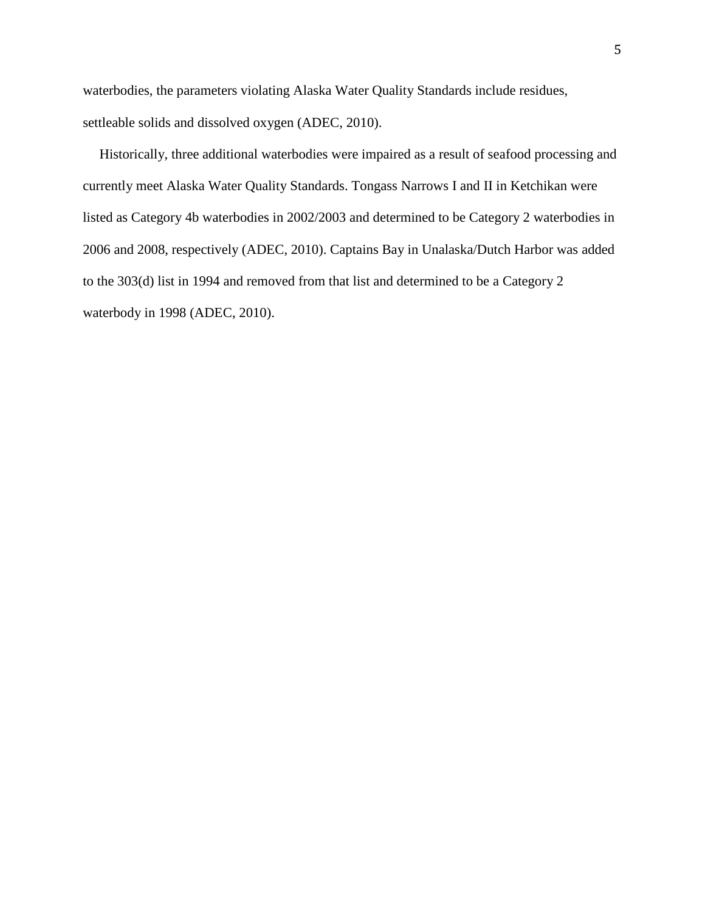waterbodies, the parameters violating Alaska Water Quality Standards include residues, settleable solids and dissolved oxygen (ADEC, 2010).

Historically, three additional waterbodies were impaired as a result of seafood processing and currently meet Alaska Water Quality Standards. Tongass Narrows I and II in Ketchikan were listed as Category 4b waterbodies in 2002/2003 and determined to be Category 2 waterbodies in 2006 and 2008, respectively (ADEC, 2010). Captains Bay in Unalaska/Dutch Harbor was added to the 303(d) list in 1994 and removed from that list and determined to be a Category 2 waterbody in 1998 (ADEC, 2010).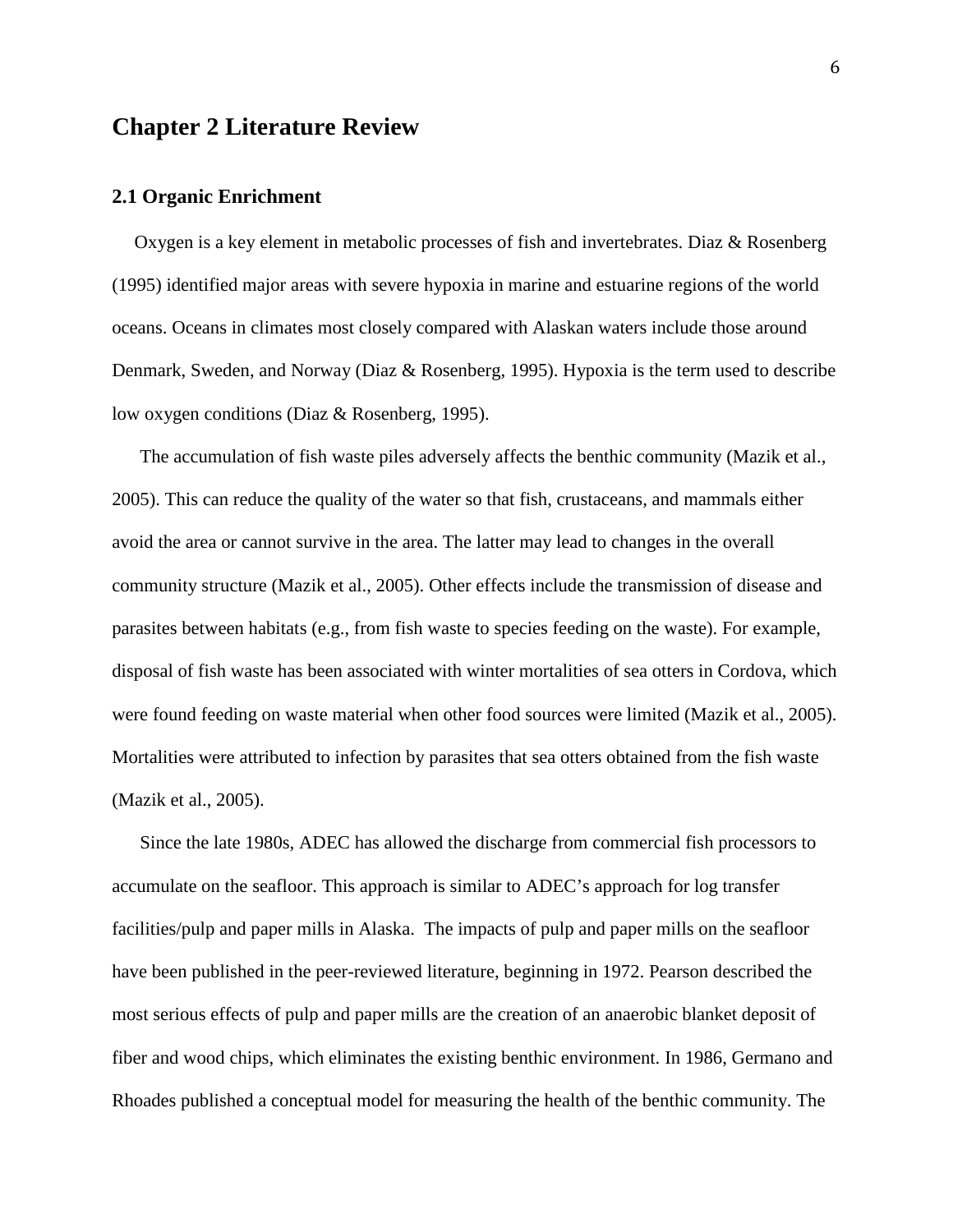# Chapter 2 Literature Review

## 2.1 Organic Enrichment

Oxygen is a key element in metabolic processes of fish and invertebrates. Diaz & Rosenberg (1995) identified major areas with severe hypoxia in marine and estuarine regions of the world oceans. Oceans in climates most closely compared with Alaskan waters include those around Denmark, Sweden, and Norway (Diaz & Rosenberg, 1995). Hypoxia is the term used to describe low oxygen conditions (Diaz & Rosenberg, 1995).

The accumulation of fish waste piles adversely affects the benthic community (Mazik et al., 2005). This can reduce the quality of the water so that fish, crustaceans, and mammals either avoid the area or cannot survive in the area. The latter may lead to changes in the overall community structure (Mazik et al., 2005). Other effects include the transmission of disease and parasites between habitats (e.g., from fish waste to species feeding on the waste). For example, disposal of fish waste has been associated with winter mortalities of sea otters in Cordova, which were found feeding on waste material when other food sources were limited (Mazik et al., 2005). Mortalities were attributed to infection by parasites that sea otters obtained from the fish waste (Mazik et al., 2005).

Since the late 1980s, ADEC has allowed the discharge from commercial fish processors to accumulate on the seafloor. This approach is similar to ADEC's approach for log transfer facilities/pulp and paper mills in Alaska. The impacts of pulp and paper mills on the seafloor have been published in the peer-reviewed literature, beginning in 1972. Pearson described the most serious effects of pulp and paper mills are the creation of an anaerobic blanket deposit of fiber and wood chips, which eliminates the existing benthic environment. In 1986, Germano and Rhoades published a conceptual model for measuring the health of the benthic community. The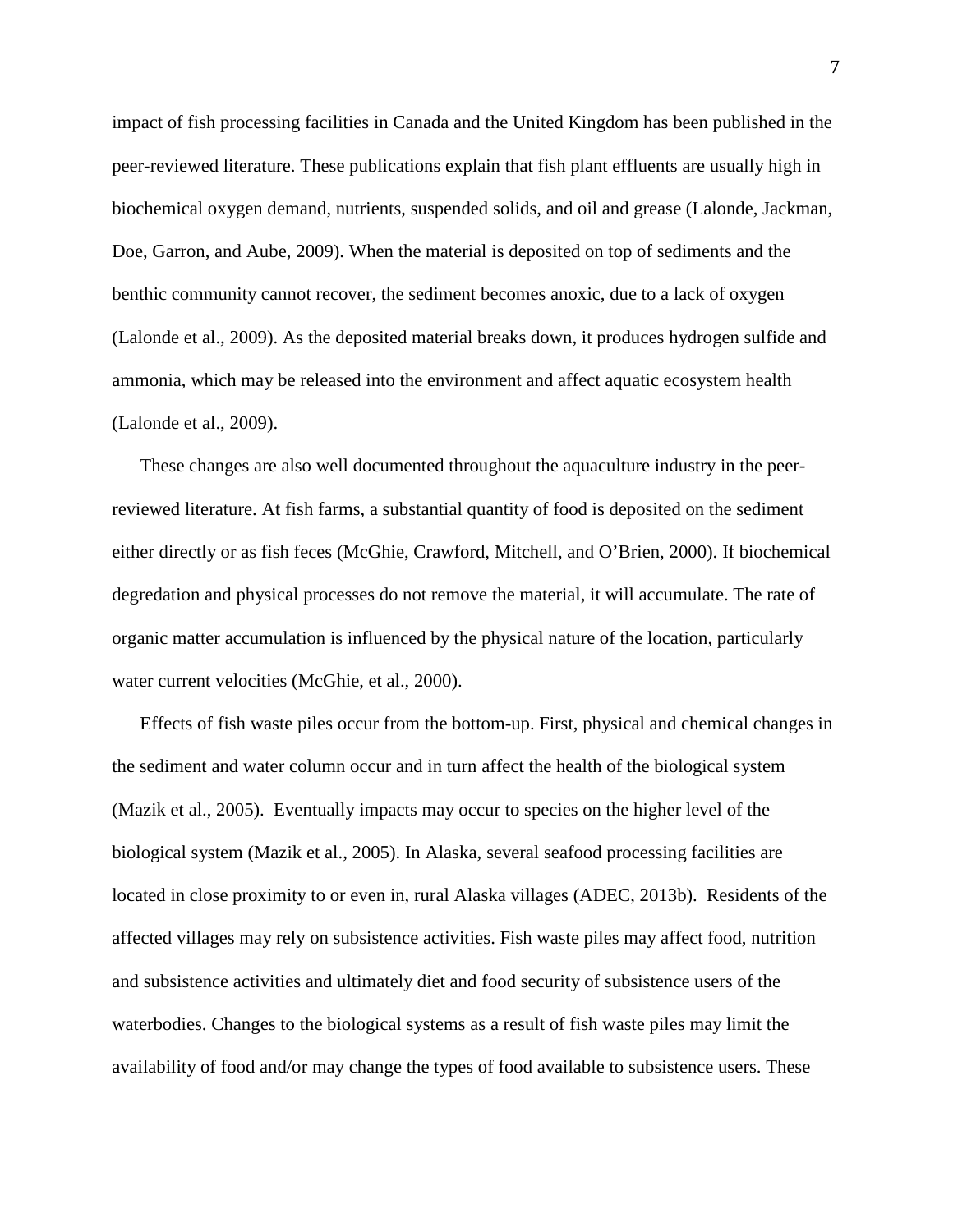impact of fish processing facilities in Canada and the United Kingdom has been published in the peer-reviewed literature. These publications explain that fish plant effluents are usually high in biochemical oxygen demand, nutrients, suspended solids, and oil and grease (Lalonde, Jackman, Doe, Garron, and Aube, 2009). When the material is deposited on top of sediments and the benthic community cannot recover, the sediment becomes anoxic, due to a lack of oxygen (Lalonde et al., 2009). As the deposited material breaks down, it produces hydrogen sulfide and ammonia, which may be released into the environment and affect aquatic ecosystem health (Lalonde et al., 2009).

These changes are also well documented throughout the aquaculture industry in the peer-reviewed literature. At fish farms, a substantial quantity of food is deposited on the sediment either directly or as fish feces (McGhie, Crawford, Mitchell, and O'Brien, 2000). If biochemical degredation and physical processes do not remove the material, it will accumulate. The rate of organic matter accumulation is influenced by the physical nature of the location, particularly water current velocities (McGhie, et al., 2000).

Effects of fish waste piles occur from the bottom-up. First, physical and chemical changes in the sediment and water column occur and in turn affect the health of the biological system (Mazik et al., 2005). Eventually impacts may occur to species on the higher level of the biological system (Mazik et al., 2005). In Alaska, several seafood processing facilities are located in close proximity to or even in, rural Alaska villages (ADEC, 2013b). Residents of the affected villages may rely on subsistence activities. Fish waste piles may affect food, nutrition and subsistence activities and ultimately diet and food security of subsistence users of the waterbodies. Changes to the biological systems as a result of fish waste piles may limit the availability of food and/or may change the types of food available to subsistence users. These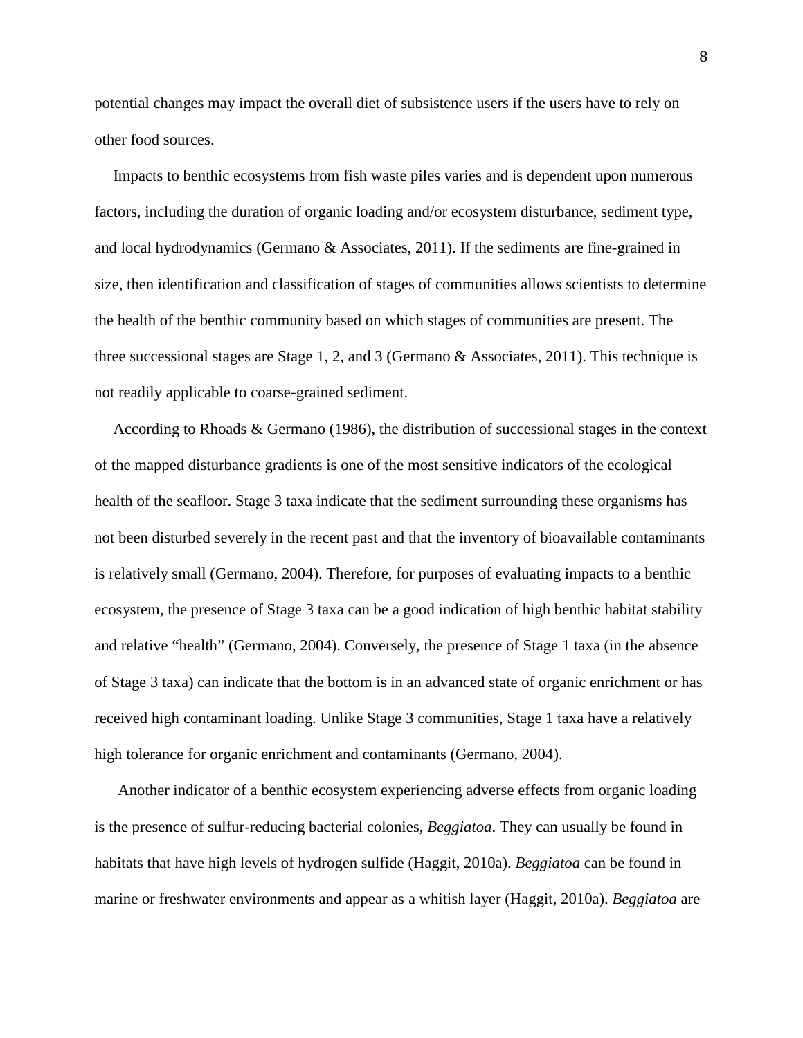potential changes may impact the overall diet of subsistence users if the users have to rely on other food sources.

Impacts to benthic ecosystems from fish waste piles varies and is dependent upon numerous factors, including the duration of organic loading and/or ecosystem disturbance, sediment type, and local hydrodynamics (Germano & Associates, 2011). If the sediments are fine-grained in size, then identification and classification of stages of communities allows scientists to determine the health of the benthic community based on which stages of communities are present. The three successional stages are Stage 1, 2, and 3 (Germano & Associates, 2011). This technique is not readily applicable to coarse-grained sediment.

According to Rhoads & Germano (1986), the distribution of successional stages in the context of the mapped disturbance gradients is one of the most sensitive indicators of the ecological health of the seafloor. Stage 3 taxa indicate that the sediment surrounding these organisms has not been disturbed severely in the recent past and that the inventory of bioavailable contaminants is relatively small (Germano, 2004). Therefore, for purposes of evaluating impacts to a benthic ecosystem, the presence of Stage 3 taxa can be a good indication of high benthic habitat stability and relative "health" (Germano, 2004). Conversely, the presence of Stage 1 taxa (in the absence of Stage 3 taxa) can indicate that the bottom is in an advanced state of organic enrichment or has received high contaminant loading. Unlike Stage 3 communities, Stage 1 taxa have a relatively high tolerance for organic enrichment and contaminants (Germano, 2004).

Another indicator of a benthic ecosystem experiencing adverse effects from organic loading is the presence of sulfur-reducing bacterial colonies, *Beggiatoa*. They can usually be found in habitats that have high levels of hydrogen sulfide (Haggit, 2010a). *Beggiatoa* can be found in marine or freshwater environments and appear as a whitish layer (Haggit, 2010a). *Beggiatoa* are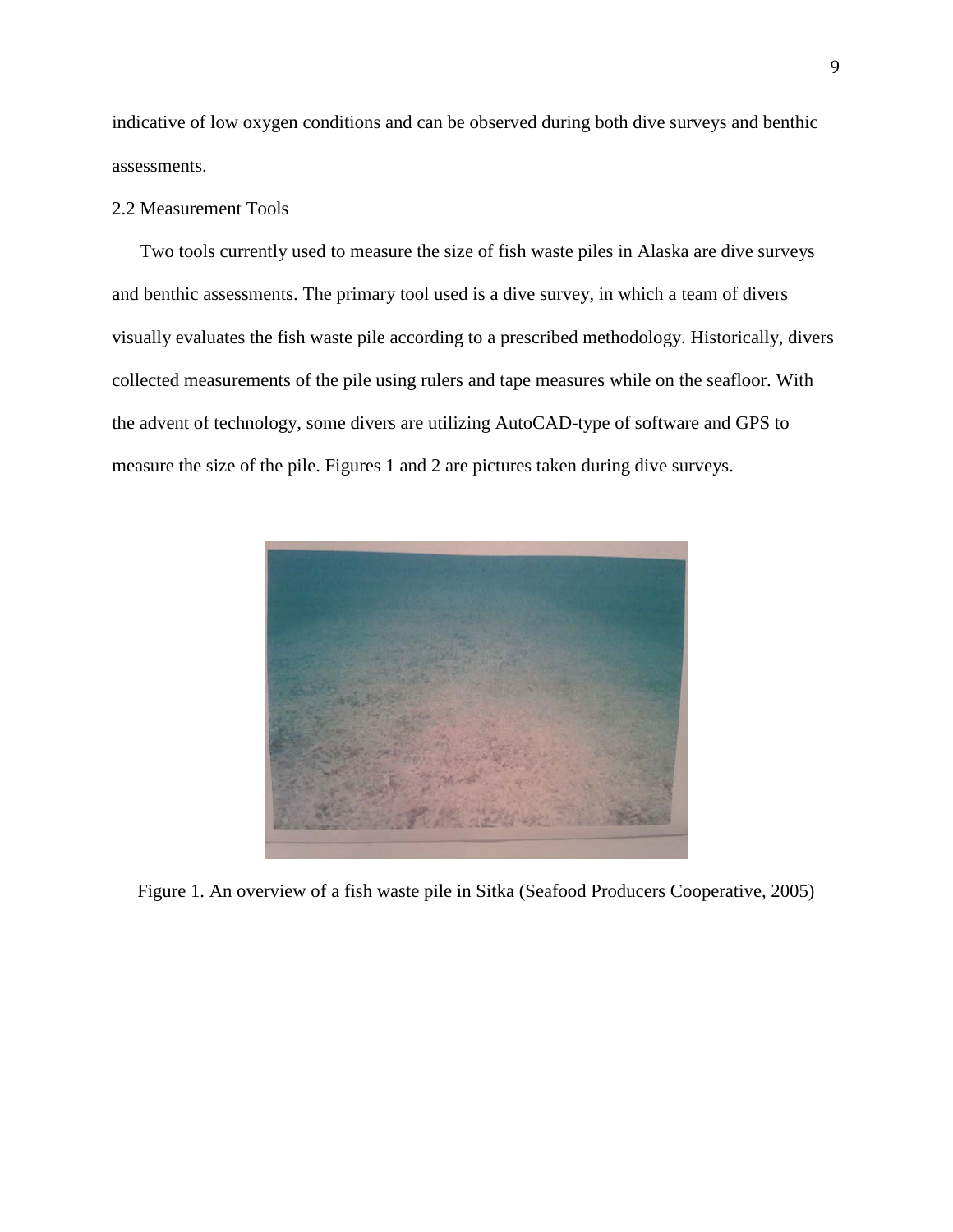indicative of low oxygen conditions and can be observed during both dive surveys and benthic assessments.

## 2.2 Measurement Tools

Two tools currently used to measure the size of fish waste piles in Alaska are dive surveys and benthic assessments. The primary tool used is a dive survey, in which a team of divers visually evaluates the fish waste pile according to a prescribed methodology. Historically, divers collected measurements of the pile using rulers and tape measures while on the seafloor. With the advent of technology, some divers are utilizing AutoCAD-type of software and GPS to measure the size of the pile. Figures 1 and 2 are pictures taken during dive surveys.

Figure 1. An overview of a fish waste pile in Sitka (Seafood Producers Cooperative, 2005)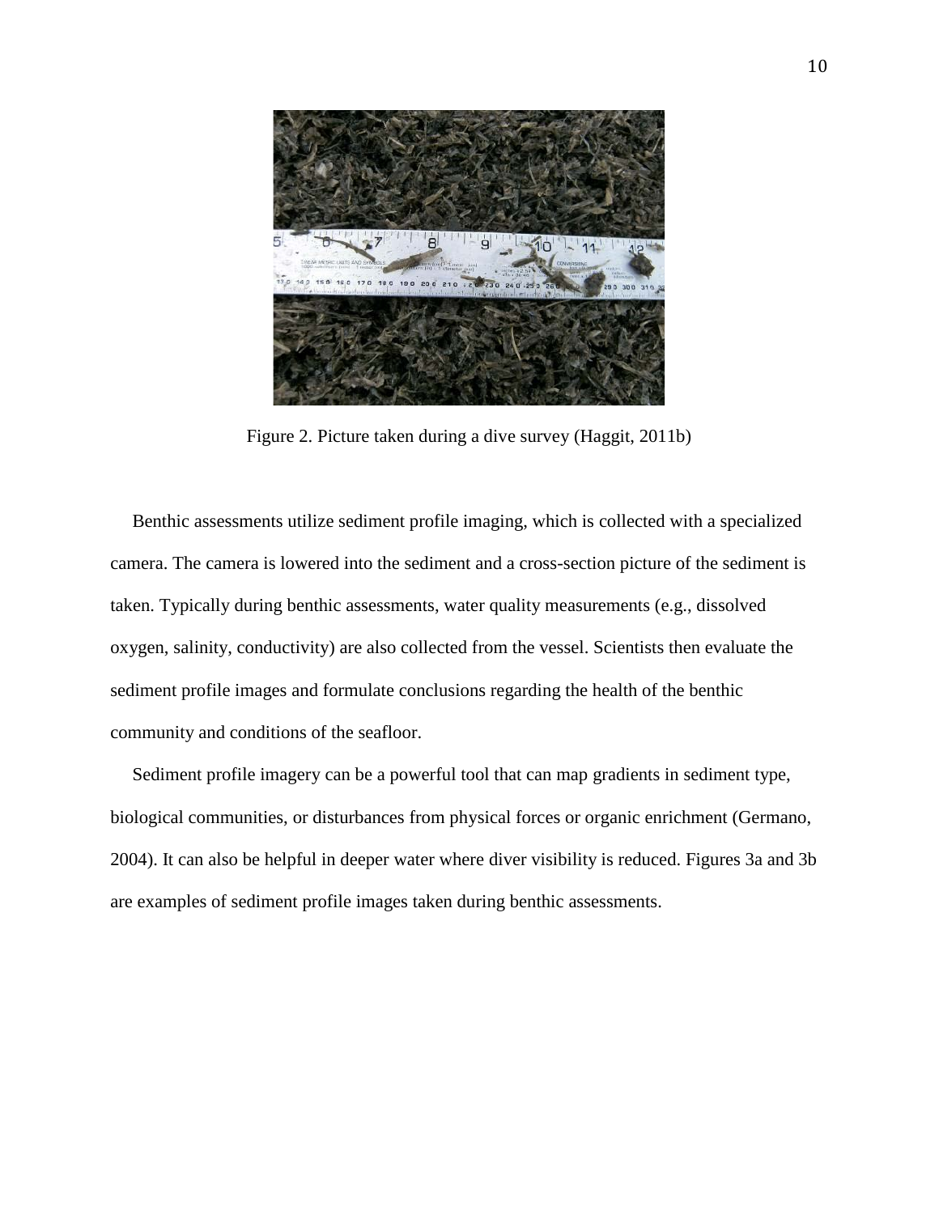Figure 2. Picture taken during a dive survey (Haggit, 2011b)

Benthic assessments utilize sediment profile imaging, which is collected with a specialized camera. The camera is lowered into the sediment and a cross-section picture of the sediment is taken. Typically during benthic assessments, water quality measurements (e.g., dissolved oxygen, salinity, conductivity) are also collected from the vessel. Scientists then evaluate the sediment profile images and formulate conclusions regarding the health of the benthic community and conditions of the seafloor.

Sediment profile imagery can be a powerful tool that can map gradients in sediment type, biological communities, or disturbances from physical forces or organic enrichment (Germano, 2004). It can also be helpful in deeper water where diver visibility is reduced. Figures 3a and 3b are examples of sediment profile images taken during benthic assessments.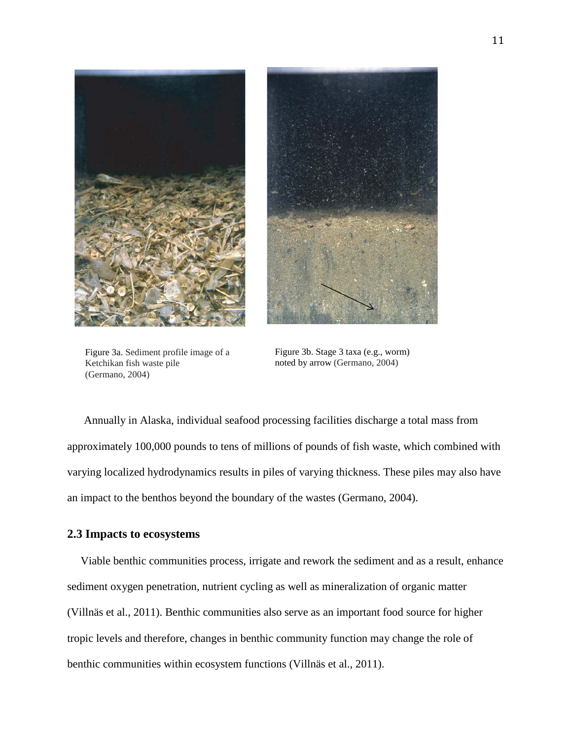Figure 3a. Sediment profile image of a Ketchikan fish waste pile (Germano, 2004)

Figure 3b. Stage 3 taxa (e.g., worm) noted by arrow (Germano, 2004)

Annually in Alaska, individual seafood processing facilities discharge a total mass from approximately 100,000 pounds to tens of millions of pounds of fish waste, which combined with varying localized hydrodynamics results in piles of varying thickness. These piles may also have an impact to the benthos beyond the boundary of the wastes (Germano, 2004).

## 2.3 Impacts to ecosystems

Viable benthic communities process, irrigate and rework the sediment and as a result, enhance sediment oxygen penetration, nutrient cycling as well as mineralization of organic matter (Villnäs et al., 2011). Benthic communities also serve as an important food source for higher tropic levels and therefore, changes in benthic community function may change the role of benthic communities within ecosystem functions (Villnäs et al., 2011).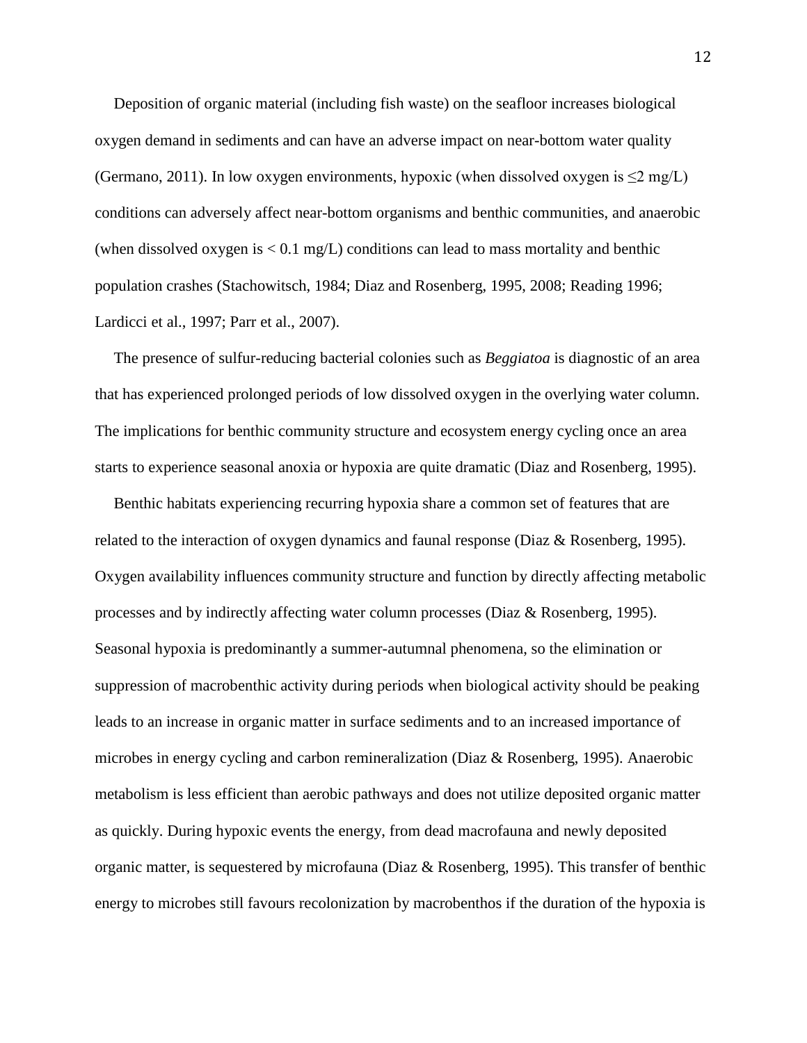Deposition of organic material (including fish waste) on the seafloor increases biological oxygen demand in sediments and can have an adverse impact on near-bottom water quality (Germano, 2011). In low oxygen environments, hypoxic (when dissolved oxygen is $\leq$2 mg/L) conditions can adversely affect near-bottom organisms and benthic communities, and anaerobic (when dissolved oxygen is < 0.1 mg/L) conditions can lead to mass mortality and benthic population crashes (Stachowitsch, 1984; Diaz and Rosenberg, 1995, 2008; Reading 1996; Lardicci et al., 1997; Parr et al., 2007).

The presence of sulfur-reducing bacterial colonies such as *Beggiatoa* is diagnostic of an area that has experienced prolonged periods of low dissolved oxygen in the overlying water column. The implications for benthic community structure and ecosystem energy cycling once an area starts to experience seasonal anoxia or hypoxia are quite dramatic (Diaz and Rosenberg, 1995).

Benthic habitats experiencing recurring hypoxia share a common set of features that are related to the interaction of oxygen dynamics and faunal response (Diaz & Rosenberg, 1995). Oxygen availability influences community structure and function by directly affecting metabolic processes and by indirectly affecting water column processes (Diaz & Rosenberg, 1995). Seasonal hypoxia is predominantly a summer-autumnal phenomena, so the elimination or suppression of macrobenthic activity during periods when biological activity should be peaking leads to an increase in organic matter in surface sediments and to an increased importance of microbes in energy cycling and carbon remineralization (Diaz & Rosenberg, 1995). Anaerobic metabolism is less efficient than aerobic pathways and does not utilize deposited organic matter as quickly. During hypoxic events the energy, from dead macrofauna and newly deposited organic matter, is sequestered by microfauna (Diaz & Rosenberg, 1995). This transfer of benthic energy to microbes still favours recolonization by macrobenthos if the duration of the hypoxia is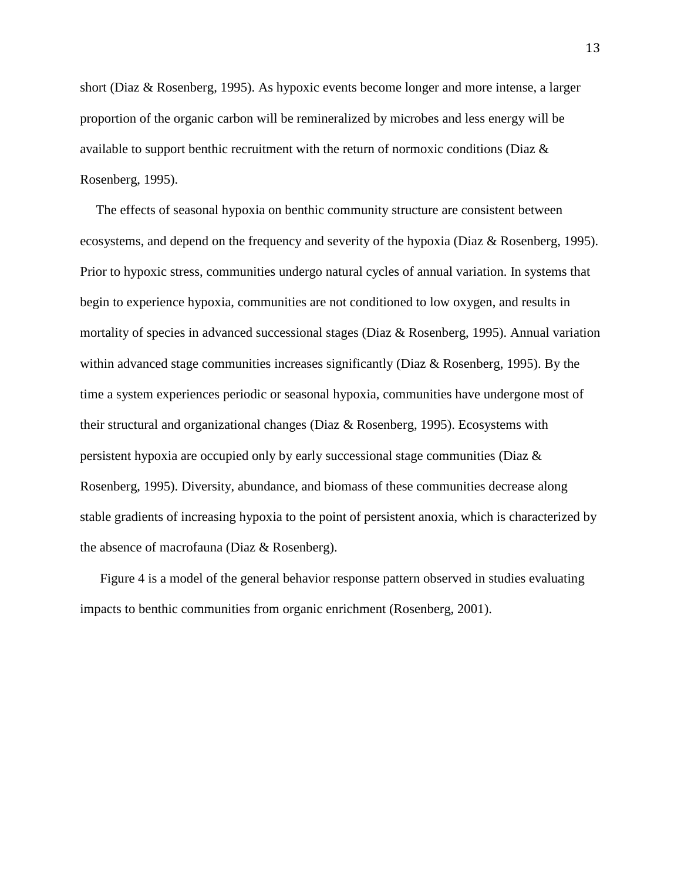short (Diaz & Rosenberg, 1995). As hypoxic events become longer and more intense, a larger proportion of the organic carbon will be remineralized by microbes and less energy will be available to support benthic recruitment with the return of normoxic conditions (Diaz & Rosenberg, 1995).

The effects of seasonal hypoxia on benthic community structure are consistent between ecosystems, and depend on the frequency and severity of the hypoxia (Diaz & Rosenberg, 1995). Prior to hypoxic stress, communities undergo natural cycles of annual variation. In systems that begin to experience hypoxia, communities are not conditioned to low oxygen, and results in mortality of species in advanced successional stages (Diaz & Rosenberg, 1995). Annual variation within advanced stage communities increases significantly (Diaz & Rosenberg, 1995). By the time a system experiences periodic or seasonal hypoxia, communities have undergone most of their structural and organizational changes (Diaz & Rosenberg, 1995). Ecosystems with persistent hypoxia are occupied only by early successional stage communities (Diaz & Rosenberg, 1995). Diversity, abundance, and biomass of these communities decrease along stable gradients of increasing hypoxia to the point of persistent anoxia, which is characterized by the absence of macrofauna (Diaz & Rosenberg).

Figure 4 is a model of the general behavior response pattern observed in studies evaluating impacts to benthic communities from organic enrichment (Rosenberg, 2001).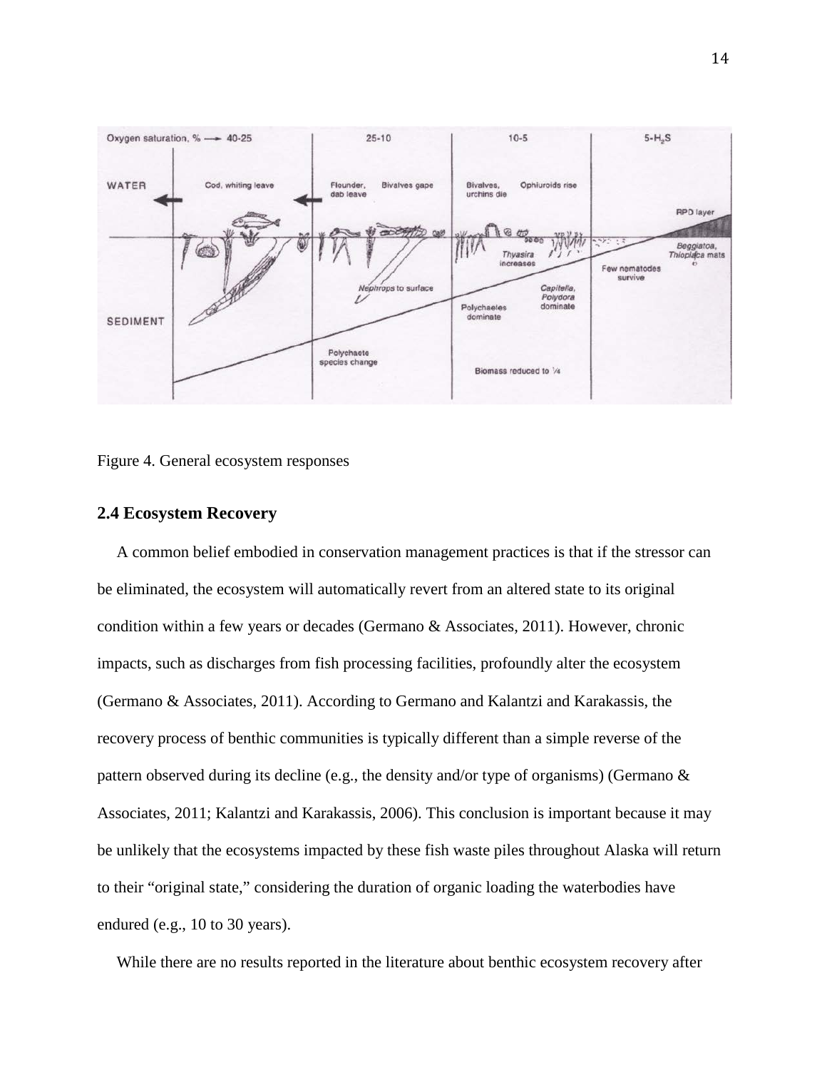Figure 4. General ecosystem responses

## 2.4 Ecosystem Recovery

A common belief embodied in conservation management practices is that if the stressor can be eliminated, the ecosystem will automatically revert from an altered state to its original condition within a few years or decades (Germano & Associates, 2011). However, chronic impacts, such as discharges from fish processing facilities, profoundly alter the ecosystem (Germano & Associates, 2011). According to Germano and Kalantzi and Karakassis, the recovery process of benthic communities is typically different than a simple reverse of the pattern observed during its decline (e.g., the density and/or type of organisms) (Germano & Associates, 2011; Kalantzi and Karakassis, 2006). This conclusion is important because it may be unlikely that the ecosystems impacted by these fish waste piles throughout Alaska will return to their "original state," considering the duration of organic loading the waterbodies have endured (e.g., 10 to 30 years).

While there are no results reported in the literature about benthic ecosystem recovery after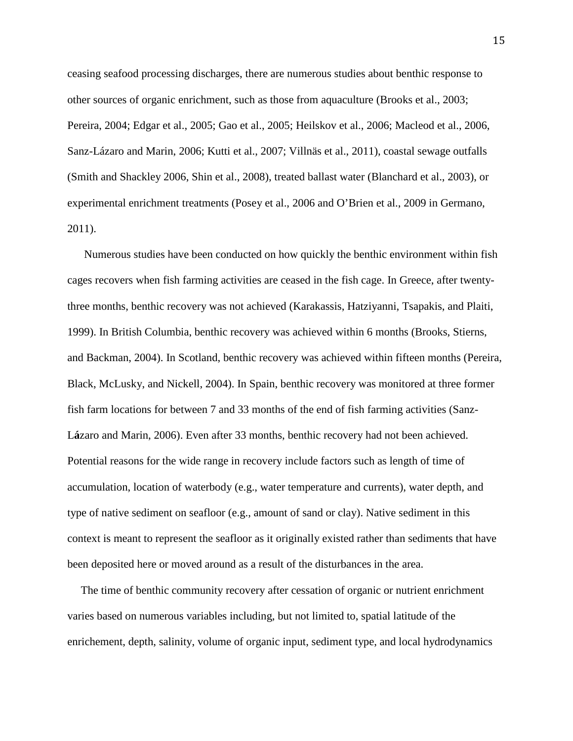ceasing seafood processing discharges, there are numerous studies about benthic response to other sources of organic enrichment, such as those from aquaculture (Brooks et al., 2003; Pereira, 2004; Edgar et al., 2005; Gao et al., 2005; Heilskov et al., 2006; Macleod et al., 2006, Sanz-Lázaro and Marin, 2006; Kutti et al., 2007; Villnäs et al., 2011), coastal sewage outfalls (Smith and Shackley 2006, Shin et al., 2008), treated ballast water (Blanchard et al., 2003), or experimental enrichment treatments (Posey et al., 2006 and O'Brien et al., 2009 in Germano, 2011).

Numerous studies have been conducted on how quickly the benthic environment within fish cages recovers when fish farming activities are ceased in the fish cage. In Greece, after twenty-three months, benthic recovery was not achieved (Karakassis, Hatziyanni, Tsapakis, and Plaiti, 1999). In British Columbia, benthic recovery was achieved within 6 months (Brooks, Stierns, and Backman, 2004). In Scotland, benthic recovery was achieved within fifteen months (Pereira, Black, McLusky, and Nickell, 2004). In Spain, benthic recovery was monitored at three former fish farm locations for between 7 and 33 months of the end of fish farming activities (Sanz-Lázaro and Marin, 2006). Even after 33 months, benthic recovery had not been achieved. Potential reasons for the wide range in recovery include factors such as length of time of accumulation, location of waterbody (e.g., water temperature and currents), water depth, and type of native sediment on seafloor (e.g., amount of sand or clay). Native sediment in this context is meant to represent the seafloor as it originally existed rather than sediments that have been deposited here or moved around as a result of the disturbances in the area.

The time of benthic community recovery after cessation of organic or nutrient enrichment varies based on numerous variables including, but not limited to, spatial latitude of the enrichement, depth, salinity, volume of organic input, sediment type, and local hydrodynamics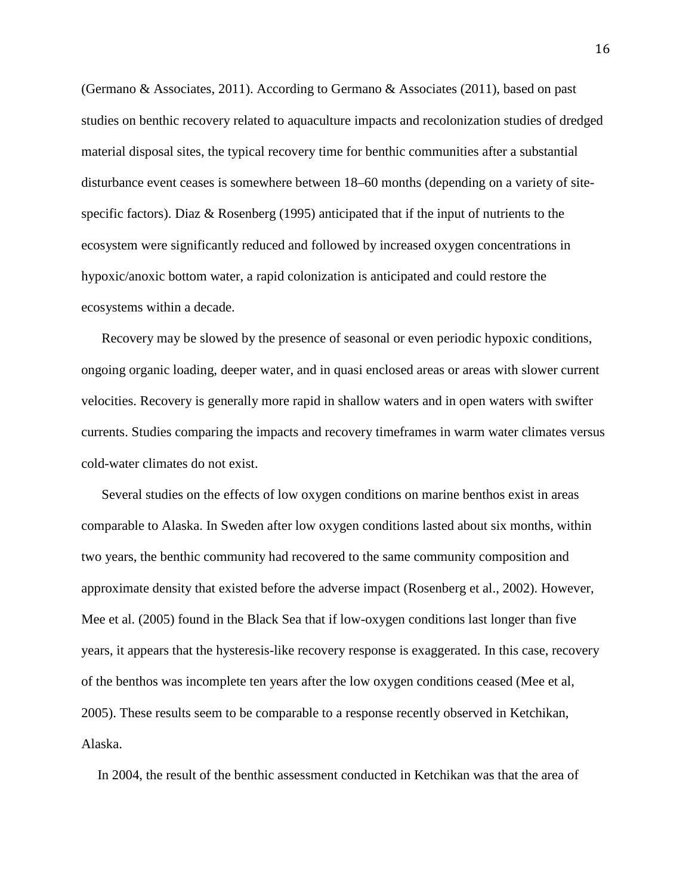(Germano & Associates, 2011). According to Germano & Associates (2011), based on past studies on benthic recovery related to aquaculture impacts and recolonization studies of dredged material disposal sites, the typical recovery time for benthic communities after a substantial disturbance event ceases is somewhere between 18–60 months (depending on a variety of site-specific factors). Diaz & Rosenberg (1995) anticipated that if the input of nutrients to the ecosystem were significantly reduced and followed by increased oxygen concentrations in hypoxic/anoxic bottom water, a rapid colonization is anticipated and could restore the ecosystems within a decade.

Recovery may be slowed by the presence of seasonal or even periodic hypoxic conditions, ongoing organic loading, deeper water, and in quasi enclosed areas or areas with slower current velocities. Recovery is generally more rapid in shallow waters and in open waters with swifter currents. Studies comparing the impacts and recovery timeframes in warm water climates versus cold-water climates do not exist.

Several studies on the effects of low oxygen conditions on marine benthos exist in areas comparable to Alaska. In Sweden after low oxygen conditions lasted about six months, within two years, the benthic community had recovered to the same community composition and approximate density that existed before the adverse impact (Rosenberg et al., 2002). However, Mee et al. (2005) found in the Black Sea that if low-oxygen conditions last longer than five years, it appears that the hysteresis-like recovery response is exaggerated. In this case, recovery of the benthos was incomplete ten years after the low oxygen conditions ceased (Mee et al, 2005). These results seem to be comparable to a response recently observed in Ketchikan, Alaska.

In 2004, the result of the benthic assessment conducted in Ketchikan was that the area of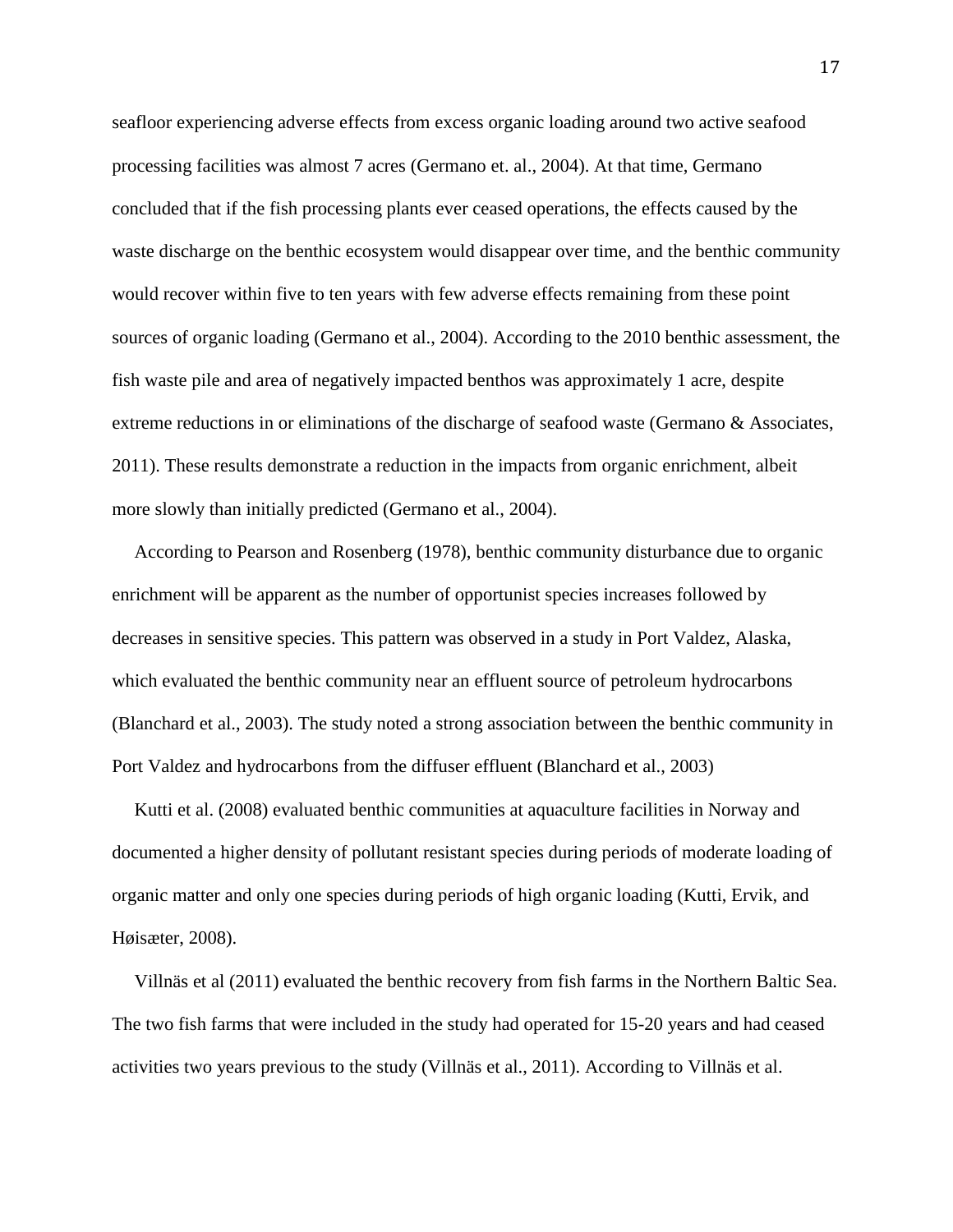seafloor experiencing adverse effects from excess organic loading around two active seafood processing facilities was almost 7 acres (Germano et. al., 2004). At that time, Germano concluded that if the fish processing plants ever ceased operations, the effects caused by the waste discharge on the benthic ecosystem would disappear over time, and the benthic community would recover within five to ten years with few adverse effects remaining from these point sources of organic loading (Germano et al., 2004). According to the 2010 benthic assessment, the fish waste pile and area of negatively impacted benthos was approximately 1 acre, despite extreme reductions in or eliminations of the discharge of seafood waste (Germano & Associates, 2011). These results demonstrate a reduction in the impacts from organic enrichment, albeit more slowly than initially predicted (Germano et al., 2004).

According to Pearson and Rosenberg (1978), benthic community disturbance due to organic enrichment will be apparent as the number of opportunist species increases followed by decreases in sensitive species. This pattern was observed in a study in Port Valdez, Alaska, which evaluated the benthic community near an effluent source of petroleum hydrocarbons (Blanchard et al., 2003). The study noted a strong association between the benthic community in Port Valdez and hydrocarbons from the diffuser effluent (Blanchard et al., 2003)

Kutti et al. (2008) evaluated benthic communities at aquaculture facilities in Norway and documented a higher density of pollutant resistant species during periods of moderate loading of organic matter and only one species during periods of high organic loading (Kutti, Ervik, and Høisæter, 2008).

Villnäs et al (2011) evaluated the benthic recovery from fish farms in the Northern Baltic Sea. The two fish farms that were included in the study had operated for 15-20 years and had ceased activities two years previous to the study (Villnäs et al., 2011). According to Villnäs et al.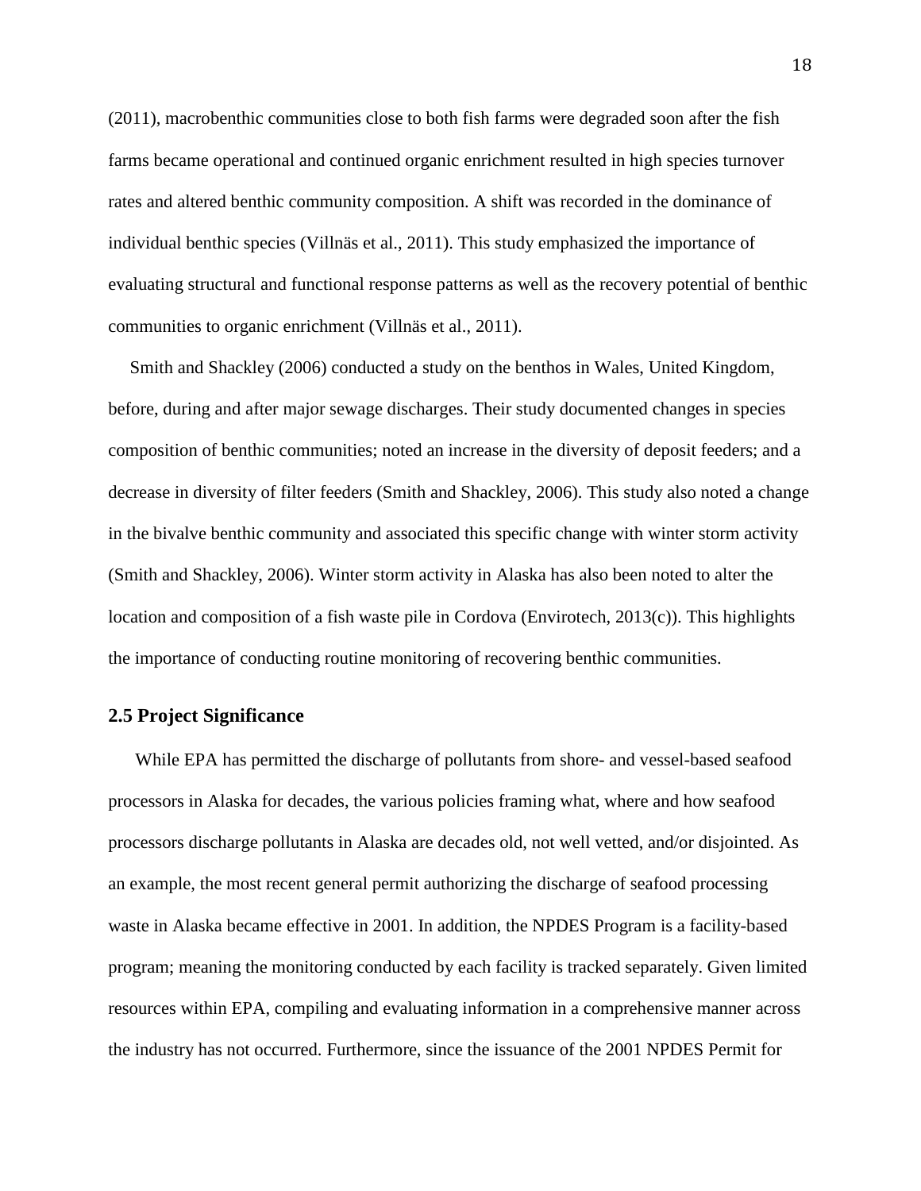(2011), macrobenthic communities close to both fish farms were degraded soon after the fish farms became operational and continued organic enrichment resulted in high species turnover rates and altered benthic community composition. A shift was recorded in the dominance of individual benthic species (Villnäs et al., 2011). This study emphasized the importance of evaluating structural and functional response patterns as well as the recovery potential of benthic communities to organic enrichment (Villnäs et al., 2011).

Smith and Shackley (2006) conducted a study on the benthos in Wales, United Kingdom, before, during and after major sewage discharges. Their study documented changes in species composition of benthic communities; noted an increase in the diversity of deposit feeders; and a decrease in diversity of filter feeders (Smith and Shackley, 2006). This study also noted a change in the bivalve benthic community and associated this specific change with winter storm activity (Smith and Shackley, 2006). Winter storm activity in Alaska has also been noted to alter the location and composition of a fish waste pile in Cordova (Envirotech, 2013(c)). This highlights the importance of conducting routine monitoring of recovering benthic communities.

## 2.5 Project Significance

While EPA has permitted the discharge of pollutants from shore- and vessel-based seafood processors in Alaska for decades, the various policies framing what, where and how seafood processors discharge pollutants in Alaska are decades old, not well vetted, and/or disjointed. As an example, the most recent general permit authorizing the discharge of seafood processing waste in Alaska became effective in 2001. In addition, the NPDES Program is a facility-based program; meaning the monitoring conducted by each facility is tracked separately. Given limited resources within EPA, compiling and evaluating information in a comprehensive manner across the industry has not occurred. Furthermore, since the issuance of the 2001 NPDES Permit for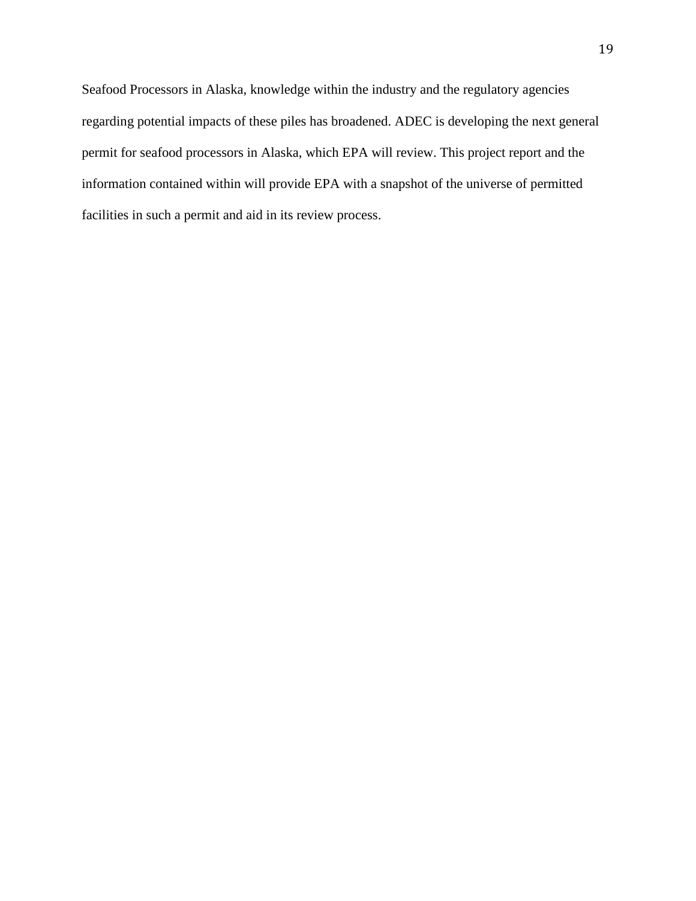Seafood Processors in Alaska, knowledge within the industry and the regulatory agencies regarding potential impacts of these piles has broadened. ADEC is developing the next general permit for seafood processors in Alaska, which EPA will review. This project report and the information contained within will provide EPA with a snapshot of the universe of permitted facilities in such a permit and aid in its review process.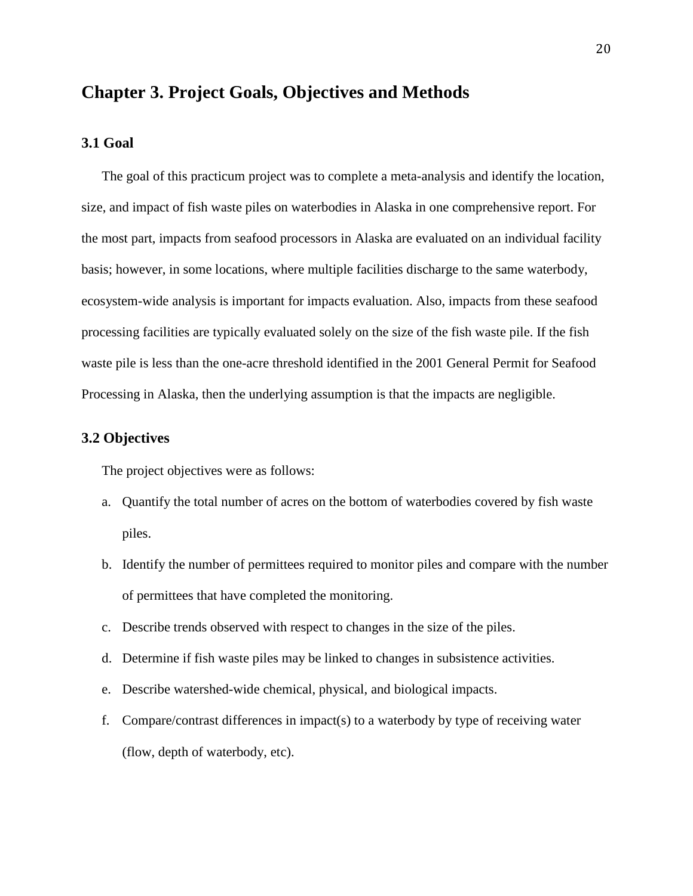# Chapter 3. Project Goals, Objectives and Methods

## 3.1 Goal

The goal of this practicum project was to complete a meta-analysis and identify the location, size, and impact of fish waste piles on waterbodies in Alaska in one comprehensive report. For the most part, impacts from seafood processors in Alaska are evaluated on an individual facility basis; however, in some locations, where multiple facilities discharge to the same waterbody, ecosystem-wide analysis is important for impacts evaluation. Also, impacts from these seafood processing facilities are typically evaluated solely on the size of the fish waste pile. If the fish waste pile is less than the one-acre threshold identified in the 2001 General Permit for Seafood Processing in Alaska, then the underlying assumption is that the impacts are negligible.

## 3.2 Objectives

The project objectives were as follows:

a. Quantify the total number of acres on the bottom of waterbodies covered by fish waste piles.
b. Identify the number of permittees required to monitor piles and compare with the number of permittees that have completed the monitoring.
c. Describe trends observed with respect to changes in the size of the piles.
d. Determine if fish waste piles may be linked to changes in subsistence activities.
e. Describe watershed-wide chemical, physical, and biological impacts.
f. Compare/contrast differences in impact(s) to a waterbody by type of receiving water (flow, depth of waterbody, etc).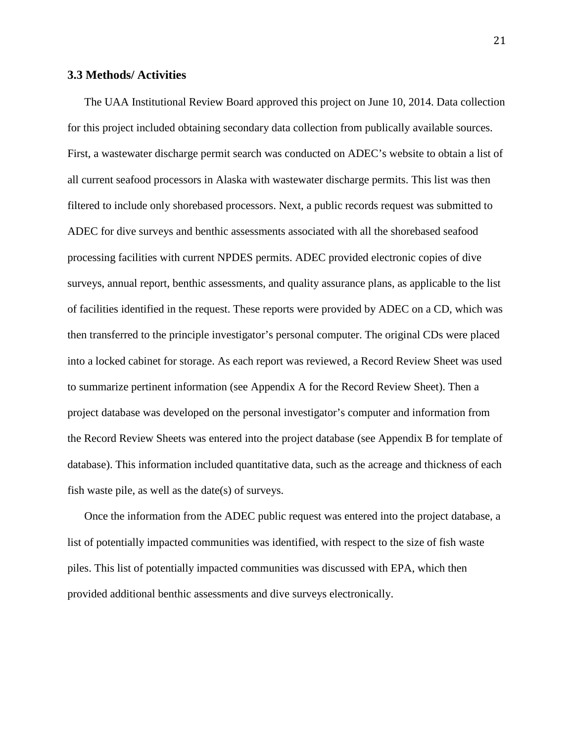### 3.3 Methods/ Activities

The UAA Institutional Review Board approved this project on June 10, 2014. Data collection for this project included obtaining secondary data collection from publically available sources. First, a wastewater discharge permit search was conducted on ADEC's website to obtain a list of all current seafood processors in Alaska with wastewater discharge permits. This list was then filtered to include only shorebased processors. Next, a public records request was submitted to ADEC for dive surveys and benthic assessments associated with all the shorebased seafood processing facilities with current NPDES permits. ADEC provided electronic copies of dive surveys, annual report, benthic assessments, and quality assurance plans, as applicable to the list of facilities identified in the request. These reports were provided by ADEC on a CD, which was then transferred to the principle investigator's personal computer. The original CDs were placed into a locked cabinet for storage. As each report was reviewed, a Record Review Sheet was used to summarize pertinent information (see Appendix A for the Record Review Sheet). Then a project database was developed on the personal investigator's computer and information from the Record Review Sheets was entered into the project database (see Appendix B for template of database). This information included quantitative data, such as the acreage and thickness of each fish waste pile, as well as the date(s) of surveys.

Once the information from the ADEC public request was entered into the project database, a list of potentially impacted communities was identified, with respect to the size of fish waste piles. This list of potentially impacted communities was discussed with EPA, which then provided additional benthic assessments and dive surveys electronically.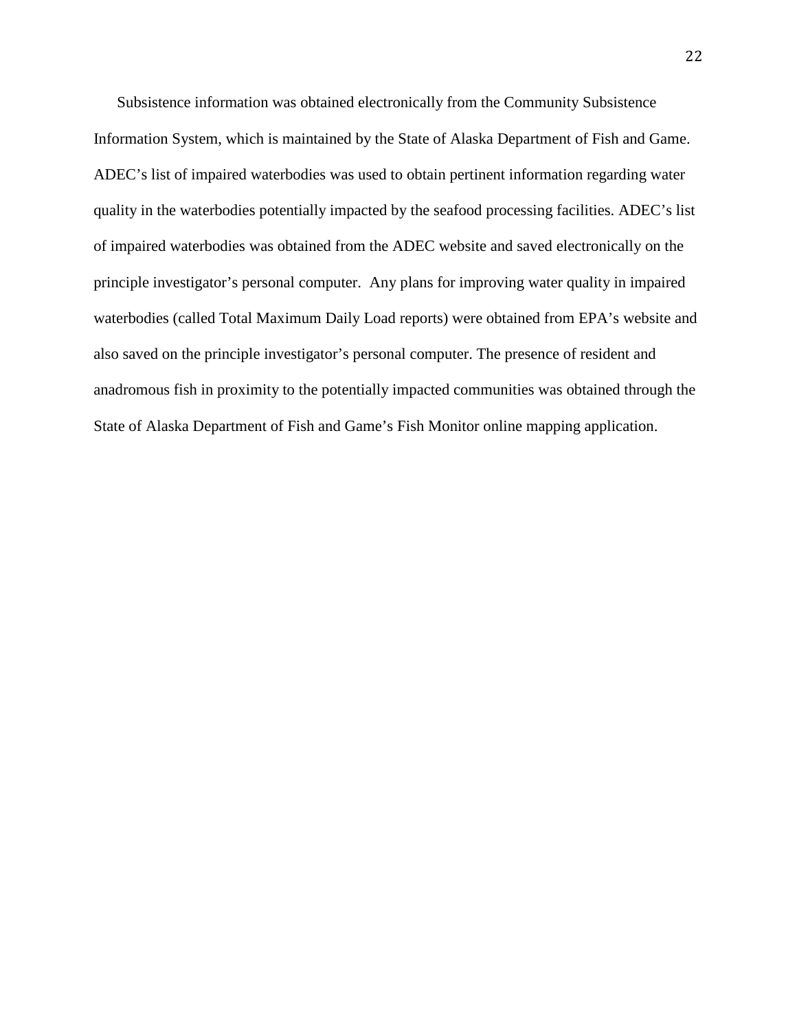Subsistence information was obtained electronically from the Community Subsistence Information System, which is maintained by the State of Alaska Department of Fish and Game. ADEC's list of impaired waterbodies was used to obtain pertinent information regarding water quality in the waterbodies potentially impacted by the seafood processing facilities. ADEC's list of impaired waterbodies was obtained from the ADEC website and saved electronically on the principle investigator's personal computer. Any plans for improving water quality in impaired waterbodies (called Total Maximum Daily Load reports) were obtained from EPA's website and also saved on the principle investigator's personal computer. The presence of resident and anadromous fish in proximity to the potentially impacted communities was obtained through the State of Alaska Department of Fish and Game's Fish Monitor online mapping application.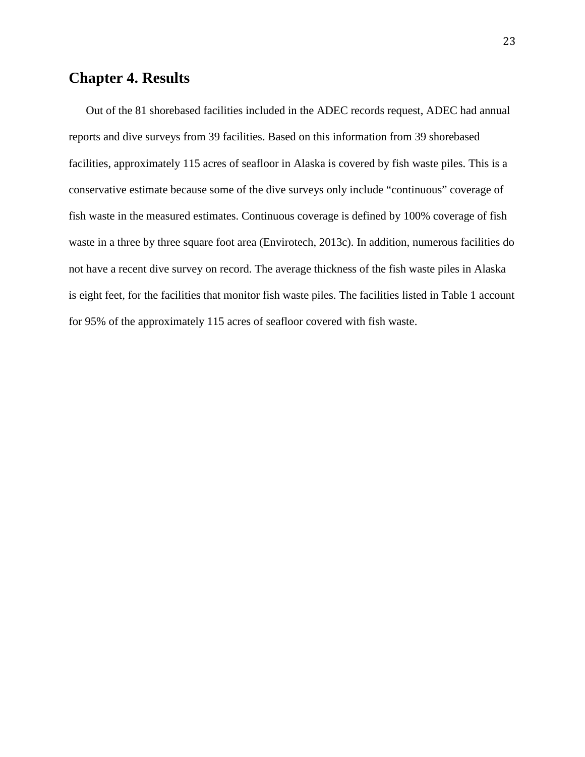# Chapter 4. Results

Out of the 81 shorebased facilities included in the ADEC records request, ADEC had annual reports and dive surveys from 39 facilities. Based on this information from 39 shorebased facilities, approximately 115 acres of seafloor in Alaska is covered by fish waste piles. This is a conservative estimate because some of the dive surveys only include "continuous" coverage of fish waste in the measured estimates. Continuous coverage is defined by 100% coverage of fish waste in a three by three square foot area (Envirotech, 2013c). In addition, numerous facilities do not have a recent dive survey on record. The average thickness of the fish waste piles in Alaska is eight feet, for the facilities that monitor fish waste piles. The facilities listed in Table 1 account for 95% of the approximately 115 acres of seafloor covered with fish waste.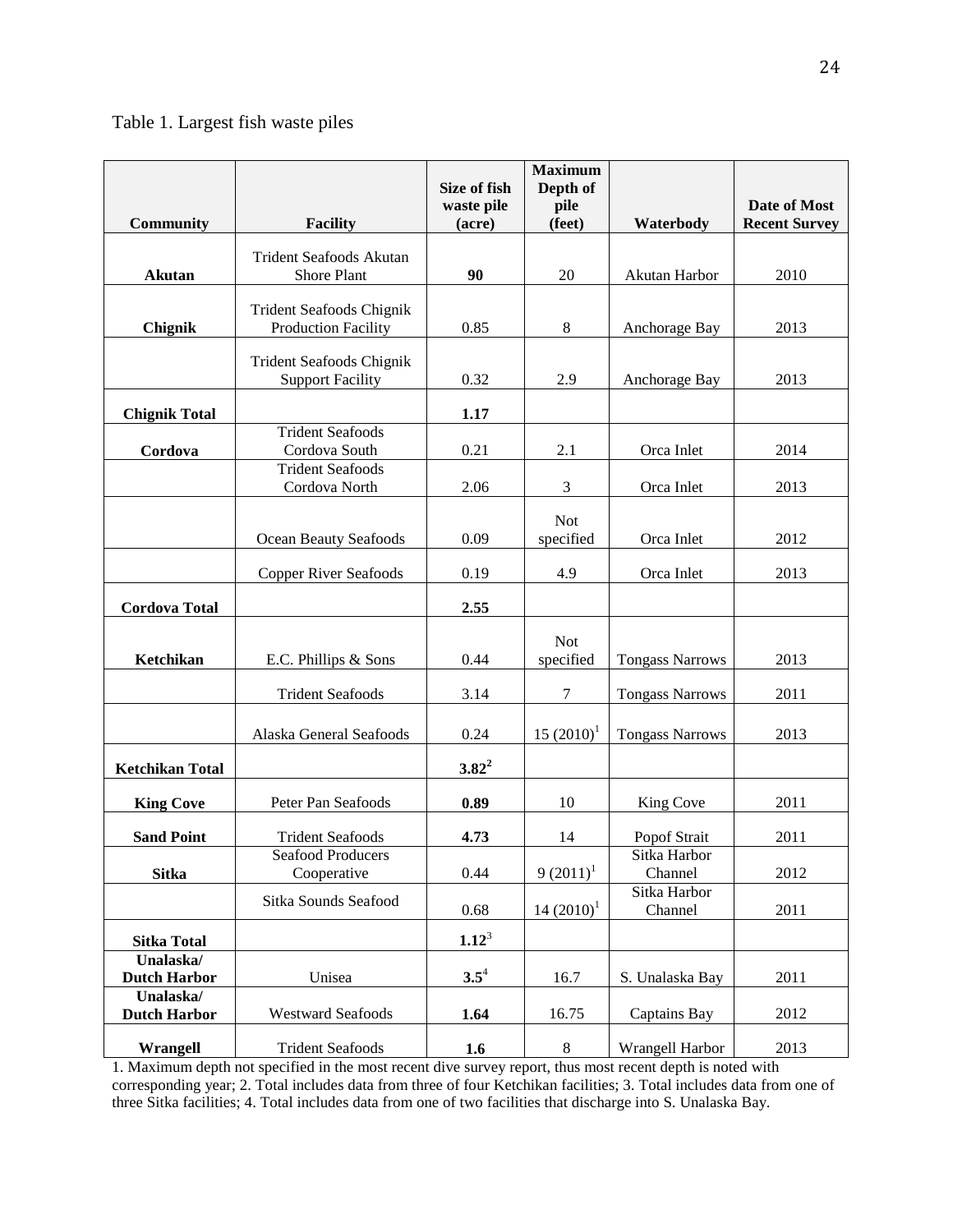Table 1. Largest fish waste piles

| Community | Facility | Size of fish waste pile (acre) | Maximum Depth of pile (feet) | Waterbody | Date of Most Recent Survey |
|---|---|---|---|---|---|
| **Akutan** | Trident Seafoods Akutan Shore Plant | **90** | 20 | Akutan Harbor | 2010 |
| **Chignik** | Trident Seafoods Chignik Production Facility | 0.85 | 8 | Anchorage Bay | 2013 |
| | Trident Seafoods Chignik Support Facility | 0.32 | 2.9 | Anchorage Bay | 2013 |
| **Chignik Total** | | **1.17** | | | |
| **Cordova** | Trident Seafoods Cordova South | 0.21 | 2.1 | Orca Inlet | 2014 |
| | Trident Seafoods Cordova North | 2.06 | 3 | Orca Inlet | 2013 |
| | Ocean Beauty Seafoods | 0.09 | Not specified | Orca Inlet | 2012 |
| | Copper River Seafoods | 0.19 | 4.9 | Orca Inlet | 2013 |
| **Cordova Total** | | **2.55** | | | |
| **Ketchikan** | E.C. Phillips & Sons | 0.44 | Not specified | Tongass Narrows | 2013 |
| | Trident Seafoods | 3.14 | 7 | Tongass Narrows | 2011 |
| | Alaska General Seafoods | 0.24 | 15 (2010)[1] | Tongass Narrows | 2013 |
| **Ketchikan Total** | | **3.82**[2] | | | |
| **King Cove** | Peter Pan Seafoods | **0.89** | 10 | King Cove | 2011 |
| **Sand Point** | Trident Seafoods | **4.73** | 14 | Popof Strait | 2011 |
| **Sitka** | Seafood Producers Cooperative | 0.44 | 9 (2011)[1] | Sitka Harbor Channel | 2012 |
| | Sitka Sounds Seafood | 0.68 | 14 (2010)[1] | Sitka Harbor Channel | 2011 |
| **Sitka Total** | | **1.12**[3] | | | |
| **Unalaska/ Dutch Harbor** | Unisea | **3.5**[4] | 16.7 | S. Unalaska Bay | 2011 |
| **Unalaska/ Dutch Harbor** | Westward Seafoods | **1.64** | 16.75 | Captains Bay | 2012 |
| **Wrangell** | Trident Seafoods | **1.6** | 8 | Wrangell Harbor | 2013 |

1. Maximum depth not specified in the most recent dive survey report, thus most recent depth is noted with corresponding year; 2. Total includes data from three of four Ketchikan facilities; 3. Total includes data from one of three Sitka facilities; 4. Total includes data from one of two facilities that discharge into S. Unalaska Bay.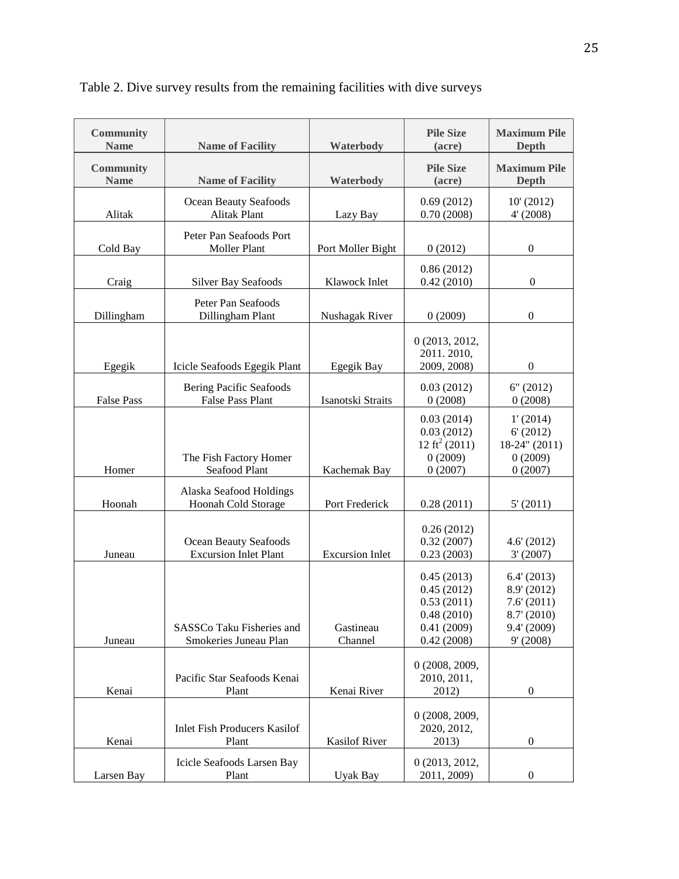Table 2. Dive survey results from the remaining facilities with dive surveys

| Community Name | Name of Facility | Waterbody | Pile Size (acre) | Maximum Pile Depth |
|---|---|---|---|---|
| Community Name | Name of Facility | Waterbody | Pile Size (acre) | Maximum Pile Depth |
| Alitak | Ocean Beauty Seafoods Alitak Plant | Lazy Bay | 0.69 (2012)<br>0.70 (2008) | 10' (2012)<br>4' (2008) |
| Cold Bay | Peter Pan Seafoods Port Moller Plant | Port Moller Bight | 0 (2012) | 0 |
| Craig | Silver Bay Seafoods | Klawock Inlet | 0.86 (2012)<br>0.42 (2010) | 0 |
| Dillingham | Peter Pan Seafoods Dillingham Plant | Nushagak River | 0 (2009) | 0 |
| Egegik | Icicle Seafoods Egegik Plant | Egegik Bay | 0 (2013, 2012, 2011. 2010, 2009, 2008) | 0 |
| False Pass | Bering Pacific Seafoods False Pass Plant | Isanotski Straits | 0.03 (2012)<br>0 (2008) | 6" (2012)<br>0 (2008) |
| Homer | The Fish Factory Homer Seafood Plant | Kachemak Bay | 0.03 (2014)<br>0.03 (2012)<br>12 $ft^2$ (2011)<br>0 (2009)<br>0 (2007) | 1' (2014)<br>6' (2012)<br>18-24" (2011)<br>0 (2009)<br>0 (2007) |
| Hoonah | Alaska Seafood Holdings Hoonah Cold Storage | Port Frederick | 0.28 (2011) | 5' (2011) |
| Juneau | Ocean Beauty Seafoods Excursion Inlet Plant | Excursion Inlet | 0.26 (2012)<br>0.32 (2007)<br>0.23 (2003) | 4.6' (2012)<br>3' (2007) |
| Juneau | SASSCo Taku Fisheries and Smokeries Juneau Plan | Gastineau Channel | 0.45 (2013)<br>0.45 (2012)<br>0.53 (2011)<br>0.48 (2010)<br>0.41 (2009)<br>0.42 (2008) | 6.4' (2013)<br>8.9' (2012)<br>7.6' (2011)<br>8.7' (2010)<br>9.4' (2009)<br>9' (2008) |
| Kenai | Pacific Star Seafoods Kenai Plant | Kenai River | 0 (2008, 2009, 2010, 2011, 2012) | 0 |
| Kenai | Inlet Fish Producers Kasilof Plant | Kasilof River | 0 (2008, 2009, 2020, 2012, 2013) | 0 |
| Larsen Bay | Icicle Seafoods Larsen Bay Plant | Uyak Bay | 0 (2013, 2012, 2011, 2009) | 0 |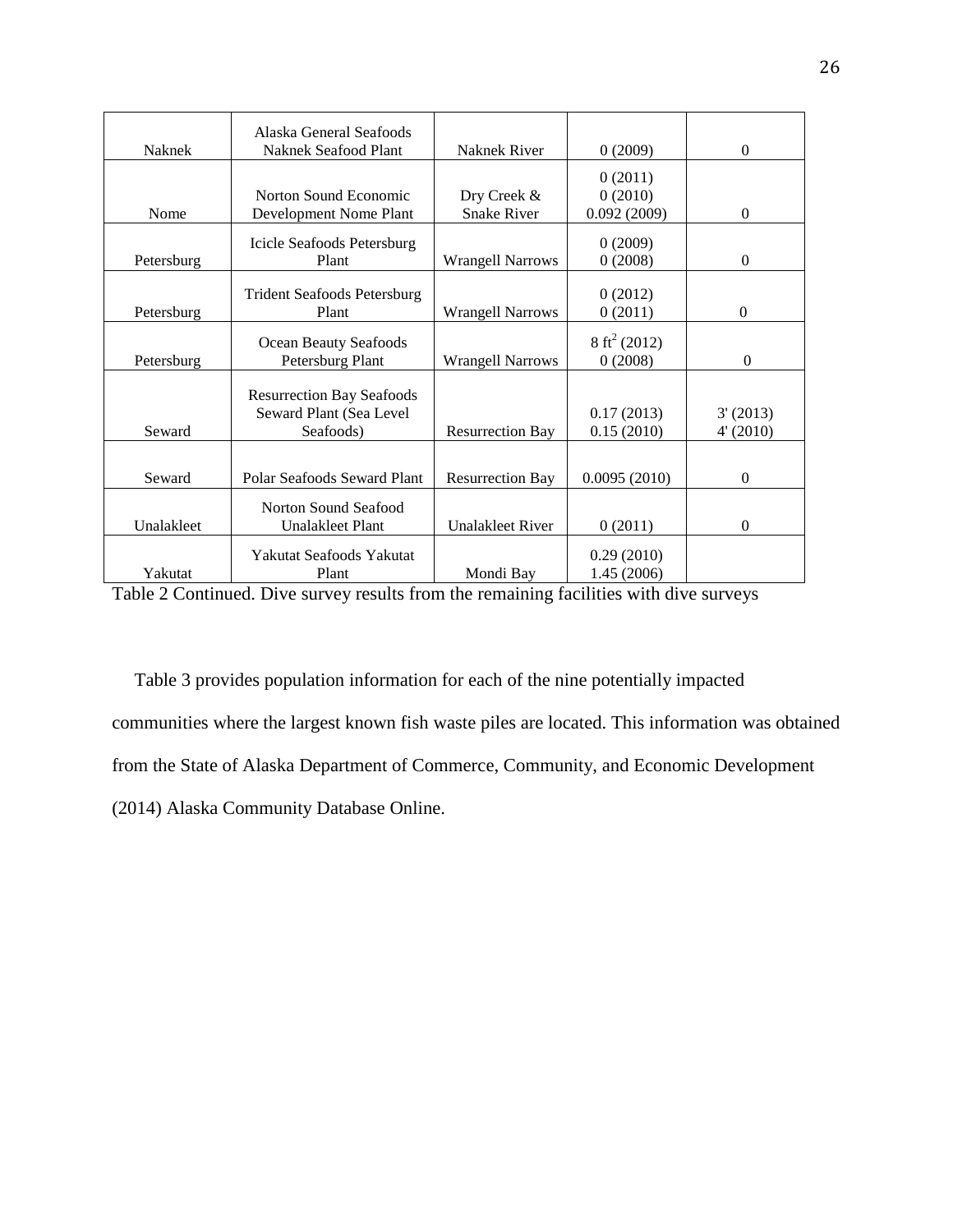| | | | | |
|---|---|---|---|---|
| Naknek | Alaska General Seafoods Naknek Seafood Plant | Naknek River | 0 (2009) | 0 |
| Nome | Norton Sound Economic Development Nome Plant | Dry Creek & Snake River | 0 (2011)<br>0 (2010)<br>0.092 (2009) | 0 |
| Petersburg | Icicle Seafoods Petersburg Plant | Wrangell Narrows | 0 (2009)<br>0 (2008) | 0 |
| Petersburg | Trident Seafoods Petersburg Plant | Wrangell Narrows | 0 (2012)<br>0 (2011) | 0 |
| Petersburg | Ocean Beauty Seafoods Petersburg Plant | Wrangell Narrows | 8 $ft^2$ (2012)<br>0 (2008) | 0 |
| Seward | Resurrection Bay Seafoods Seward Plant (Sea Level Seafoods) | Resurrection Bay | 0.17 (2013)<br>0.15 (2010) | 3' (2013)<br>4' (2010) |
| Seward | Polar Seafoods Seward Plant | Resurrection Bay | 0.0095 (2010) | 0 |
| Unalakleet | Norton Sound Seafood Unalakleet Plant | Unalakleet River | 0 (2011) | 0 |
| Yakutat | Yakutat Seafoods Yakutat Plant | Mondi Bay | 0.29 (2010)<br>1.45 (2006) | |

Table 2 Continued. Dive survey results from the remaining facilities with dive surveys

Table 3 provides population information for each of the nine potentially impacted communities where the largest known fish waste piles are located. This information was obtained from the State of Alaska Department of Commerce, Community, and Economic Development (2014) Alaska Community Database Online.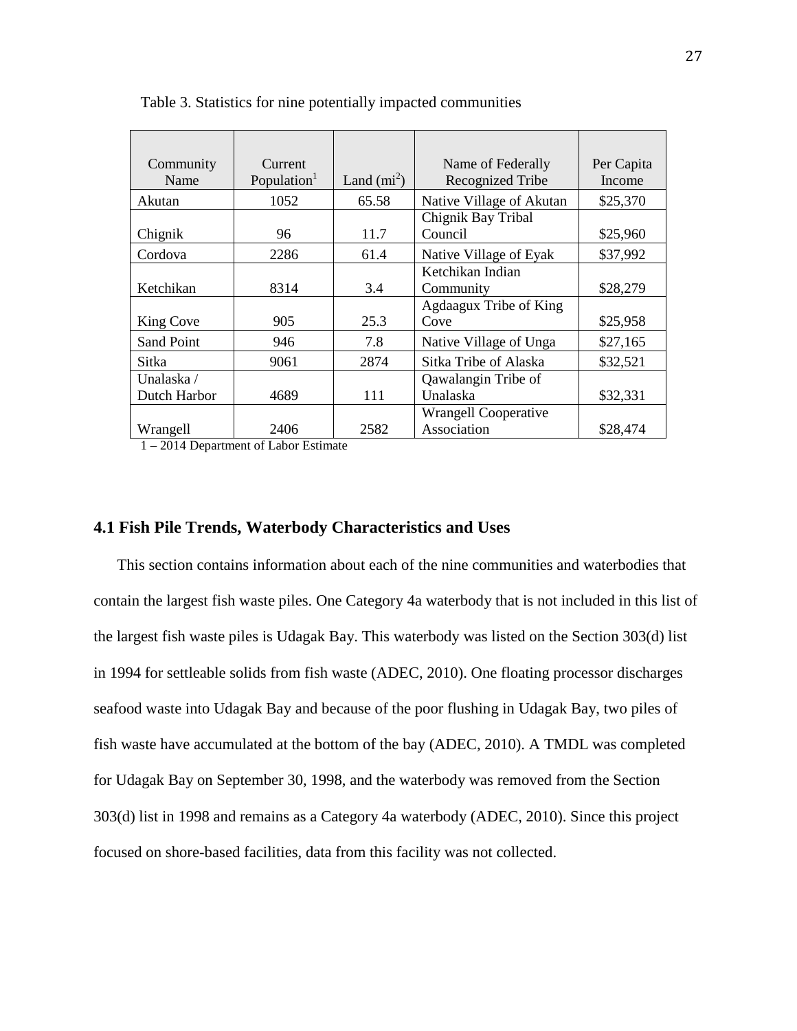Table 3. Statistics for nine potentially impacted communities

| Community Name | Current Population[1] | Land ($mi^2$) | Name of Federally Recognized Tribe | Per Capita Income |
|---|---|---|---|---|
| Akutan | 1052 | 65.58 | Native Village of Akutan | $25,370 |
| Chignik | 96 | 11.7 | Chignik Bay Tribal Council | $25,960 |
| Cordova | 2286 | 61.4 | Native Village of Eyak | $37,992 |
| Ketchikan | 8314 | 3.4 | Ketchikan Indian Community | $28,279 |
| King Cove | 905 | 25.3 | Agdaagux Tribe of King Cove | $25,958 |
| Sand Point | 946 | 7.8 | Native Village of Unga | $27,165 |
| Sitka | 9061 | 2874 | Sitka Tribe of Alaska | $32,521 |
| Unalaska / Dutch Harbor | 4689 | 111 | Qawalangin Tribe of Unalaska | $32,331 |
| Wrangell | 2406 | 2582 | Wrangell Cooperative Association | $28,474 |

1 – 2014 Department of Labor Estimate

## 4.1 Fish Pile Trends, Waterbody Characteristics and Uses

This section contains information about each of the nine communities and waterbodies that contain the largest fish waste piles. One Category 4a waterbody that is not included in this list of the largest fish waste piles is Udagak Bay. This waterbody was listed on the Section 303(d) list in 1994 for settleable solids from fish waste (ADEC, 2010). One floating processor discharges seafood waste into Udagak Bay and because of the poor flushing in Udagak Bay, two piles of fish waste have accumulated at the bottom of the bay (ADEC, 2010). A TMDL was completed for Udagak Bay on September 30, 1998, and the waterbody was removed from the Section 303(d) list in 1998 and remains as a Category 4a waterbody (ADEC, 2010). Since this project focused on shore-based facilities, data from this facility was not collected.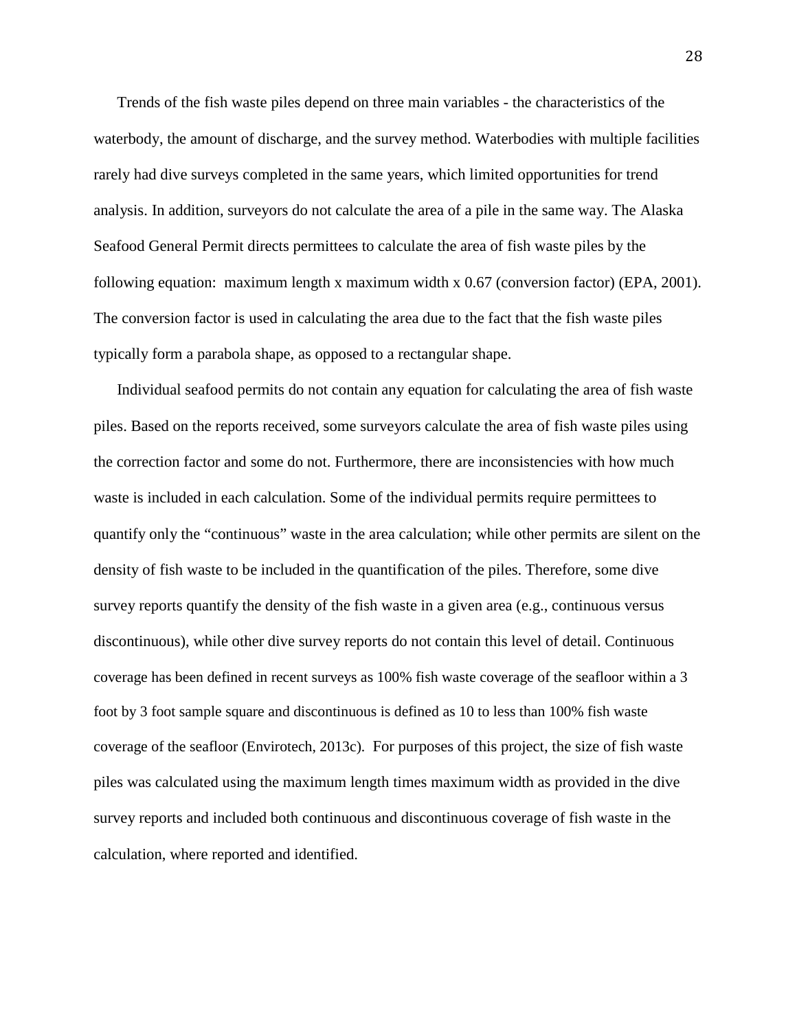Trends of the fish waste piles depend on three main variables - the characteristics of the waterbody, the amount of discharge, and the survey method. Waterbodies with multiple facilities rarely had dive surveys completed in the same years, which limited opportunities for trend analysis. In addition, surveyors do not calculate the area of a pile in the same way. The Alaska Seafood General Permit directs permittees to calculate the area of fish waste piles by the following equation: maximum length x maximum width x 0.67 (conversion factor) (EPA, 2001). The conversion factor is used in calculating the area due to the fact that the fish waste piles typically form a parabola shape, as opposed to a rectangular shape.

Individual seafood permits do not contain any equation for calculating the area of fish waste piles. Based on the reports received, some surveyors calculate the area of fish waste piles using the correction factor and some do not. Furthermore, there are inconsistencies with how much waste is included in each calculation. Some of the individual permits require permittees to quantify only the "continuous" waste in the area calculation; while other permits are silent on the density of fish waste to be included in the quantification of the piles. Therefore, some dive survey reports quantify the density of the fish waste in a given area (e.g., continuous versus discontinuous), while other dive survey reports do not contain this level of detail. Continuous coverage has been defined in recent surveys as 100% fish waste coverage of the seafloor within a 3 foot by 3 foot sample square and discontinuous is defined as 10 to less than 100% fish waste coverage of the seafloor (Envirotech, 2013c). For purposes of this project, the size of fish waste piles was calculated using the maximum length times maximum width as provided in the dive survey reports and included both continuous and discontinuous coverage of fish waste in the calculation, where reported and identified.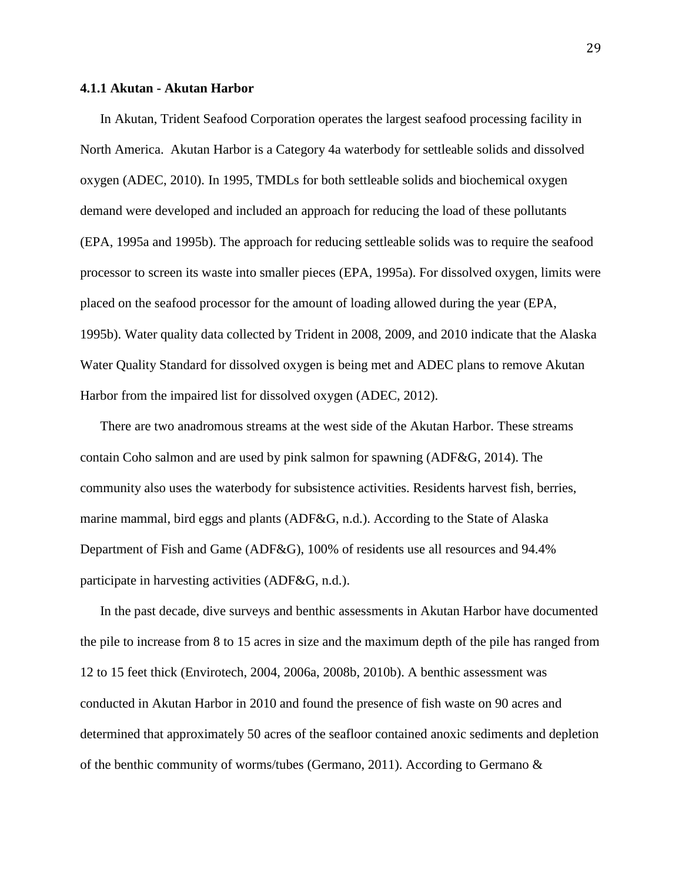#### 4.1.1 Akutan - Akutan Harbor

In Akutan, Trident Seafood Corporation operates the largest seafood processing facility in North America. Akutan Harbor is a Category 4a waterbody for settleable solids and dissolved oxygen (ADEC, 2010). In 1995, TMDLs for both settleable solids and biochemical oxygen demand were developed and included an approach for reducing the load of these pollutants (EPA, 1995a and 1995b). The approach for reducing settleable solids was to require the seafood processor to screen its waste into smaller pieces (EPA, 1995a). For dissolved oxygen, limits were placed on the seafood processor for the amount of loading allowed during the year (EPA, 1995b). Water quality data collected by Trident in 2008, 2009, and 2010 indicate that the Alaska Water Quality Standard for dissolved oxygen is being met and ADEC plans to remove Akutan Harbor from the impaired list for dissolved oxygen (ADEC, 2012).

There are two anadromous streams at the west side of the Akutan Harbor. These streams contain Coho salmon and are used by pink salmon for spawning (ADF&G, 2014). The community also uses the waterbody for subsistence activities. Residents harvest fish, berries, marine mammal, bird eggs and plants (ADF&G, n.d.). According to the State of Alaska Department of Fish and Game (ADF&G), 100% of residents use all resources and 94.4% participate in harvesting activities (ADF&G, n.d.).

In the past decade, dive surveys and benthic assessments in Akutan Harbor have documented the pile to increase from 8 to 15 acres in size and the maximum depth of the pile has ranged from 12 to 15 feet thick (Envirotech, 2004, 2006a, 2008b, 2010b). A benthic assessment was conducted in Akutan Harbor in 2010 and found the presence of fish waste on 90 acres and determined that approximately 50 acres of the seafloor contained anoxic sediments and depletion of the benthic community of worms/tubes (Germano, 2011). According to Germano &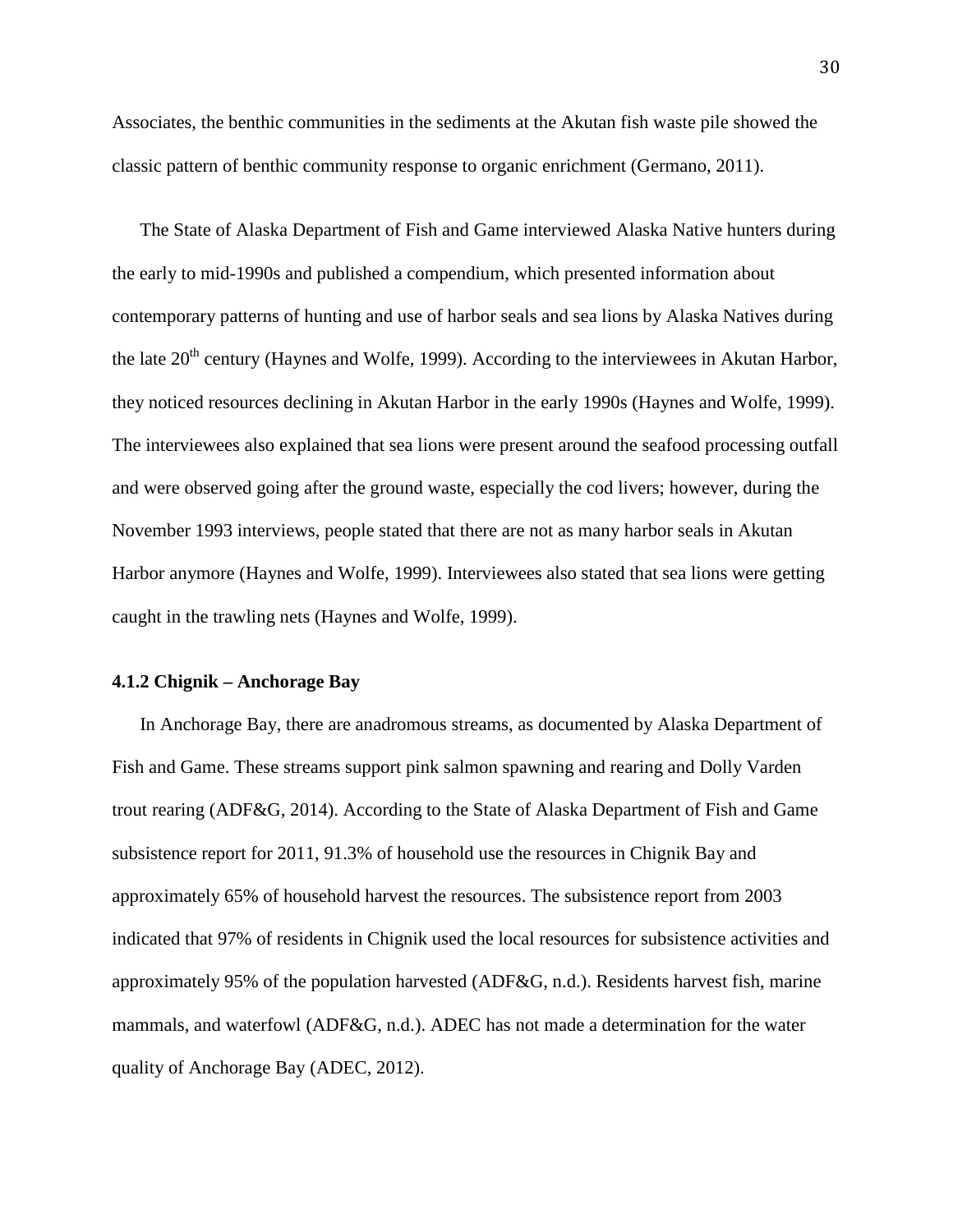Associates, the benthic communities in the sediments at the Akutan fish waste pile showed the classic pattern of benthic community response to organic enrichment (Germano, 2011).

The State of Alaska Department of Fish and Game interviewed Alaska Native hunters during the early to mid-1990s and published a compendium, which presented information about contemporary patterns of hunting and use of harbor seals and sea lions by Alaska Natives during the late 20th century (Haynes and Wolfe, 1999). According to the interviewees in Akutan Harbor, they noticed resources declining in Akutan Harbor in the early 1990s (Haynes and Wolfe, 1999). The interviewees also explained that sea lions were present around the seafood processing outfall and were observed going after the ground waste, especially the cod livers; however, during the November 1993 interviews, people stated that there are not as many harbor seals in Akutan Harbor anymore (Haynes and Wolfe, 1999). Interviewees also stated that sea lions were getting caught in the trawling nets (Haynes and Wolfe, 1999).

#### 4.1.2 Chignik – Anchorage Bay

In Anchorage Bay, there are anadromous streams, as documented by Alaska Department of Fish and Game. These streams support pink salmon spawning and rearing and Dolly Varden trout rearing (ADF&G, 2014). According to the State of Alaska Department of Fish and Game subsistence report for 2011, 91.3% of household use the resources in Chignik Bay and approximately 65% of household harvest the resources. The subsistence report from 2003 indicated that 97% of residents in Chignik used the local resources for subsistence activities and approximately 95% of the population harvested (ADF&G, n.d.). Residents harvest fish, marine mammals, and waterfowl (ADF&G, n.d.). ADEC has not made a determination for the water quality of Anchorage Bay (ADEC, 2012).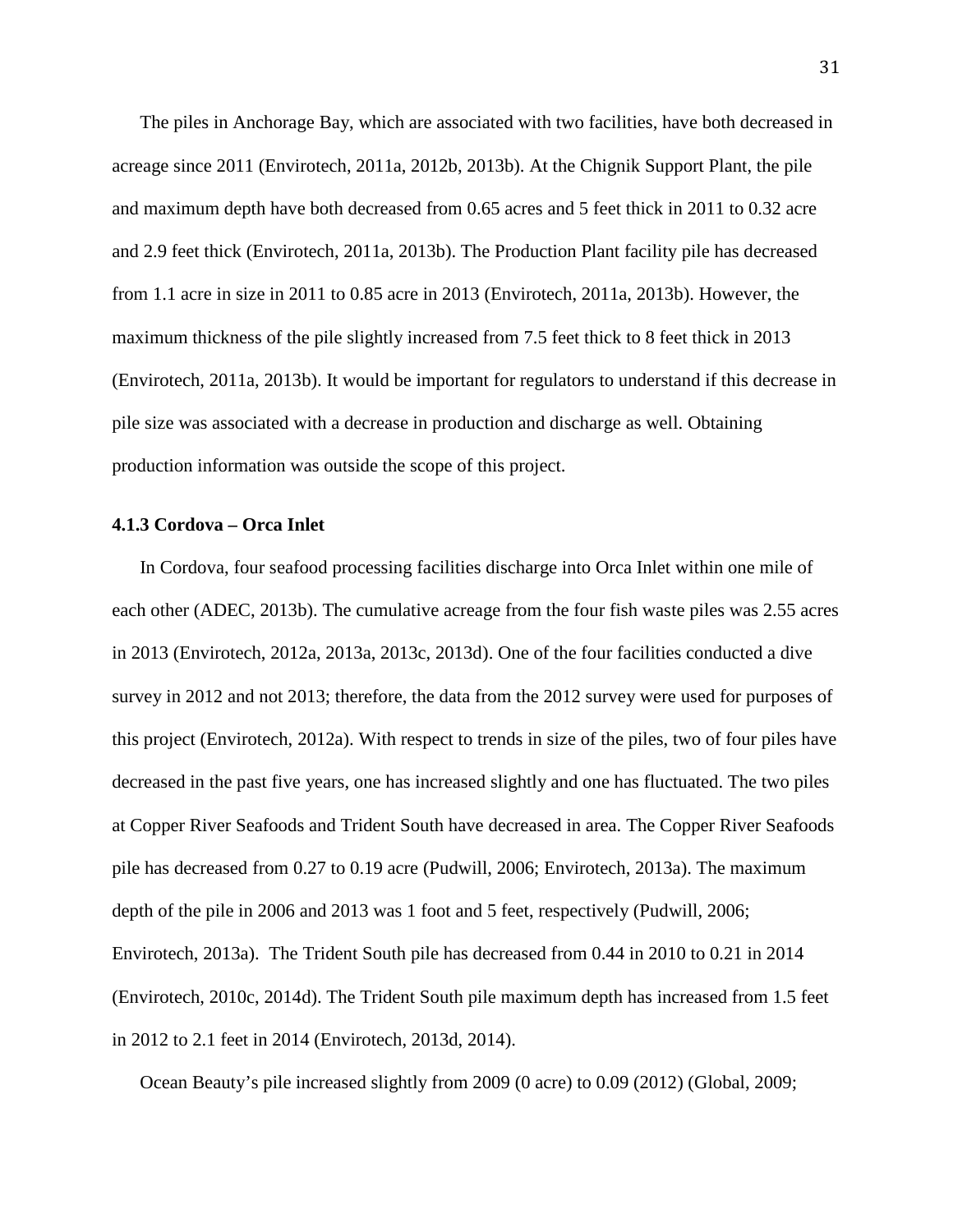The piles in Anchorage Bay, which are associated with two facilities, have both decreased in acreage since 2011 (Envirotech, 2011a, 2012b, 2013b). At the Chignik Support Plant, the pile and maximum depth have both decreased from 0.65 acres and 5 feet thick in 2011 to 0.32 acre and 2.9 feet thick (Envirotech, 2011a, 2013b). The Production Plant facility pile has decreased from 1.1 acre in size in 2011 to 0.85 acre in 2013 (Envirotech, 2011a, 2013b). However, the maximum thickness of the pile slightly increased from 7.5 feet thick to 8 feet thick in 2013 (Envirotech, 2011a, 2013b). It would be important for regulators to understand if this decrease in pile size was associated with a decrease in production and discharge as well. Obtaining production information was outside the scope of this project.

### 4.1.3 Cordova – Orca Inlet

In Cordova, four seafood processing facilities discharge into Orca Inlet within one mile of each other (ADEC, 2013b). The cumulative acreage from the four fish waste piles was 2.55 acres in 2013 (Envirotech, 2012a, 2013a, 2013c, 2013d). One of the four facilities conducted a dive survey in 2012 and not 2013; therefore, the data from the 2012 survey were used for purposes of this project (Envirotech, 2012a). With respect to trends in size of the piles, two of four piles have decreased in the past five years, one has increased slightly and one has fluctuated. The two piles at Copper River Seafoods and Trident South have decreased in area. The Copper River Seafoods pile has decreased from 0.27 to 0.19 acre (Pudwill, 2006; Envirotech, 2013a). The maximum depth of the pile in 2006 and 2013 was 1 foot and 5 feet, respectively (Pudwill, 2006; Envirotech, 2013a). The Trident South pile has decreased from 0.44 in 2010 to 0.21 in 2014 (Envirotech, 2010c, 2014d). The Trident South pile maximum depth has increased from 1.5 feet in 2012 to 2.1 feet in 2014 (Envirotech, 2013d, 2014).

Ocean Beauty's pile increased slightly from 2009 (0 acre) to 0.09 (2012) (Global, 2009;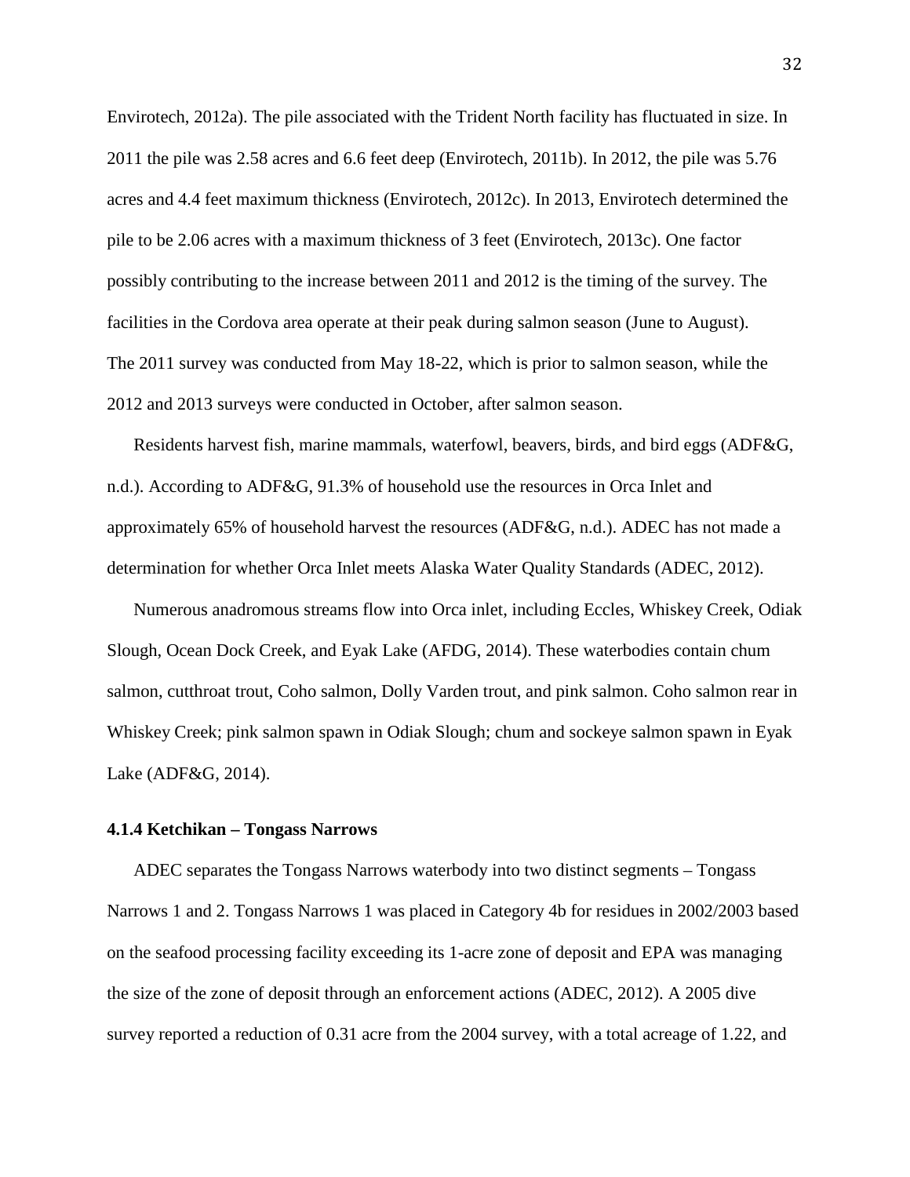Envirotech, 2012a). The pile associated with the Trident North facility has fluctuated in size. In 2011 the pile was 2.58 acres and 6.6 feet deep (Envirotech, 2011b). In 2012, the pile was 5.76 acres and 4.4 feet maximum thickness (Envirotech, 2012c). In 2013, Envirotech determined the pile to be 2.06 acres with a maximum thickness of 3 feet (Envirotech, 2013c). One factor possibly contributing to the increase between 2011 and 2012 is the timing of the survey. The facilities in the Cordova area operate at their peak during salmon season (June to August). The 2011 survey was conducted from May 18-22, which is prior to salmon season, while the 2012 and 2013 surveys were conducted in October, after salmon season.

Residents harvest fish, marine mammals, waterfowl, beavers, birds, and bird eggs (ADF&G, n.d.). According to ADF&G, 91.3% of household use the resources in Orca Inlet and approximately 65% of household harvest the resources (ADF&G, n.d.). ADEC has not made a determination for whether Orca Inlet meets Alaska Water Quality Standards (ADEC, 2012).

Numerous anadromous streams flow into Orca inlet, including Eccles, Whiskey Creek, Odiak Slough, Ocean Dock Creek, and Eyak Lake (AFDG, 2014). These waterbodies contain chum salmon, cutthroat trout, Coho salmon, Dolly Varden trout, and pink salmon. Coho salmon rear in Whiskey Creek; pink salmon spawn in Odiak Slough; chum and sockeye salmon spawn in Eyak Lake (ADF&G, 2014).

#### 4.1.4 Ketchikan – Tongass Narrows

ADEC separates the Tongass Narrows waterbody into two distinct segments – Tongass Narrows 1 and 2. Tongass Narrows 1 was placed in Category 4b for residues in 2002/2003 based on the seafood processing facility exceeding its 1-acre zone of deposit and EPA was managing the size of the zone of deposit through an enforcement actions (ADEC, 2012). A 2005 dive survey reported a reduction of 0.31 acre from the 2004 survey, with a total acreage of 1.22, and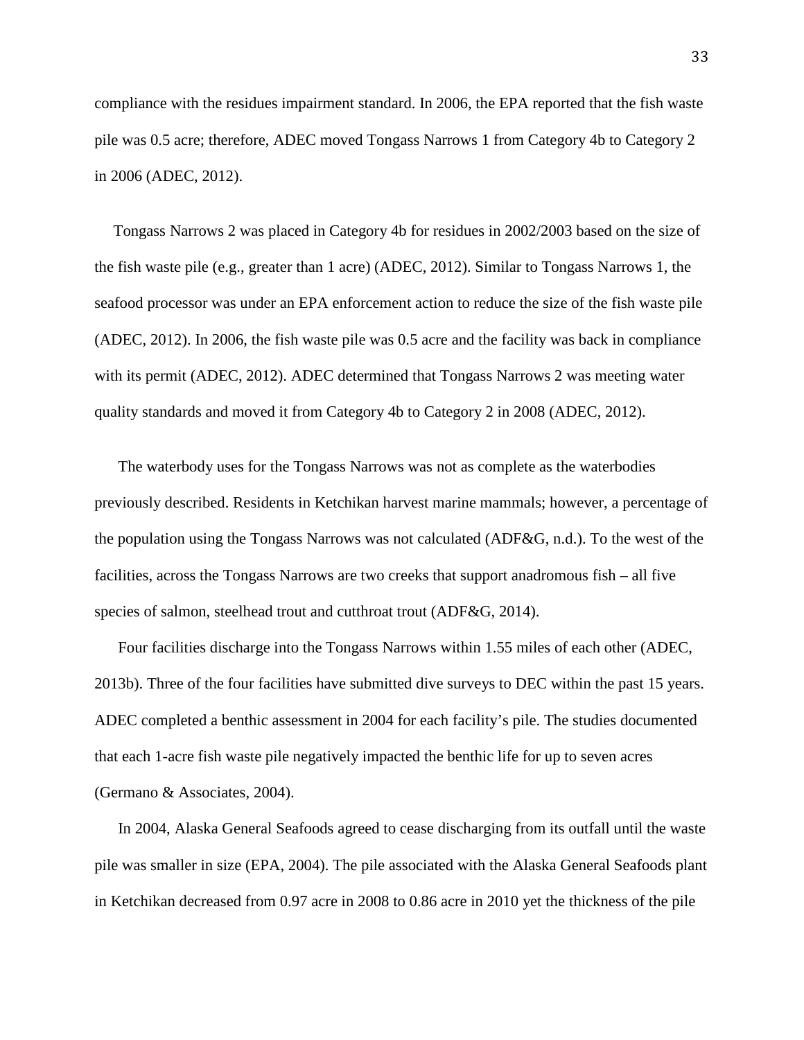compliance with the residues impairment standard. In 2006, the EPA reported that the fish waste pile was 0.5 acre; therefore, ADEC moved Tongass Narrows 1 from Category 4b to Category 2 in 2006 (ADEC, 2012).

Tongass Narrows 2 was placed in Category 4b for residues in 2002/2003 based on the size of the fish waste pile (e.g., greater than 1 acre) (ADEC, 2012). Similar to Tongass Narrows 1, the seafood processor was under an EPA enforcement action to reduce the size of the fish waste pile (ADEC, 2012). In 2006, the fish waste pile was 0.5 acre and the facility was back in compliance with its permit (ADEC, 2012). ADEC determined that Tongass Narrows 2 was meeting water quality standards and moved it from Category 4b to Category 2 in 2008 (ADEC, 2012).

The waterbody uses for the Tongass Narrows was not as complete as the waterbodies previously described. Residents in Ketchikan harvest marine mammals; however, a percentage of the population using the Tongass Narrows was not calculated (ADF&G, n.d.). To the west of the facilities, across the Tongass Narrows are two creeks that support anadromous fish – all five species of salmon, steelhead trout and cutthroat trout (ADF&G, 2014).

Four facilities discharge into the Tongass Narrows within 1.55 miles of each other (ADEC, 2013b). Three of the four facilities have submitted dive surveys to DEC within the past 15 years. ADEC completed a benthic assessment in 2004 for each facility's pile. The studies documented that each 1-acre fish waste pile negatively impacted the benthic life for up to seven acres (Germano & Associates, 2004).

In 2004, Alaska General Seafoods agreed to cease discharging from its outfall until the waste pile was smaller in size (EPA, 2004). The pile associated with the Alaska General Seafoods plant in Ketchikan decreased from 0.97 acre in 2008 to 0.86 acre in 2010 yet the thickness of the pile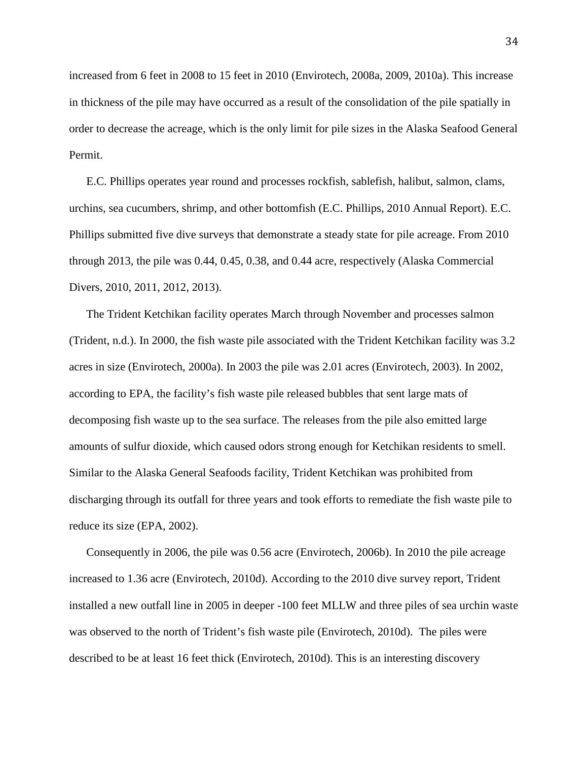increased from 6 feet in 2008 to 15 feet in 2010 (Envirotech, 2008a, 2009, 2010a). This increase in thickness of the pile may have occurred as a result of the consolidation of the pile spatially in order to decrease the acreage, which is the only limit for pile sizes in the Alaska Seafood General Permit.

E.C. Phillips operates year round and processes rockfish, sablefish, halibut, salmon, clams, urchins, sea cucumbers, shrimp, and other bottomfish (E.C. Phillips, 2010 Annual Report). E.C. Phillips submitted five dive surveys that demonstrate a steady state for pile acreage. From 2010 through 2013, the pile was 0.44, 0.45, 0.38, and 0.44 acre, respectively (Alaska Commercial Divers, 2010, 2011, 2012, 2013).

The Trident Ketchikan facility operates March through November and processes salmon (Trident, n.d.). In 2000, the fish waste pile associated with the Trident Ketchikan facility was 3.2 acres in size (Envirotech, 2000a). In 2003 the pile was 2.01 acres (Envirotech, 2003). In 2002, according to EPA, the facility's fish waste pile released bubbles that sent large mats of decomposing fish waste up to the sea surface. The releases from the pile also emitted large amounts of sulfur dioxide, which caused odors strong enough for Ketchikan residents to smell. Similar to the Alaska General Seafoods facility, Trident Ketchikan was prohibited from discharging through its outfall for three years and took efforts to remediate the fish waste pile to reduce its size (EPA, 2002).

Consequently in 2006, the pile was 0.56 acre (Envirotech, 2006b). In 2010 the pile acreage increased to 1.36 acre (Envirotech, 2010d). According to the 2010 dive survey report, Trident installed a new outfall line in 2005 in deeper -100 feet MLLW and three piles of sea urchin waste was observed to the north of Trident's fish waste pile (Envirotech, 2010d). The piles were described to be at least 16 feet thick (Envirotech, 2010d). This is an interesting discovery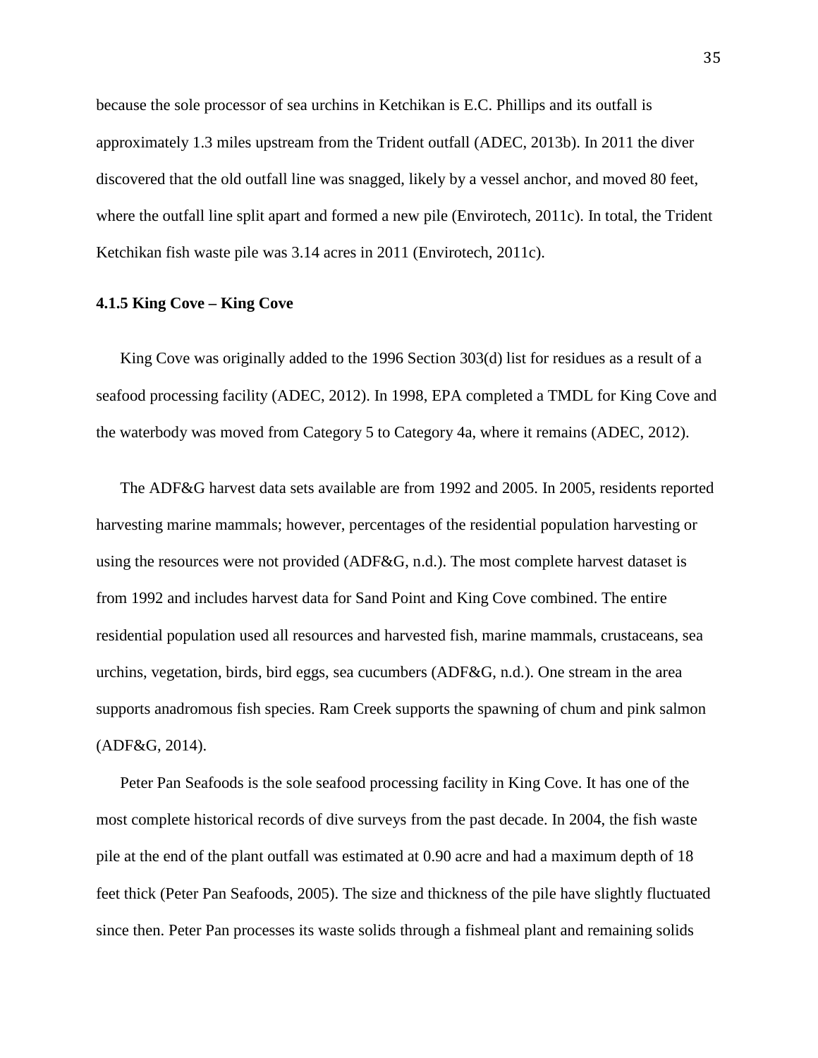because the sole processor of sea urchins in Ketchikan is E.C. Phillips and its outfall is approximately 1.3 miles upstream from the Trident outfall (ADEC, 2013b). In 2011 the diver discovered that the old outfall line was snagged, likely by a vessel anchor, and moved 80 feet, where the outfall line split apart and formed a new pile (Envirotech, 2011c). In total, the Trident Ketchikan fish waste pile was 3.14 acres in 2011 (Envirotech, 2011c).

#### 4.1.5 King Cove – King Cove

King Cove was originally added to the 1996 Section 303(d) list for residues as a result of a seafood processing facility (ADEC, 2012). In 1998, EPA completed a TMDL for King Cove and the waterbody was moved from Category 5 to Category 4a, where it remains (ADEC, 2012).

The ADF&G harvest data sets available are from 1992 and 2005. In 2005, residents reported harvesting marine mammals; however, percentages of the residential population harvesting or using the resources were not provided (ADF&G, n.d.). The most complete harvest dataset is from 1992 and includes harvest data for Sand Point and King Cove combined. The entire residential population used all resources and harvested fish, marine mammals, crustaceans, sea urchins, vegetation, birds, bird eggs, sea cucumbers (ADF&G, n.d.). One stream in the area supports anadromous fish species. Ram Creek supports the spawning of chum and pink salmon (ADF&G, 2014).

Peter Pan Seafoods is the sole seafood processing facility in King Cove. It has one of the most complete historical records of dive surveys from the past decade. In 2004, the fish waste pile at the end of the plant outfall was estimated at 0.90 acre and had a maximum depth of 18 feet thick (Peter Pan Seafoods, 2005). The size and thickness of the pile have slightly fluctuated since then. Peter Pan processes its waste solids through a fishmeal plant and remaining solids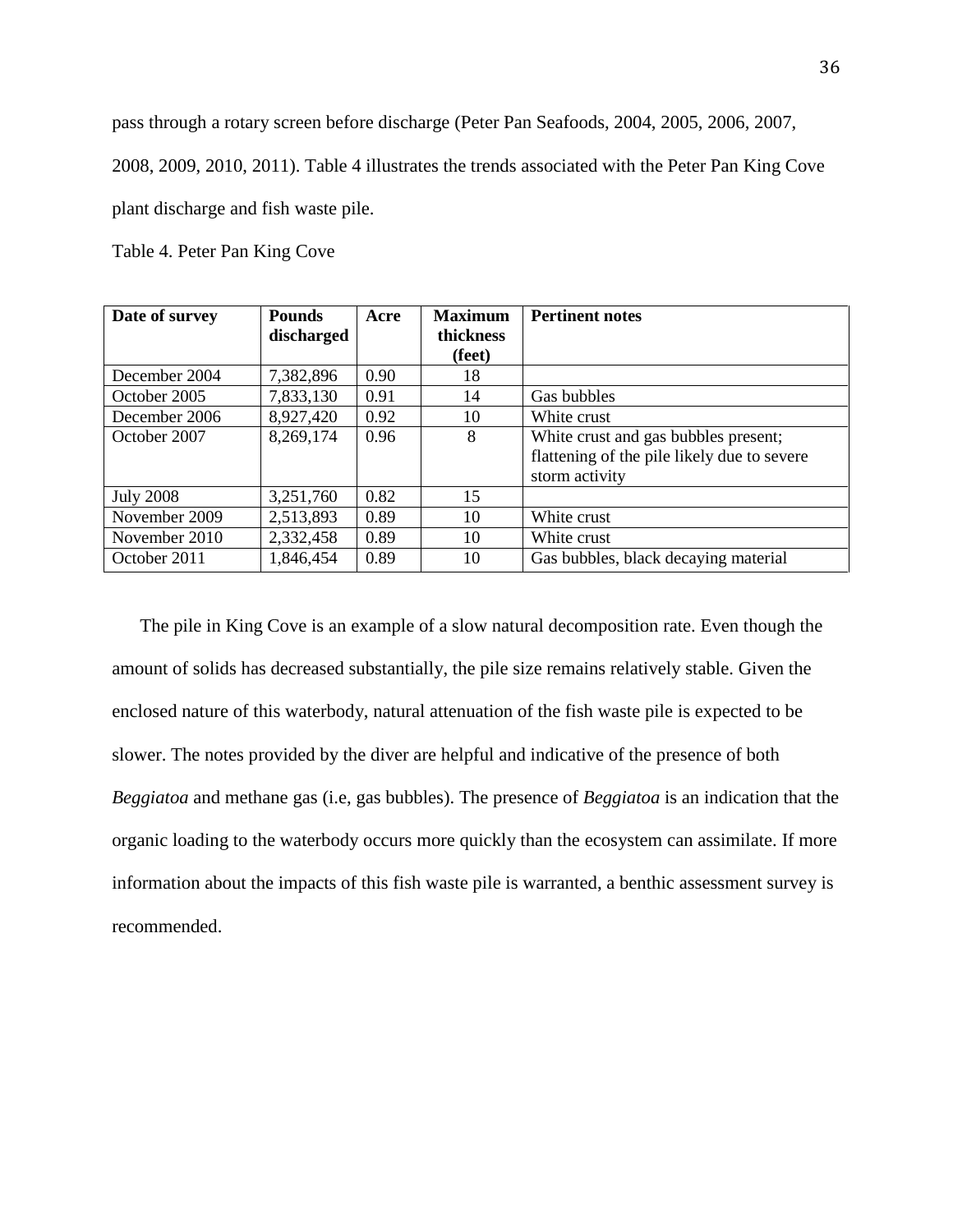pass through a rotary screen before discharge (Peter Pan Seafoods, 2004, 2005, 2006, 2007, 2008, 2009, 2010, 2011). Table 4 illustrates the trends associated with the Peter Pan King Cove plant discharge and fish waste pile.

Table 4. Peter Pan King Cove

| Date of survey | Pounds discharged | Acre | Maximum thickness (feet) | Pertinent notes |
|---|---|---|---|---|
| December 2004 | 7,382,896 | 0.90 | 18 | |
| October 2005 | 7,833,130 | 0.91 | 14 | Gas bubbles |
| December 2006 | 8,927,420 | 0.92 | 10 | White crust |
| October 2007 | 8,269,174 | 0.96 | 8 | White crust and gas bubbles present; flattening of the pile likely due to severe storm activity |
| July 2008 | 3,251,760 | 0.82 | 15 | |
| November 2009 | 2,513,893 | 0.89 | 10 | White crust |
| November 2010 | 2,332,458 | 0.89 | 10 | White crust |
| October 2011 | 1,846,454 | 0.89 | 10 | Gas bubbles, black decaying material |

The pile in King Cove is an example of a slow natural decomposition rate. Even though the amount of solids has decreased substantially, the pile size remains relatively stable. Given the enclosed nature of this waterbody, natural attenuation of the fish waste pile is expected to be slower. The notes provided by the diver are helpful and indicative of the presence of both *Beggiatoa* and methane gas (i.e, gas bubbles). The presence of *Beggiatoa* is an indication that the organic loading to the waterbody occurs more quickly than the ecosystem can assimilate. If more information about the impacts of this fish waste pile is warranted, a benthic assessment survey is recommended.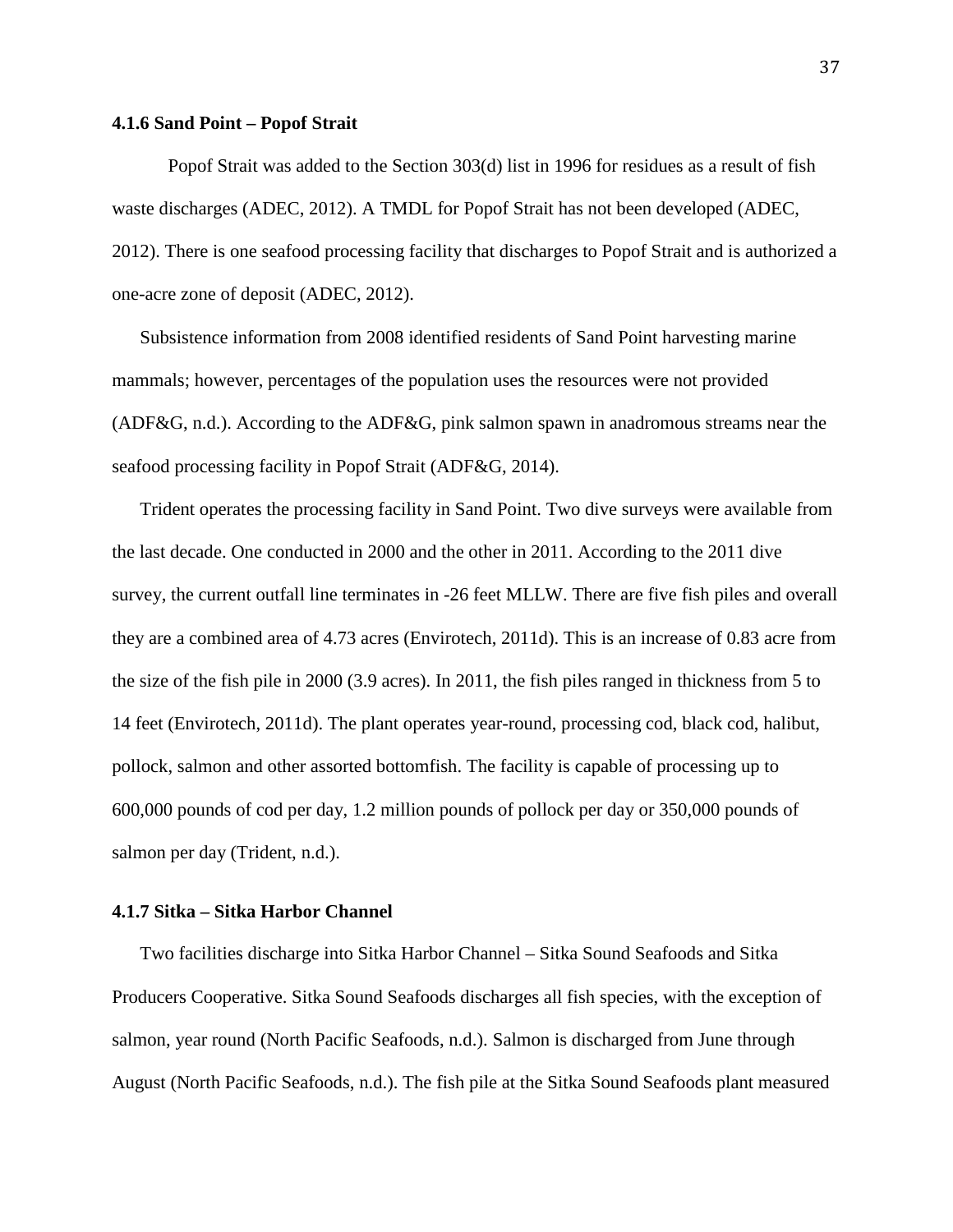### 4.1.6 Sand Point – Popof Strait

Popof Strait was added to the Section 303(d) list in 1996 for residues as a result of fish waste discharges (ADEC, 2012). A TMDL for Popof Strait has not been developed (ADEC, 2012). There is one seafood processing facility that discharges to Popof Strait and is authorized a one-acre zone of deposit (ADEC, 2012).

Subsistence information from 2008 identified residents of Sand Point harvesting marine mammals; however, percentages of the population uses the resources were not provided (ADF&G, n.d.). According to the ADF&G, pink salmon spawn in anadromous streams near the seafood processing facility in Popof Strait (ADF&G, 2014).

Trident operates the processing facility in Sand Point. Two dive surveys were available from the last decade. One conducted in 2000 and the other in 2011. According to the 2011 dive survey, the current outfall line terminates in -26 feet MLLW. There are five fish piles and overall they are a combined area of 4.73 acres (Envirotech, 2011d). This is an increase of 0.83 acre from the size of the fish pile in 2000 (3.9 acres). In 2011, the fish piles ranged in thickness from 5 to 14 feet (Envirotech, 2011d). The plant operates year-round, processing cod, black cod, halibut, pollock, salmon and other assorted bottomfish. The facility is capable of processing up to 600,000 pounds of cod per day, 1.2 million pounds of pollock per day or 350,000 pounds of salmon per day (Trident, n.d.).

### 4.1.7 Sitka – Sitka Harbor Channel

Two facilities discharge into Sitka Harbor Channel – Sitka Sound Seafoods and Sitka Producers Cooperative. Sitka Sound Seafoods discharges all fish species, with the exception of salmon, year round (North Pacific Seafoods, n.d.). Salmon is discharged from June through August (North Pacific Seafoods, n.d.). The fish pile at the Sitka Sound Seafoods plant measured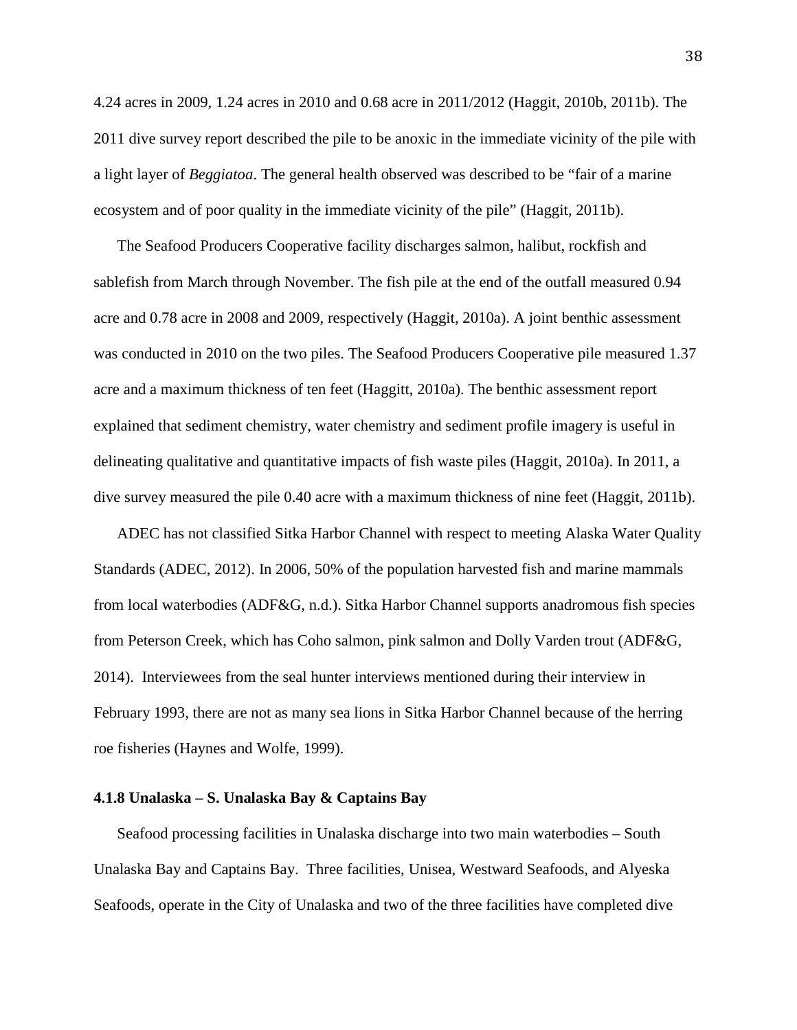4.24 acres in 2009, 1.24 acres in 2010 and 0.68 acre in 2011/2012 (Haggit, 2010b, 2011b). The 2011 dive survey report described the pile to be anoxic in the immediate vicinity of the pile with a light layer of *Beggiatoa*. The general health observed was described to be "fair of a marine ecosystem and of poor quality in the immediate vicinity of the pile" (Haggit, 2011b).

The Seafood Producers Cooperative facility discharges salmon, halibut, rockfish and sablefish from March through November. The fish pile at the end of the outfall measured 0.94 acre and 0.78 acre in 2008 and 2009, respectively (Haggit, 2010a). A joint benthic assessment was conducted in 2010 on the two piles. The Seafood Producers Cooperative pile measured 1.37 acre and a maximum thickness of ten feet (Haggitt, 2010a). The benthic assessment report explained that sediment chemistry, water chemistry and sediment profile imagery is useful in delineating qualitative and quantitative impacts of fish waste piles (Haggit, 2010a). In 2011, a dive survey measured the pile 0.40 acre with a maximum thickness of nine feet (Haggit, 2011b).

ADEC has not classified Sitka Harbor Channel with respect to meeting Alaska Water Quality Standards (ADEC, 2012). In 2006, 50% of the population harvested fish and marine mammals from local waterbodies (ADF&G, n.d.). Sitka Harbor Channel supports anadromous fish species from Peterson Creek, which has Coho salmon, pink salmon and Dolly Varden trout (ADF&G, 2014). Interviewees from the seal hunter interviews mentioned during their interview in February 1993, there are not as many sea lions in Sitka Harbor Channel because of the herring roe fisheries (Haynes and Wolfe, 1999).

### 4.1.8 Unalaska – S. Unalaska Bay & Captains Bay

Seafood processing facilities in Unalaska discharge into two main waterbodies – South Unalaska Bay and Captains Bay. Three facilities, Unisea, Westward Seafoods, and Alyeska Seafoods, operate in the City of Unalaska and two of the three facilities have completed dive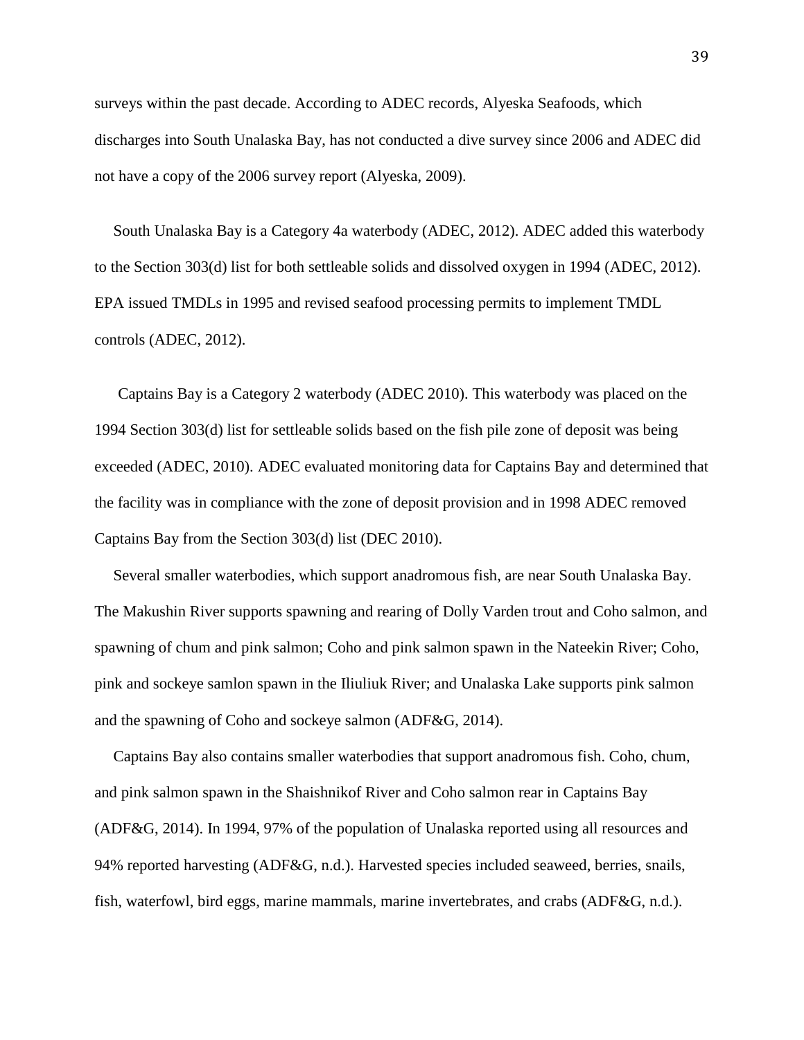surveys within the past decade. According to ADEC records, Alyeska Seafoods, which discharges into South Unalaska Bay, has not conducted a dive survey since 2006 and ADEC did not have a copy of the 2006 survey report (Alyeska, 2009).

South Unalaska Bay is a Category 4a waterbody (ADEC, 2012). ADEC added this waterbody to the Section 303(d) list for both settleable solids and dissolved oxygen in 1994 (ADEC, 2012). EPA issued TMDLs in 1995 and revised seafood processing permits to implement TMDL controls (ADEC, 2012).

Captains Bay is a Category 2 waterbody (ADEC 2010). This waterbody was placed on the 1994 Section 303(d) list for settleable solids based on the fish pile zone of deposit was being exceeded (ADEC, 2010). ADEC evaluated monitoring data for Captains Bay and determined that the facility was in compliance with the zone of deposit provision and in 1998 ADEC removed Captains Bay from the Section 303(d) list (DEC 2010).

Several smaller waterbodies, which support anadromous fish, are near South Unalaska Bay. The Makushin River supports spawning and rearing of Dolly Varden trout and Coho salmon, and spawning of chum and pink salmon; Coho and pink salmon spawn in the Nateekin River; Coho, pink and sockeye samlon spawn in the Iliuliuk River; and Unalaska Lake supports pink salmon and the spawning of Coho and sockeye salmon (ADF&G, 2014).

Captains Bay also contains smaller waterbodies that support anadromous fish. Coho, chum, and pink salmon spawn in the Shaishnikof River and Coho salmon rear in Captains Bay (ADF&G, 2014). In 1994, 97% of the population of Unalaska reported using all resources and 94% reported harvesting (ADF&G, n.d.). Harvested species included seaweed, berries, snails, fish, waterfowl, bird eggs, marine mammals, marine invertebrates, and crabs (ADF&G, n.d.).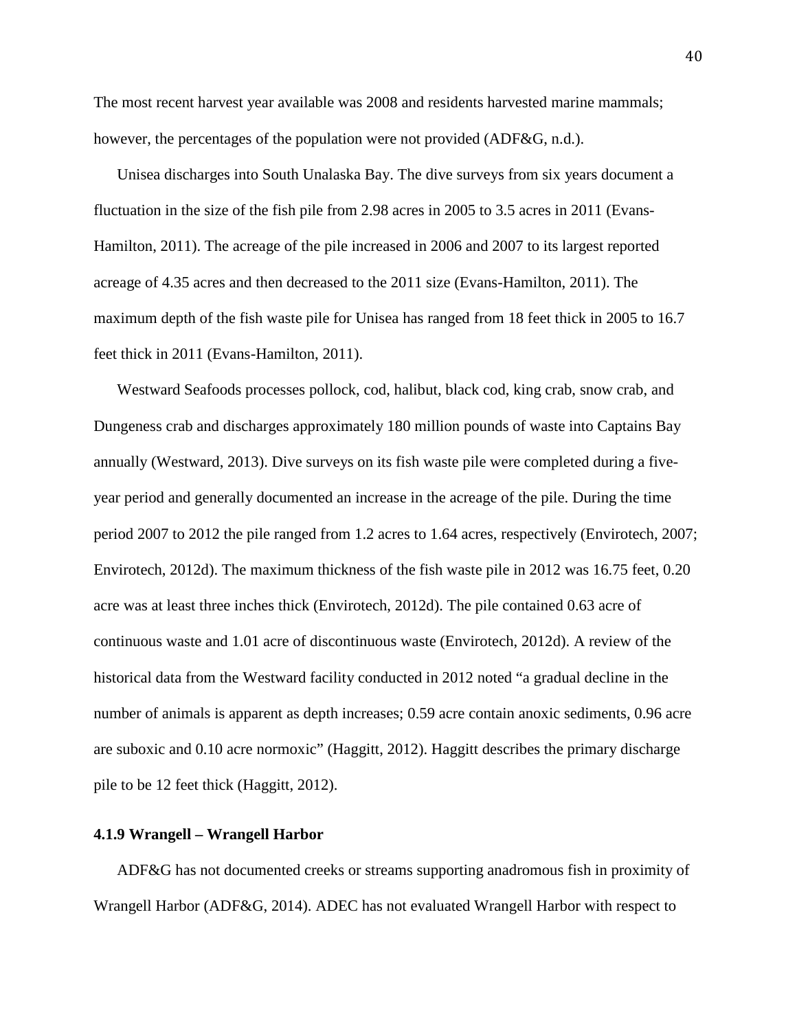The most recent harvest year available was 2008 and residents harvested marine mammals; however, the percentages of the population were not provided (ADF&G, n.d.).

Unisea discharges into South Unalaska Bay. The dive surveys from six years document a fluctuation in the size of the fish pile from 2.98 acres in 2005 to 3.5 acres in 2011 (Evans-Hamilton, 2011). The acreage of the pile increased in 2006 and 2007 to its largest reported acreage of 4.35 acres and then decreased to the 2011 size (Evans-Hamilton, 2011). The maximum depth of the fish waste pile for Unisea has ranged from 18 feet thick in 2005 to 16.7 feet thick in 2011 (Evans-Hamilton, 2011).

Westward Seafoods processes pollock, cod, halibut, black cod, king crab, snow crab, and Dungeness crab and discharges approximately 180 million pounds of waste into Captains Bay annually (Westward, 2013). Dive surveys on its fish waste pile were completed during a five-year period and generally documented an increase in the acreage of the pile. During the time period 2007 to 2012 the pile ranged from 1.2 acres to 1.64 acres, respectively (Envirotech, 2007; Envirotech, 2012d). The maximum thickness of the fish waste pile in 2012 was 16.75 feet, 0.20 acre was at least three inches thick (Envirotech, 2012d). The pile contained 0.63 acre of continuous waste and 1.01 acre of discontinuous waste (Envirotech, 2012d). A review of the historical data from the Westward facility conducted in 2012 noted "a gradual decline in the number of animals is apparent as depth increases; 0.59 acre contain anoxic sediments, 0.96 acre are suboxic and 0.10 acre normoxic" (Haggitt, 2012). Haggitt describes the primary discharge pile to be 12 feet thick (Haggitt, 2012).

### 4.1.9 Wrangell – Wrangell Harbor

ADF&G has not documented creeks or streams supporting anadromous fish in proximity of Wrangell Harbor (ADF&G, 2014). ADEC has not evaluated Wrangell Harbor with respect to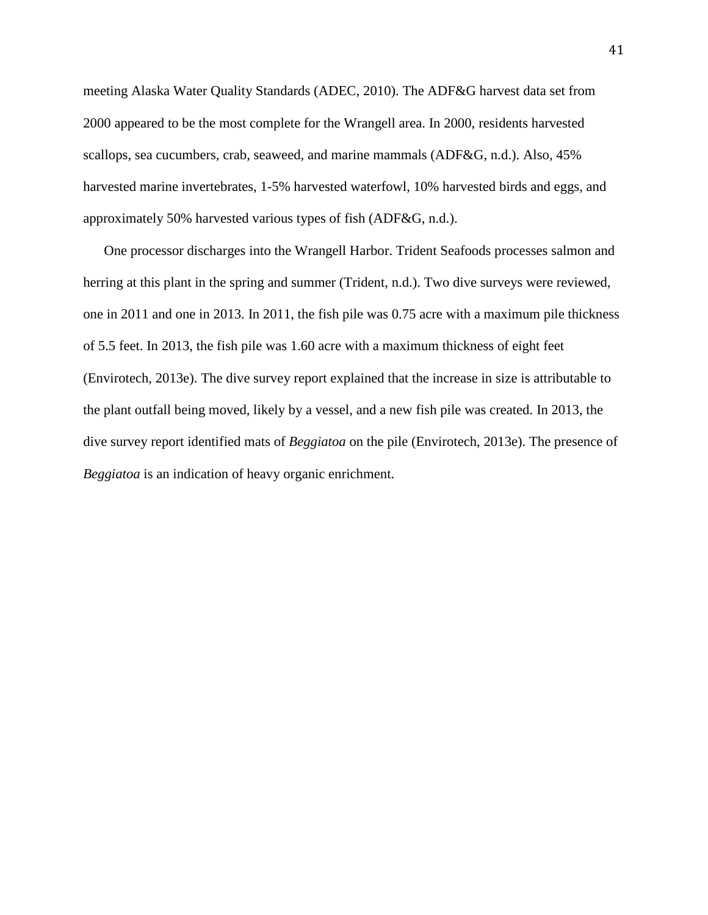meeting Alaska Water Quality Standards (ADEC, 2010). The ADF&G harvest data set from 2000 appeared to be the most complete for the Wrangell area. In 2000, residents harvested scallops, sea cucumbers, crab, seaweed, and marine mammals (ADF&G, n.d.). Also, 45% harvested marine invertebrates, 1-5% harvested waterfowl, 10% harvested birds and eggs, and approximately 50% harvested various types of fish (ADF&G, n.d.).

One processor discharges into the Wrangell Harbor. Trident Seafoods processes salmon and herring at this plant in the spring and summer (Trident, n.d.). Two dive surveys were reviewed, one in 2011 and one in 2013. In 2011, the fish pile was 0.75 acre with a maximum pile thickness of 5.5 feet. In 2013, the fish pile was 1.60 acre with a maximum thickness of eight feet (Envirotech, 2013e). The dive survey report explained that the increase in size is attributable to the plant outfall being moved, likely by a vessel, and a new fish pile was created. In 2013, the dive survey report identified mats of *Beggiatoa* on the pile (Envirotech, 2013e). The presence of *Beggiatoa* is an indication of heavy organic enrichment.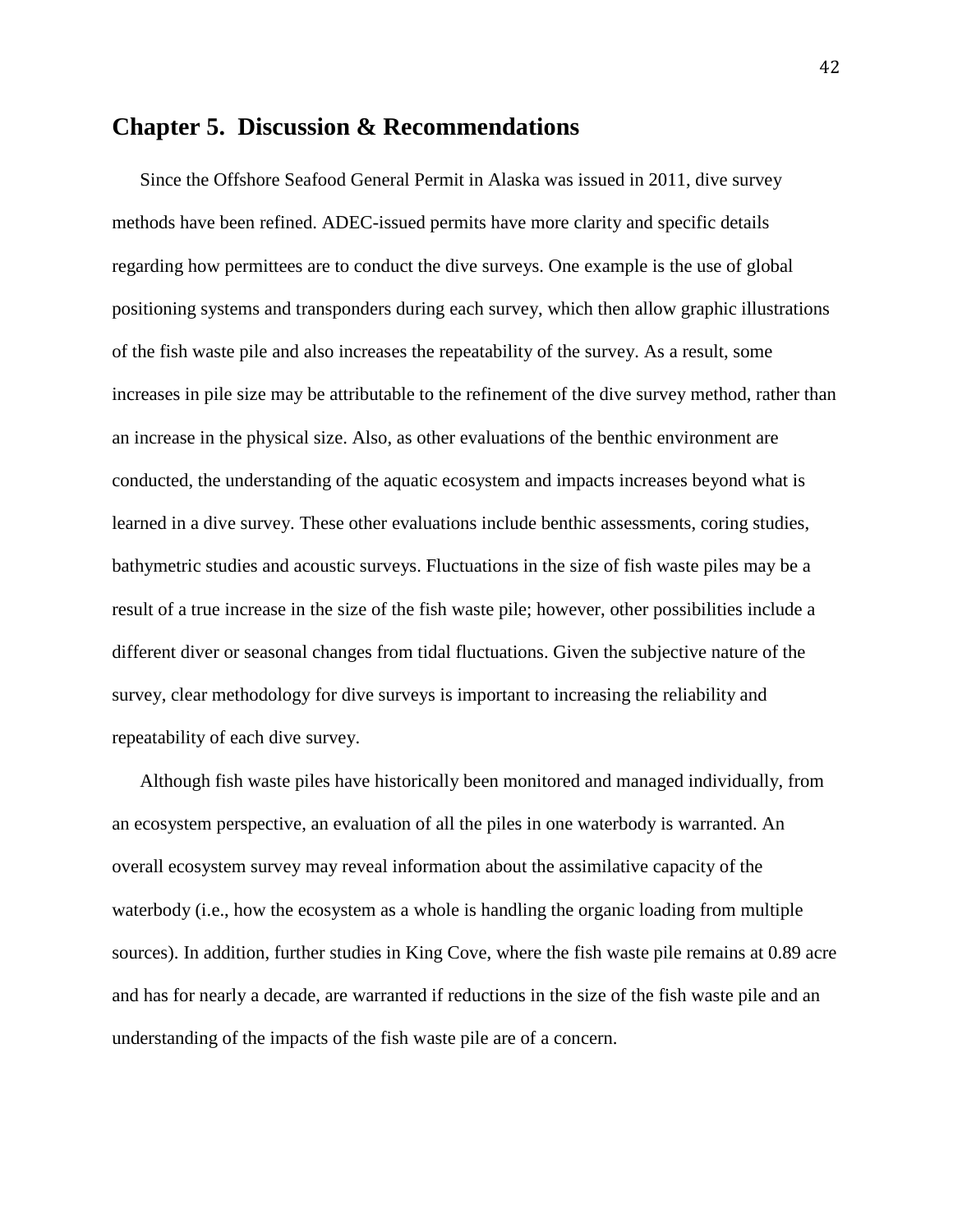# Chapter 5. Discussion & Recommendations

Since the Offshore Seafood General Permit in Alaska was issued in 2011, dive survey methods have been refined. ADEC-issued permits have more clarity and specific details regarding how permittees are to conduct the dive surveys. One example is the use of global positioning systems and transponders during each survey, which then allow graphic illustrations of the fish waste pile and also increases the repeatability of the survey. As a result, some increases in pile size may be attributable to the refinement of the dive survey method, rather than an increase in the physical size. Also, as other evaluations of the benthic environment are conducted, the understanding of the aquatic ecosystem and impacts increases beyond what is learned in a dive survey. These other evaluations include benthic assessments, coring studies, bathymetric studies and acoustic surveys. Fluctuations in the size of fish waste piles may be a result of a true increase in the size of the fish waste pile; however, other possibilities include a different diver or seasonal changes from tidal fluctuations. Given the subjective nature of the survey, clear methodology for dive surveys is important to increasing the reliability and repeatability of each dive survey.

Although fish waste piles have historically been monitored and managed individually, from an ecosystem perspective, an evaluation of all the piles in one waterbody is warranted. An overall ecosystem survey may reveal information about the assimilative capacity of the waterbody (i.e., how the ecosystem as a whole is handling the organic loading from multiple sources). In addition, further studies in King Cove, where the fish waste pile remains at 0.89 acre and has for nearly a decade, are warranted if reductions in the size of the fish waste pile and an understanding of the impacts of the fish waste pile are of a concern.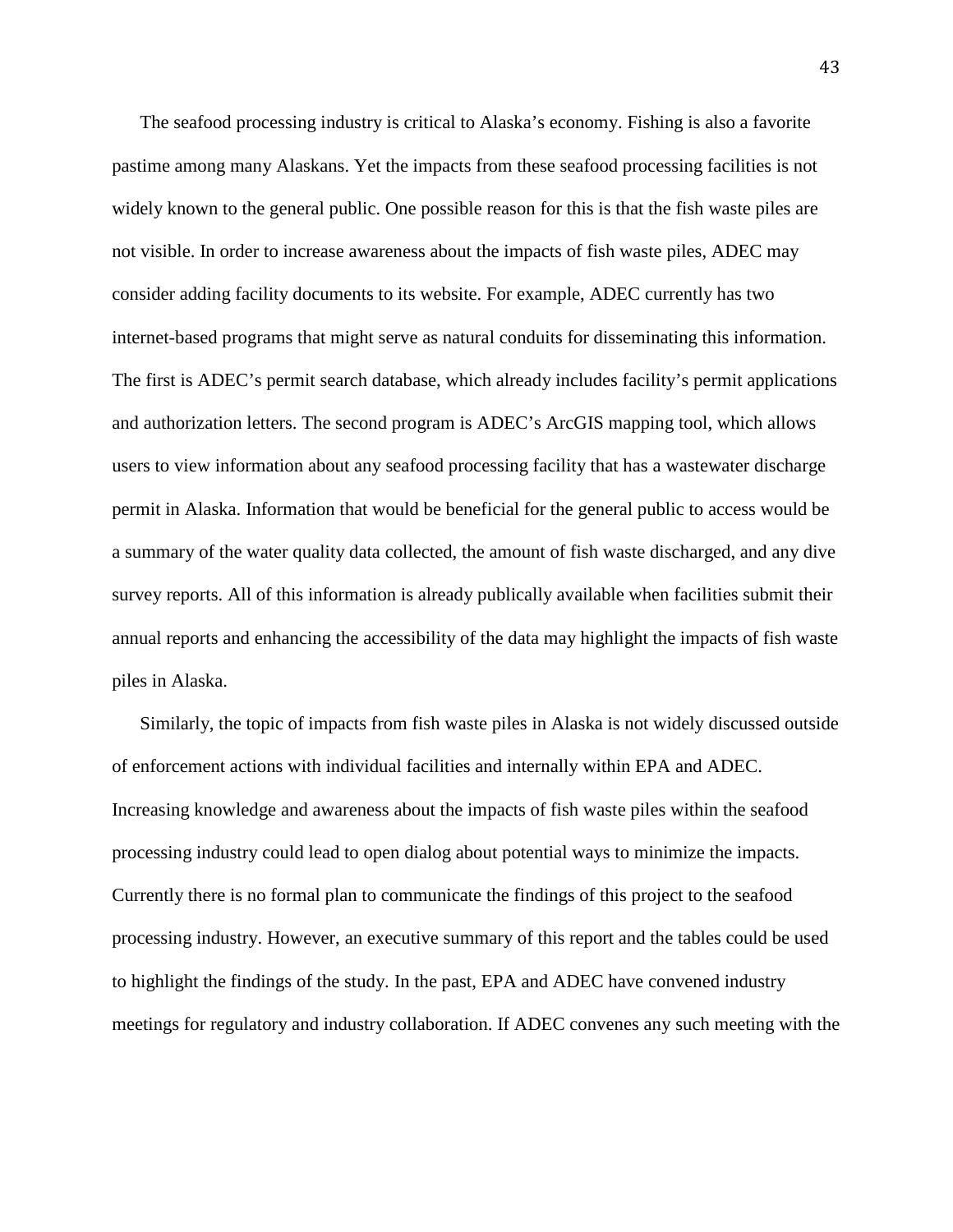The seafood processing industry is critical to Alaska's economy. Fishing is also a favorite pastime among many Alaskans. Yet the impacts from these seafood processing facilities is not widely known to the general public. One possible reason for this is that the fish waste piles are not visible. In order to increase awareness about the impacts of fish waste piles, ADEC may consider adding facility documents to its website. For example, ADEC currently has two internet-based programs that might serve as natural conduits for disseminating this information. The first is ADEC's permit search database, which already includes facility's permit applications and authorization letters. The second program is ADEC's ArcGIS mapping tool, which allows users to view information about any seafood processing facility that has a wastewater discharge permit in Alaska. Information that would be beneficial for the general public to access would be a summary of the water quality data collected, the amount of fish waste discharged, and any dive survey reports. All of this information is already publically available when facilities submit their annual reports and enhancing the accessibility of the data may highlight the impacts of fish waste piles in Alaska.

Similarly, the topic of impacts from fish waste piles in Alaska is not widely discussed outside of enforcement actions with individual facilities and internally within EPA and ADEC. Increasing knowledge and awareness about the impacts of fish waste piles within the seafood processing industry could lead to open dialog about potential ways to minimize the impacts. Currently there is no formal plan to communicate the findings of this project to the seafood processing industry. However, an executive summary of this report and the tables could be used to highlight the findings of the study. In the past, EPA and ADEC have convened industry meetings for regulatory and industry collaboration. If ADEC convenes any such meeting with the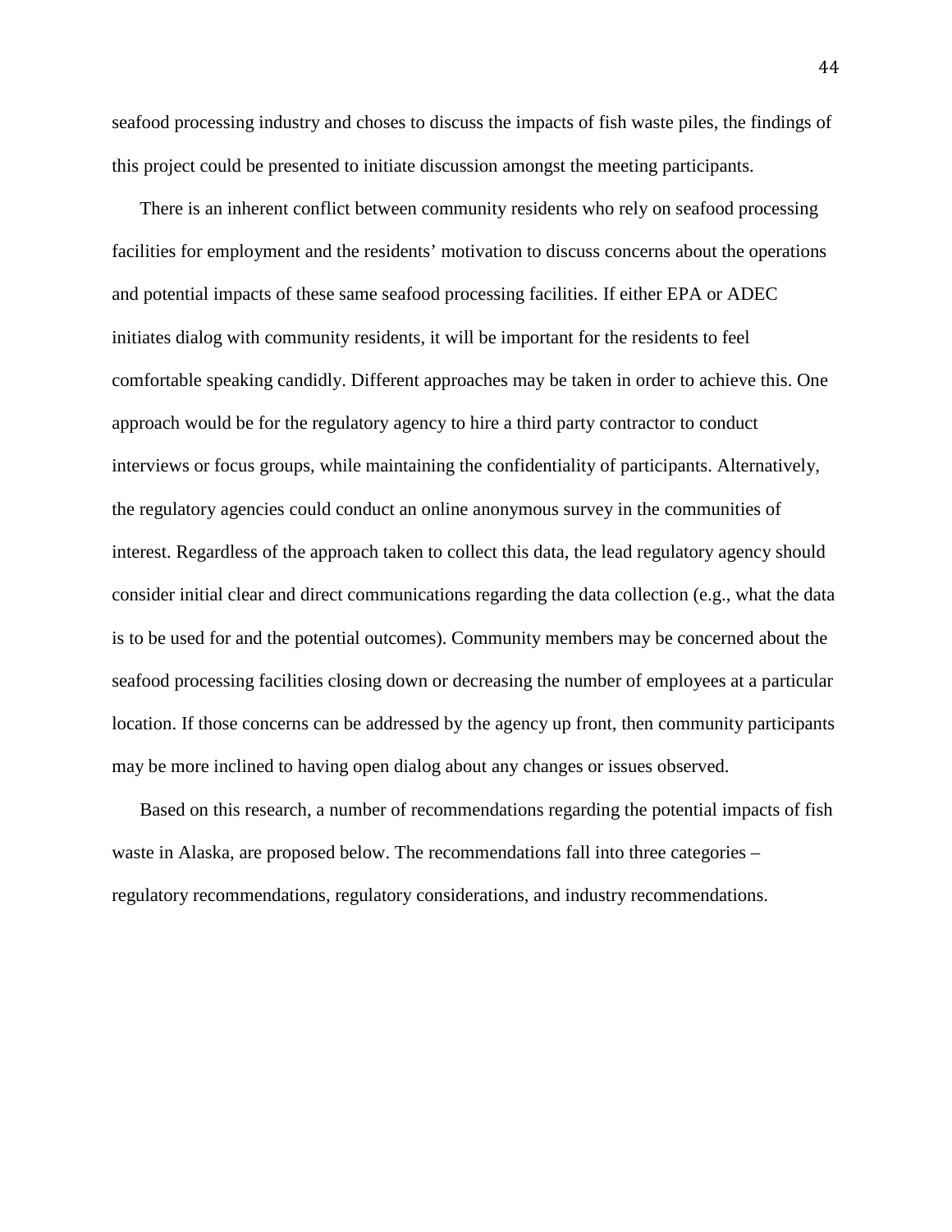seafood processing industry and choses to discuss the impacts of fish waste piles, the findings of this project could be presented to initiate discussion amongst the meeting participants.

There is an inherent conflict between community residents who rely on seafood processing facilities for employment and the residents' motivation to discuss concerns about the operations and potential impacts of these same seafood processing facilities. If either EPA or ADEC initiates dialog with community residents, it will be important for the residents to feel comfortable speaking candidly. Different approaches may be taken in order to achieve this. One approach would be for the regulatory agency to hire a third party contractor to conduct interviews or focus groups, while maintaining the confidentiality of participants. Alternatively, the regulatory agencies could conduct an online anonymous survey in the communities of interest. Regardless of the approach taken to collect this data, the lead regulatory agency should consider initial clear and direct communications regarding the data collection (e.g., what the data is to be used for and the potential outcomes). Community members may be concerned about the seafood processing facilities closing down or decreasing the number of employees at a particular location. If those concerns can be addressed by the agency up front, then community participants may be more inclined to having open dialog about any changes or issues observed.

Based on this research, a number of recommendations regarding the potential impacts of fish waste in Alaska, are proposed below. The recommendations fall into three categories – regulatory recommendations, regulatory considerations, and industry recommendations.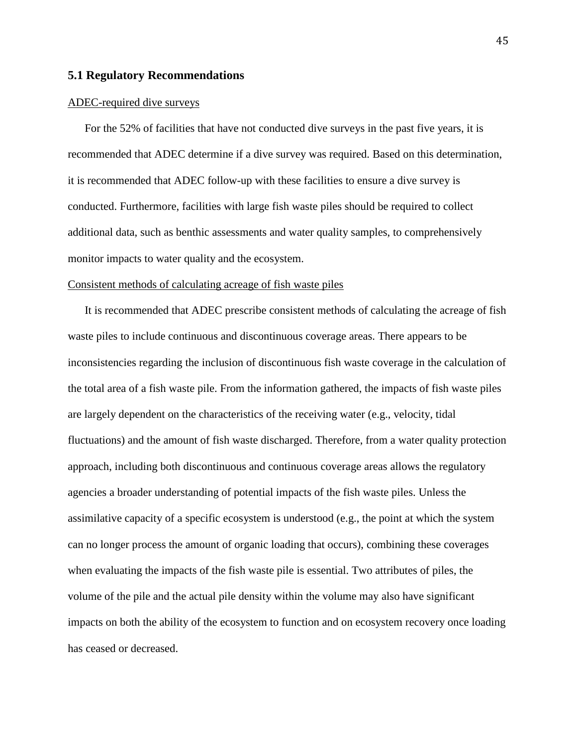## 5.1 Regulatory Recommendations

<u>ADEC-required dive surveys</u>

For the 52% of facilities that have not conducted dive surveys in the past five years, it is recommended that ADEC determine if a dive survey was required. Based on this determination, it is recommended that ADEC follow-up with these facilities to ensure a dive survey is conducted. Furthermore, facilities with large fish waste piles should be required to collect additional data, such as benthic assessments and water quality samples, to comprehensively monitor impacts to water quality and the ecosystem.

<u>Consistent methods of calculating acreage of fish waste piles</u>

It is recommended that ADEC prescribe consistent methods of calculating the acreage of fish waste piles to include continuous and discontinuous coverage areas. There appears to be inconsistencies regarding the inclusion of discontinuous fish waste coverage in the calculation of the total area of a fish waste pile. From the information gathered, the impacts of fish waste piles are largely dependent on the characteristics of the receiving water (e.g., velocity, tidal fluctuations) and the amount of fish waste discharged. Therefore, from a water quality protection approach, including both discontinuous and continuous coverage areas allows the regulatory agencies a broader understanding of potential impacts of the fish waste piles. Unless the assimilative capacity of a specific ecosystem is understood (e.g., the point at which the system can no longer process the amount of organic loading that occurs), combining these coverages when evaluating the impacts of the fish waste pile is essential. Two attributes of piles, the volume of the pile and the actual pile density within the volume may also have significant impacts on both the ability of the ecosystem to function and on ecosystem recovery once loading has ceased or decreased.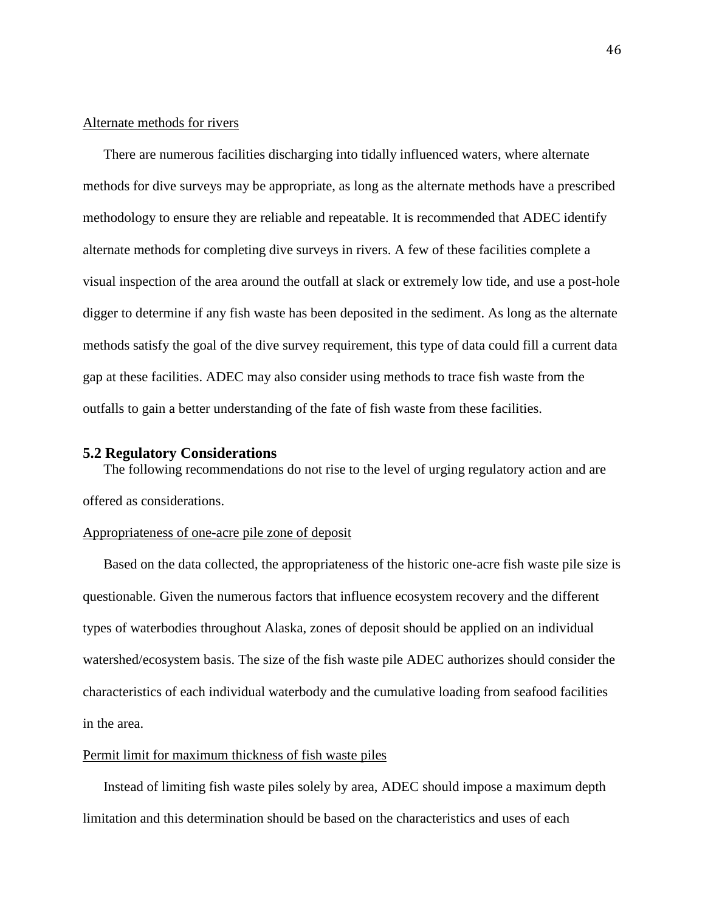Alternate methods for rivers

There are numerous facilities discharging into tidally influenced waters, where alternate methods for dive surveys may be appropriate, as long as the alternate methods have a prescribed methodology to ensure they are reliable and repeatable. It is recommended that ADEC identify alternate methods for completing dive surveys in rivers. A few of these facilities complete a visual inspection of the area around the outfall at slack or extremely low tide, and use a post-hole digger to determine if any fish waste has been deposited in the sediment. As long as the alternate methods satisfy the goal of the dive survey requirement, this type of data could fill a current data gap at these facilities. ADEC may also consider using methods to trace fish waste from the outfalls to gain a better understanding of the fate of fish waste from these facilities.

## 5.2 Regulatory Considerations

The following recommendations do not rise to the level of urging regulatory action and are offered as considerations.

Appropriateness of one-acre pile zone of deposit

Based on the data collected, the appropriateness of the historic one-acre fish waste pile size is questionable. Given the numerous factors that influence ecosystem recovery and the different types of waterbodies throughout Alaska, zones of deposit should be applied on an individual watershed/ecosystem basis. The size of the fish waste pile ADEC authorizes should consider the characteristics of each individual waterbody and the cumulative loading from seafood facilities in the area.

Permit limit for maximum thickness of fish waste piles

Instead of limiting fish waste piles solely by area, ADEC should impose a maximum depth limitation and this determination should be based on the characteristics and uses of each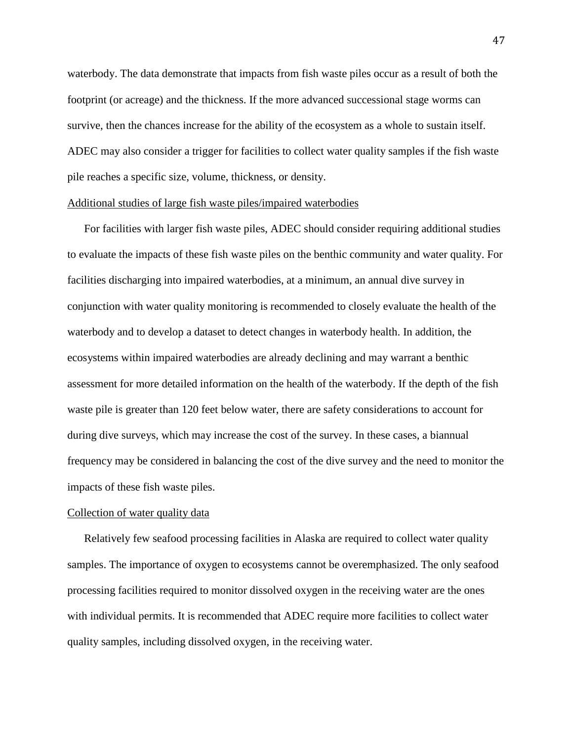waterbody. The data demonstrate that impacts from fish waste piles occur as a result of both the footprint (or acreage) and the thickness. If the more advanced successional stage worms can survive, then the chances increase for the ability of the ecosystem as a whole to sustain itself. ADEC may also consider a trigger for facilities to collect water quality samples if the fish waste pile reaches a specific size, volume, thickness, or density.

<u>Additional studies of large fish waste piles/impaired waterbodies</u>

For facilities with larger fish waste piles, ADEC should consider requiring additional studies to evaluate the impacts of these fish waste piles on the benthic community and water quality. For facilities discharging into impaired waterbodies, at a minimum, an annual dive survey in conjunction with water quality monitoring is recommended to closely evaluate the health of the waterbody and to develop a dataset to detect changes in waterbody health. In addition, the ecosystems within impaired waterbodies are already declining and may warrant a benthic assessment for more detailed information on the health of the waterbody. If the depth of the fish waste pile is greater than 120 feet below water, there are safety considerations to account for during dive surveys, which may increase the cost of the survey. In these cases, a biannual frequency may be considered in balancing the cost of the dive survey and the need to monitor the impacts of these fish waste piles.

<u>Collection of water quality data</u>

Relatively few seafood processing facilities in Alaska are required to collect water quality samples. The importance of oxygen to ecosystems cannot be overemphasized. The only seafood processing facilities required to monitor dissolved oxygen in the receiving water are the ones with individual permits. It is recommended that ADEC require more facilities to collect water quality samples, including dissolved oxygen, in the receiving water.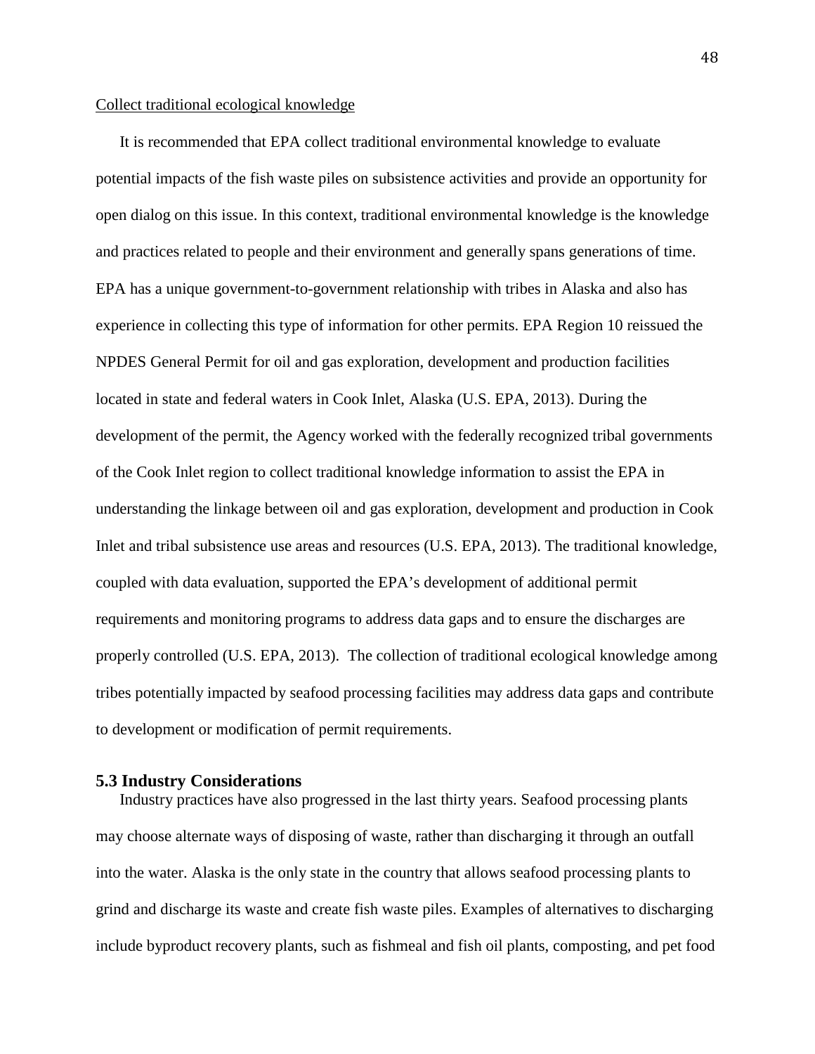Collect traditional ecological knowledge

It is recommended that EPA collect traditional environmental knowledge to evaluate potential impacts of the fish waste piles on subsistence activities and provide an opportunity for open dialog on this issue. In this context, traditional environmental knowledge is the knowledge and practices related to people and their environment and generally spans generations of time. EPA has a unique government-to-government relationship with tribes in Alaska and also has experience in collecting this type of information for other permits. EPA Region 10 reissued the NPDES General Permit for oil and gas exploration, development and production facilities located in state and federal waters in Cook Inlet, Alaska (U.S. EPA, 2013). During the development of the permit, the Agency worked with the federally recognized tribal governments of the Cook Inlet region to collect traditional knowledge information to assist the EPA in understanding the linkage between oil and gas exploration, development and production in Cook Inlet and tribal subsistence use areas and resources (U.S. EPA, 2013). The traditional knowledge, coupled with data evaluation, supported the EPA's development of additional permit requirements and monitoring programs to address data gaps and to ensure the discharges are properly controlled (U.S. EPA, 2013). The collection of traditional ecological knowledge among tribes potentially impacted by seafood processing facilities may address data gaps and contribute to development or modification of permit requirements.

### 5.3 Industry Considerations

Industry practices have also progressed in the last thirty years. Seafood processing plants may choose alternate ways of disposing of waste, rather than discharging it through an outfall into the water. Alaska is the only state in the country that allows seafood processing plants to grind and discharge its waste and create fish waste piles. Examples of alternatives to discharging include byproduct recovery plants, such as fishmeal and fish oil plants, composting, and pet food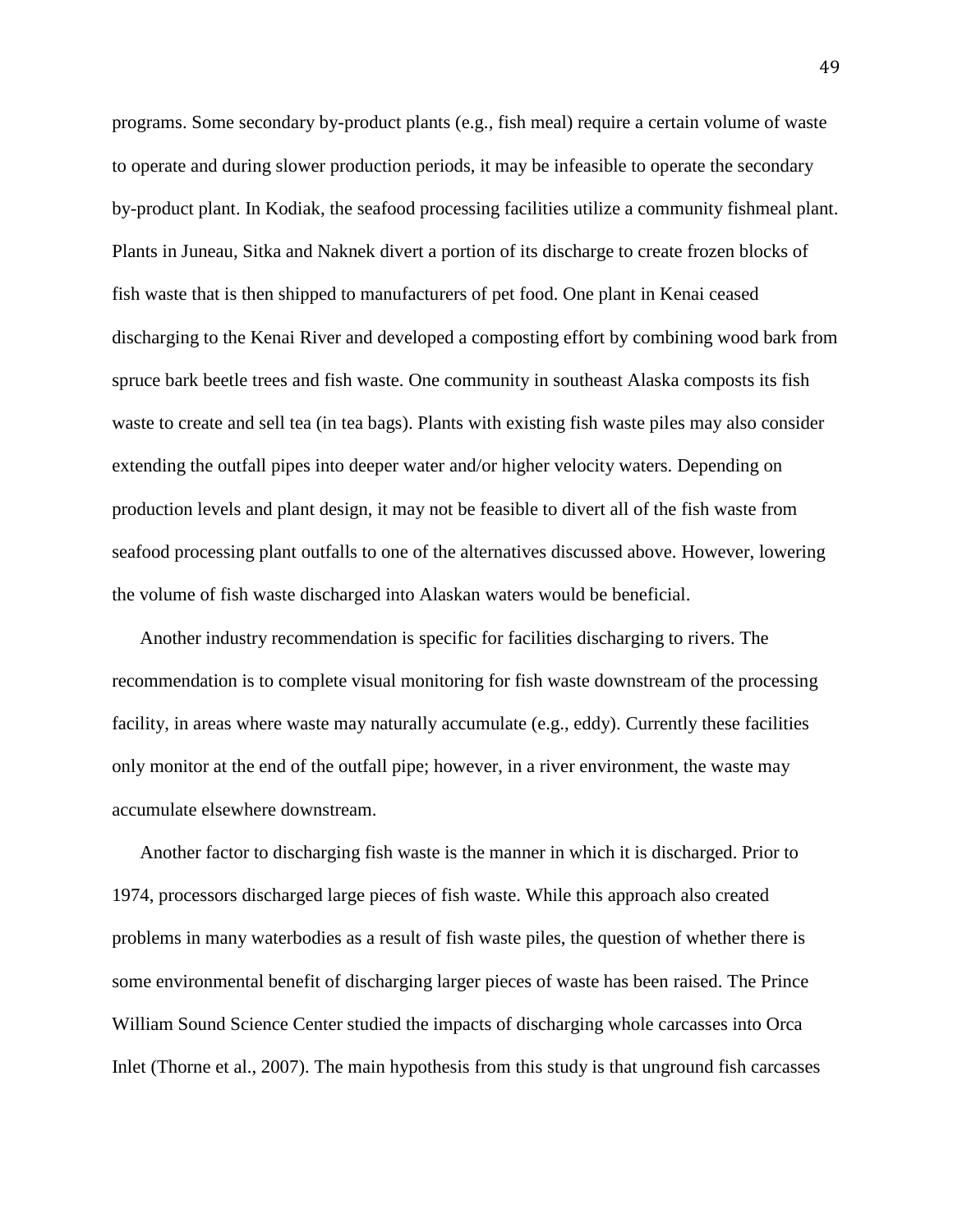programs. Some secondary by-product plants (e.g., fish meal) require a certain volume of waste to operate and during slower production periods, it may be infeasible to operate the secondary by-product plant. In Kodiak, the seafood processing facilities utilize a community fishmeal plant. Plants in Juneau, Sitka and Naknek divert a portion of its discharge to create frozen blocks of fish waste that is then shipped to manufacturers of pet food. One plant in Kenai ceased discharging to the Kenai River and developed a composting effort by combining wood bark from spruce bark beetle trees and fish waste. One community in southeast Alaska composts its fish waste to create and sell tea (in tea bags). Plants with existing fish waste piles may also consider extending the outfall pipes into deeper water and/or higher velocity waters. Depending on production levels and plant design, it may not be feasible to divert all of the fish waste from seafood processing plant outfalls to one of the alternatives discussed above. However, lowering the volume of fish waste discharged into Alaskan waters would be beneficial.

Another industry recommendation is specific for facilities discharging to rivers. The recommendation is to complete visual monitoring for fish waste downstream of the processing facility, in areas where waste may naturally accumulate (e.g., eddy). Currently these facilities only monitor at the end of the outfall pipe; however, in a river environment, the waste may accumulate elsewhere downstream.

Another factor to discharging fish waste is the manner in which it is discharged. Prior to 1974, processors discharged large pieces of fish waste. While this approach also created problems in many waterbodies as a result of fish waste piles, the question of whether there is some environmental benefit of discharging larger pieces of waste has been raised. The Prince William Sound Science Center studied the impacts of discharging whole carcasses into Orca Inlet (Thorne et al., 2007). The main hypothesis from this study is that unground fish carcasses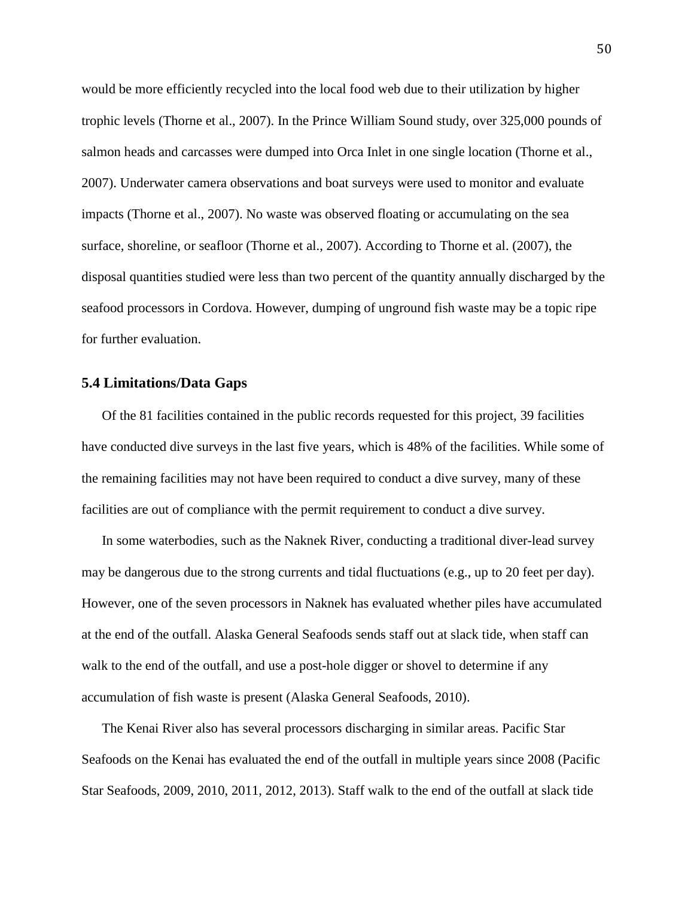would be more efficiently recycled into the local food web due to their utilization by higher trophic levels (Thorne et al., 2007). In the Prince William Sound study, over 325,000 pounds of salmon heads and carcasses were dumped into Orca Inlet in one single location (Thorne et al., 2007). Underwater camera observations and boat surveys were used to monitor and evaluate impacts (Thorne et al., 2007). No waste was observed floating or accumulating on the sea surface, shoreline, or seafloor (Thorne et al., 2007). According to Thorne et al. (2007), the disposal quantities studied were less than two percent of the quantity annually discharged by the seafood processors in Cordova. However, dumping of unground fish waste may be a topic ripe for further evaluation.

### 5.4 Limitations/Data Gaps

Of the 81 facilities contained in the public records requested for this project, 39 facilities have conducted dive surveys in the last five years, which is 48% of the facilities. While some of the remaining facilities may not have been required to conduct a dive survey, many of these facilities are out of compliance with the permit requirement to conduct a dive survey.

In some waterbodies, such as the Naknek River, conducting a traditional diver-lead survey may be dangerous due to the strong currents and tidal fluctuations (e.g., up to 20 feet per day). However, one of the seven processors in Naknek has evaluated whether piles have accumulated at the end of the outfall. Alaska General Seafoods sends staff out at slack tide, when staff can walk to the end of the outfall, and use a post-hole digger or shovel to determine if any accumulation of fish waste is present (Alaska General Seafoods, 2010).

The Kenai River also has several processors discharging in similar areas. Pacific Star Seafoods on the Kenai has evaluated the end of the outfall in multiple years since 2008 (Pacific Star Seafoods, 2009, 2010, 2011, 2012, 2013). Staff walk to the end of the outfall at slack tide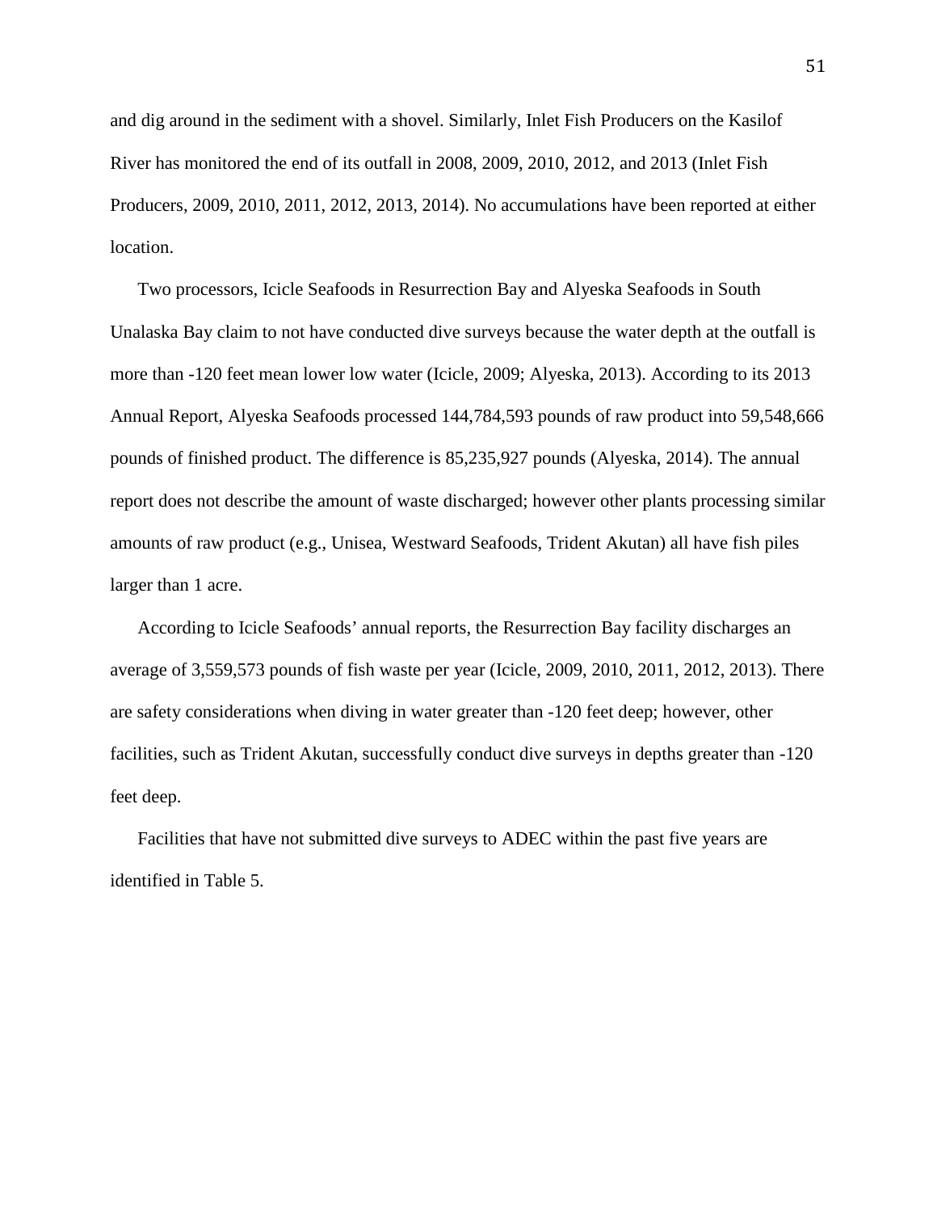and dig around in the sediment with a shovel. Similarly, Inlet Fish Producers on the Kasilof River has monitored the end of its outfall in 2008, 2009, 2010, 2012, and 2013 (Inlet Fish Producers, 2009, 2010, 2011, 2012, 2013, 2014). No accumulations have been reported at either location.

Two processors, Icicle Seafoods in Resurrection Bay and Alyeska Seafoods in South Unalaska Bay claim to not have conducted dive surveys because the water depth at the outfall is more than -120 feet mean lower low water (Icicle, 2009; Alyeska, 2013). According to its 2013 Annual Report, Alyeska Seafoods processed 144,784,593 pounds of raw product into 59,548,666 pounds of finished product. The difference is 85,235,927 pounds (Alyeska, 2014). The annual report does not describe the amount of waste discharged; however other plants processing similar amounts of raw product (e.g., Unisea, Westward Seafoods, Trident Akutan) all have fish piles larger than 1 acre.

According to Icicle Seafoods' annual reports, the Resurrection Bay facility discharges an average of 3,559,573 pounds of fish waste per year (Icicle, 2009, 2010, 2011, 2012, 2013). There are safety considerations when diving in water greater than -120 feet deep; however, other facilities, such as Trident Akutan, successfully conduct dive surveys in depths greater than -120 feet deep.

Facilities that have not submitted dive surveys to ADEC within the past five years are identified in Table 5.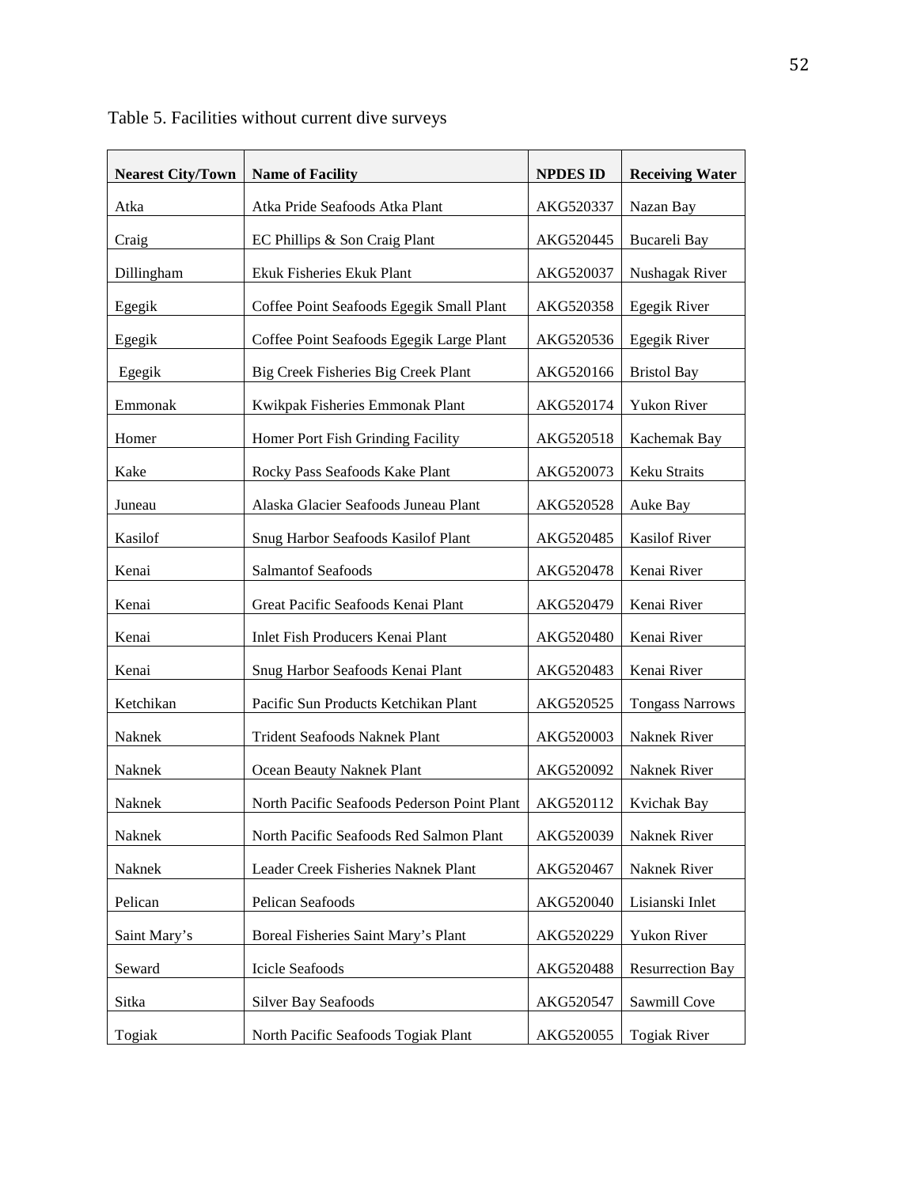Table 5. Facilities without current dive surveys

| Nearest City/Town | Name of Facility | NPDES ID | Receiving Water |
|---|---|---|---|
| Atka | Atka Pride Seafoods Atka Plant | AKG520337 | Nazan Bay |
| Craig | EC Phillips & Son Craig Plant | AKG520445 | Bucareli Bay |
| Dillingham | Ekuk Fisheries Ekuk Plant | AKG520037 | Nushagak River |
| Egegik | Coffee Point Seafoods Egegik Small Plant | AKG520358 | Egegik River |
| Egegik | Coffee Point Seafoods Egegik Large Plant | AKG520536 | Egegik River |
| Egegik | Big Creek Fisheries Big Creek Plant | AKG520166 | Bristol Bay |
| Emmonak | Kwikpak Fisheries Emmonak Plant | AKG520174 | Yukon River |
| Homer | Homer Port Fish Grinding Facility | AKG520518 | Kachemak Bay |
| Kake | Rocky Pass Seafoods Kake Plant | AKG520073 | Keku Straits |
| Juneau | Alaska Glacier Seafoods Juneau Plant | AKG520528 | Auke Bay |
| Kasilof | Snug Harbor Seafoods Kasilof Plant | AKG520485 | Kasilof River |
| Kenai | Salmantof Seafoods | AKG520478 | Kenai River |
| Kenai | Great Pacific Seafoods Kenai Plant | AKG520479 | Kenai River |
| Kenai | Inlet Fish Producers Kenai Plant | AKG520480 | Kenai River |
| Kenai | Snug Harbor Seafoods Kenai Plant | AKG520483 | Kenai River |
| Ketchikan | Pacific Sun Products Ketchikan Plant | AKG520525 | Tongass Narrows |
| Naknek | Trident Seafoods Naknek Plant | AKG520003 | Naknek River |
| Naknek | Ocean Beauty Naknek Plant | AKG520092 | Naknek River |
| Naknek | North Pacific Seafoods Pederson Point Plant | AKG520112 | Kvichak Bay |
| Naknek | North Pacific Seafoods Red Salmon Plant | AKG520039 | Naknek River |
| Naknek | Leader Creek Fisheries Naknek Plant | AKG520467 | Naknek River |
| Pelican | Pelican Seafoods | AKG520040 | Lisianski Inlet |
| Saint Mary's | Boreal Fisheries Saint Mary's Plant | AKG520229 | Yukon River |
| Seward | Icicle Seafoods | AKG520488 | Resurrection Bay |
| Sitka | Silver Bay Seafoods | AKG520547 | Sawmill Cove |
| Togiak | North Pacific Seafoods Togiak Plant | AKG520055 | Togiak River |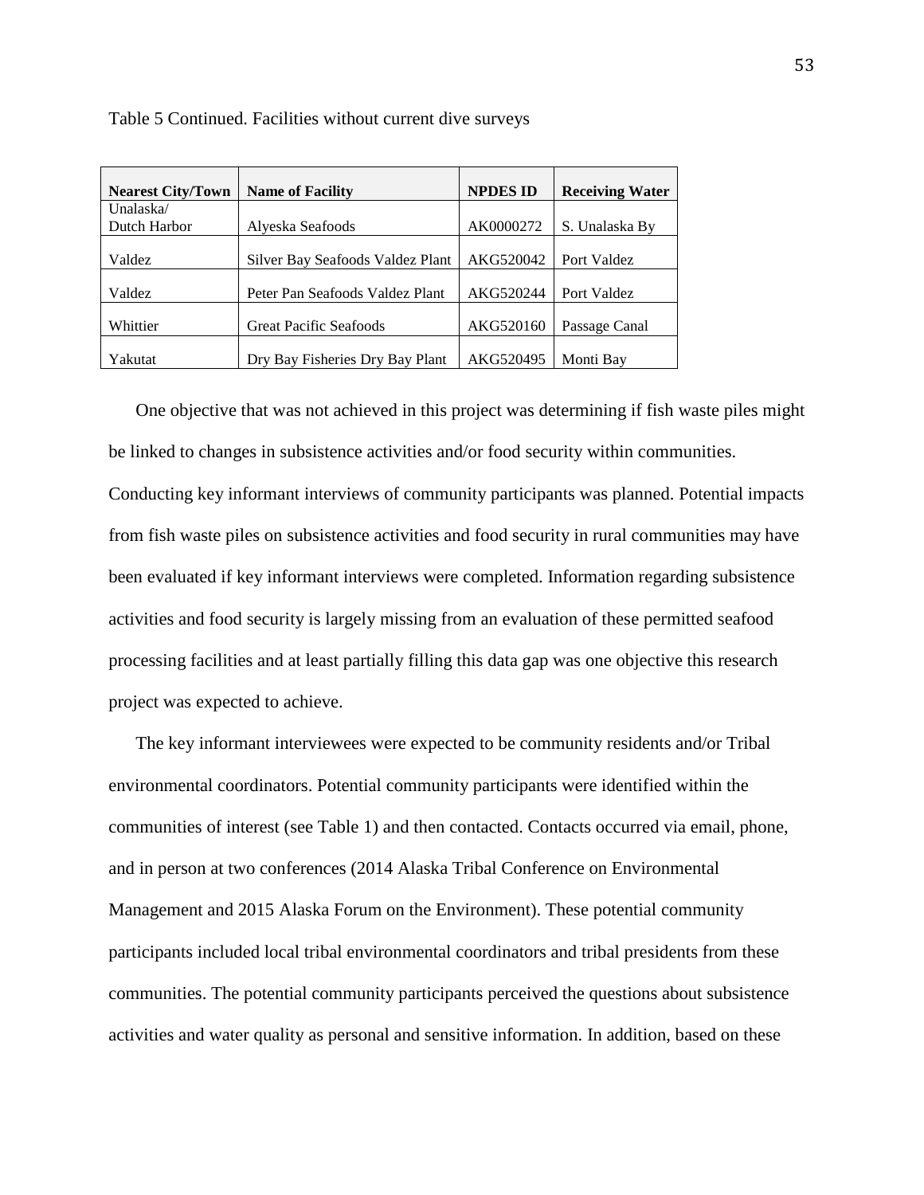Table 5 Continued. Facilities without current dive surveys

| Nearest City/Town | Name of Facility | NPDES ID | Receiving Water |
|---|---|---|---|
| Unalaska/ Dutch Harbor | Alyeska Seafoods | AK0000272 | S. Unalaska By |
| Valdez | Silver Bay Seafoods Valdez Plant | AKG520042 | Port Valdez |
| Valdez | Peter Pan Seafoods Valdez Plant | AKG520244 | Port Valdez |
| Whittier | Great Pacific Seafoods | AKG520160 | Passage Canal |
| Yakutat | Dry Bay Fisheries Dry Bay Plant | AKG520495 | Monti Bay |

One objective that was not achieved in this project was determining if fish waste piles might be linked to changes in subsistence activities and/or food security within communities. Conducting key informant interviews of community participants was planned. Potential impacts from fish waste piles on subsistence activities and food security in rural communities may have been evaluated if key informant interviews were completed. Information regarding subsistence activities and food security is largely missing from an evaluation of these permitted seafood processing facilities and at least partially filling this data gap was one objective this research project was expected to achieve.

The key informant interviewees were expected to be community residents and/or Tribal environmental coordinators. Potential community participants were identified within the communities of interest (see Table 1) and then contacted. Contacts occurred via email, phone, and in person at two conferences (2014 Alaska Tribal Conference on Environmental Management and 2015 Alaska Forum on the Environment). These potential community participants included local tribal environmental coordinators and tribal presidents from these communities. The potential community participants perceived the questions about subsistence activities and water quality as personal and sensitive information. In addition, based on these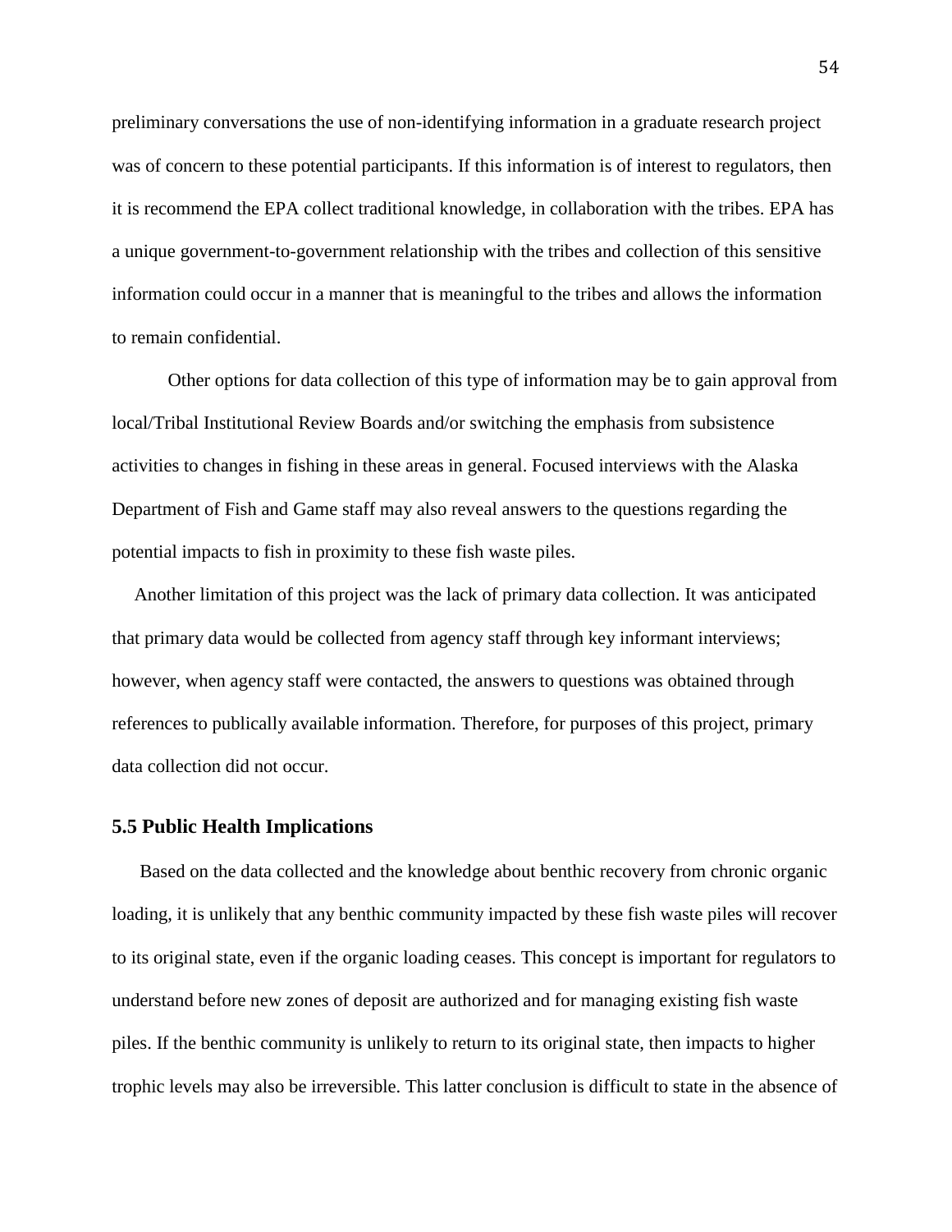preliminary conversations the use of non-identifying information in a graduate research project was of concern to these potential participants. If this information is of interest to regulators, then it is recommend the EPA collect traditional knowledge, in collaboration with the tribes. EPA has a unique government-to-government relationship with the tribes and collection of this sensitive information could occur in a manner that is meaningful to the tribes and allows the information to remain confidential.

Other options for data collection of this type of information may be to gain approval from local/Tribal Institutional Review Boards and/or switching the emphasis from subsistence activities to changes in fishing in these areas in general. Focused interviews with the Alaska Department of Fish and Game staff may also reveal answers to the questions regarding the potential impacts to fish in proximity to these fish waste piles.

Another limitation of this project was the lack of primary data collection. It was anticipated that primary data would be collected from agency staff through key informant interviews; however, when agency staff were contacted, the answers to questions was obtained through references to publically available information. Therefore, for purposes of this project, primary data collection did not occur.

### 5.5 Public Health Implications

Based on the data collected and the knowledge about benthic recovery from chronic organic loading, it is unlikely that any benthic community impacted by these fish waste piles will recover to its original state, even if the organic loading ceases. This concept is important for regulators to understand before new zones of deposit are authorized and for managing existing fish waste piles. If the benthic community is unlikely to return to its original state, then impacts to higher trophic levels may also be irreversible. This latter conclusion is difficult to state in the absence of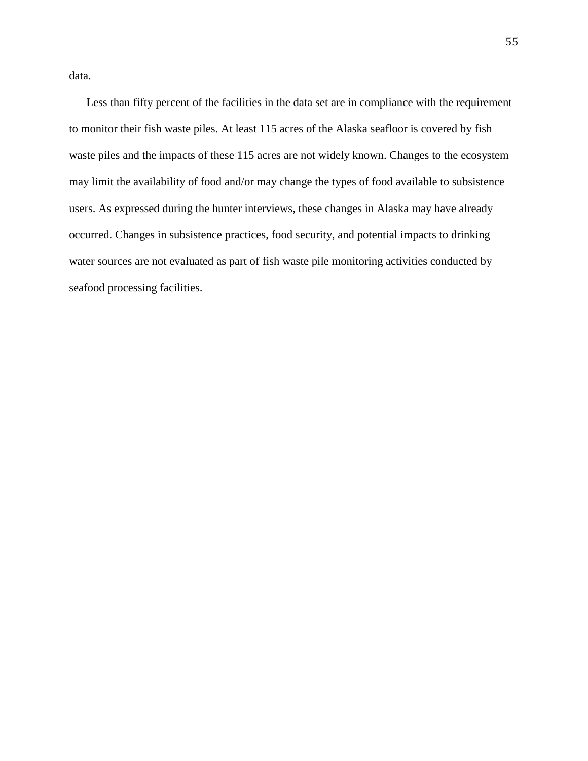data.

Less than fifty percent of the facilities in the data set are in compliance with the requirement to monitor their fish waste piles. At least 115 acres of the Alaska seafloor is covered by fish waste piles and the impacts of these 115 acres are not widely known. Changes to the ecosystem may limit the availability of food and/or may change the types of food available to subsistence users. As expressed during the hunter interviews, these changes in Alaska may have already occurred. Changes in subsistence practices, food security, and potential impacts to drinking water sources are not evaluated as part of fish waste pile monitoring activities conducted by seafood processing facilities.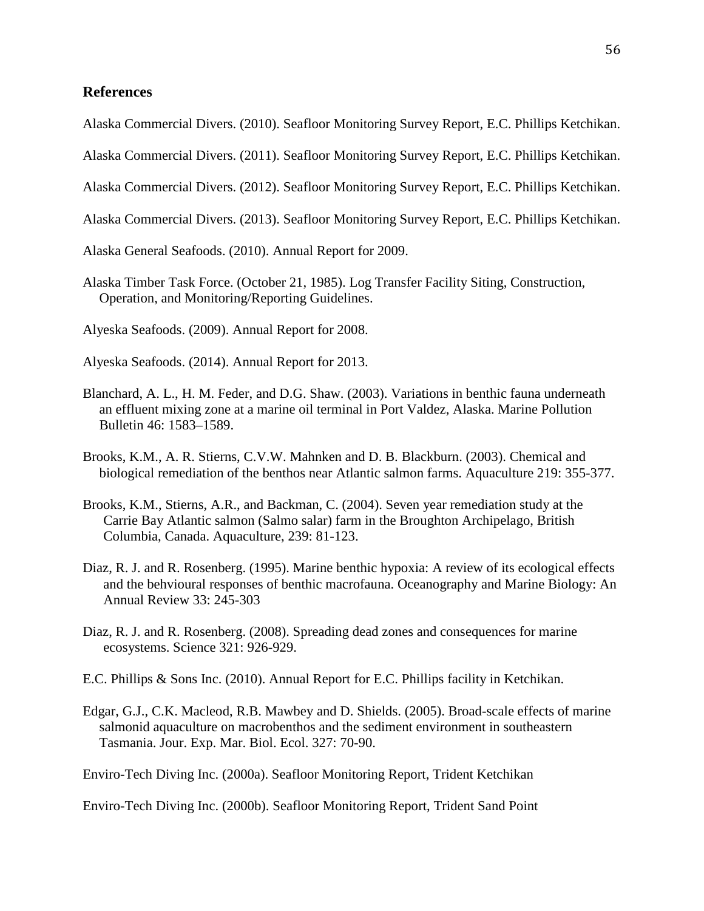## References

Alaska Commercial Divers. (2010). Seafloor Monitoring Survey Report, E.C. Phillips Ketchikan.

Alaska Commercial Divers. (2011). Seafloor Monitoring Survey Report, E.C. Phillips Ketchikan.

Alaska Commercial Divers. (2012). Seafloor Monitoring Survey Report, E.C. Phillips Ketchikan.

Alaska Commercial Divers. (2013). Seafloor Monitoring Survey Report, E.C. Phillips Ketchikan.

Alaska General Seafoods. (2010). Annual Report for 2009.

Alaska Timber Task Force. (October 21, 1985). Log Transfer Facility Siting, Construction, Operation, and Monitoring/Reporting Guidelines.

Alyeska Seafoods. (2009). Annual Report for 2008.

Alyeska Seafoods. (2014). Annual Report for 2013.

Blanchard, A. L., H. M. Feder, and D.G. Shaw. (2003). Variations in benthic fauna underneath an effluent mixing zone at a marine oil terminal in Port Valdez, Alaska. Marine Pollution Bulletin 46: 1583–1589.

Brooks, K.M., A. R. Stierns, C.V.W. Mahnken and D. B. Blackburn. (2003). Chemical and biological remediation of the benthos near Atlantic salmon farms. Aquaculture 219: 355-377.

Brooks, K.M., Stierns, A.R., and Backman, C. (2004). Seven year remediation study at the Carrie Bay Atlantic salmon (Salmo salar) farm in the Broughton Archipelago, British Columbia, Canada. Aquaculture, 239: 81-123.

Diaz, R. J. and R. Rosenberg. (1995). Marine benthic hypoxia: A review of its ecological effects and the behvioural responses of benthic macrofauna. Oceanography and Marine Biology: An Annual Review 33: 245-303

Diaz, R. J. and R. Rosenberg. (2008). Spreading dead zones and consequences for marine ecosystems. Science 321: 926-929.

E.C. Phillips & Sons Inc. (2010). Annual Report for E.C. Phillips facility in Ketchikan.

Edgar, G.J., C.K. Macleod, R.B. Mawbey and D. Shields. (2005). Broad-scale effects of marine salmonid aquaculture on macrobenthos and the sediment environment in southeastern Tasmania. Jour. Exp. Mar. Biol. Ecol. 327: 70-90.

Enviro-Tech Diving Inc. (2000a). Seafloor Monitoring Report, Trident Ketchikan

Enviro-Tech Diving Inc. (2000b). Seafloor Monitoring Report, Trident Sand Point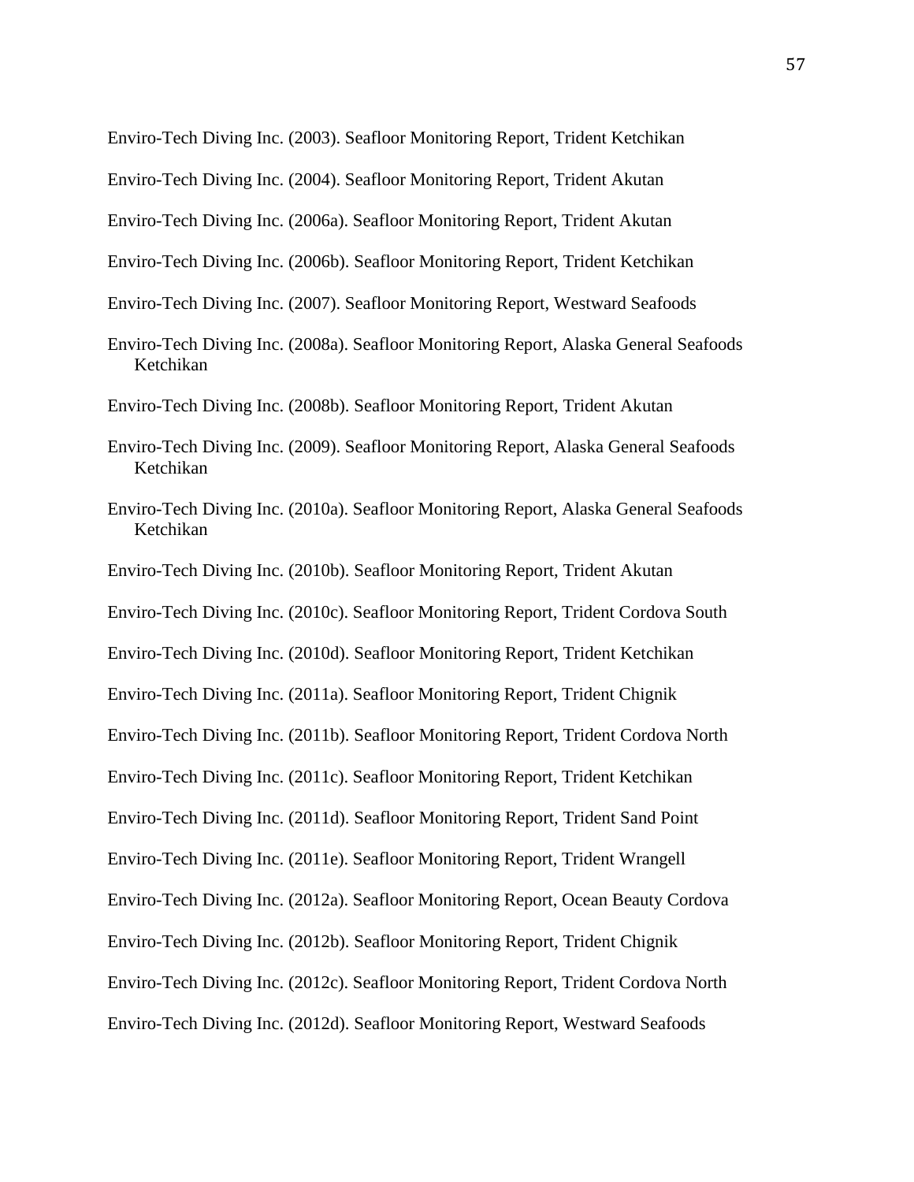Enviro-Tech Diving Inc. (2003). Seafloor Monitoring Report, Trident Ketchikan

Enviro-Tech Diving Inc. (2004). Seafloor Monitoring Report, Trident Akutan

Enviro-Tech Diving Inc. (2006a). Seafloor Monitoring Report, Trident Akutan

Enviro-Tech Diving Inc. (2006b). Seafloor Monitoring Report, Trident Ketchikan

Enviro-Tech Diving Inc. (2007). Seafloor Monitoring Report, Westward Seafoods

Enviro-Tech Diving Inc. (2008a). Seafloor Monitoring Report, Alaska General Seafoods Ketchikan

Enviro-Tech Diving Inc. (2008b). Seafloor Monitoring Report, Trident Akutan

Enviro-Tech Diving Inc. (2009). Seafloor Monitoring Report, Alaska General Seafoods Ketchikan

Enviro-Tech Diving Inc. (2010a). Seafloor Monitoring Report, Alaska General Seafoods Ketchikan

Enviro-Tech Diving Inc. (2010b). Seafloor Monitoring Report, Trident Akutan

Enviro-Tech Diving Inc. (2010c). Seafloor Monitoring Report, Trident Cordova South

Enviro-Tech Diving Inc. (2010d). Seafloor Monitoring Report, Trident Ketchikan

Enviro-Tech Diving Inc. (2011a). Seafloor Monitoring Report, Trident Chignik

Enviro-Tech Diving Inc. (2011b). Seafloor Monitoring Report, Trident Cordova North

Enviro-Tech Diving Inc. (2011c). Seafloor Monitoring Report, Trident Ketchikan

Enviro-Tech Diving Inc. (2011d). Seafloor Monitoring Report, Trident Sand Point

Enviro-Tech Diving Inc. (2011e). Seafloor Monitoring Report, Trident Wrangell

Enviro-Tech Diving Inc. (2012a). Seafloor Monitoring Report, Ocean Beauty Cordova

Enviro-Tech Diving Inc. (2012b). Seafloor Monitoring Report, Trident Chignik

Enviro-Tech Diving Inc. (2012c). Seafloor Monitoring Report, Trident Cordova North

Enviro-Tech Diving Inc. (2012d). Seafloor Monitoring Report, Westward Seafoods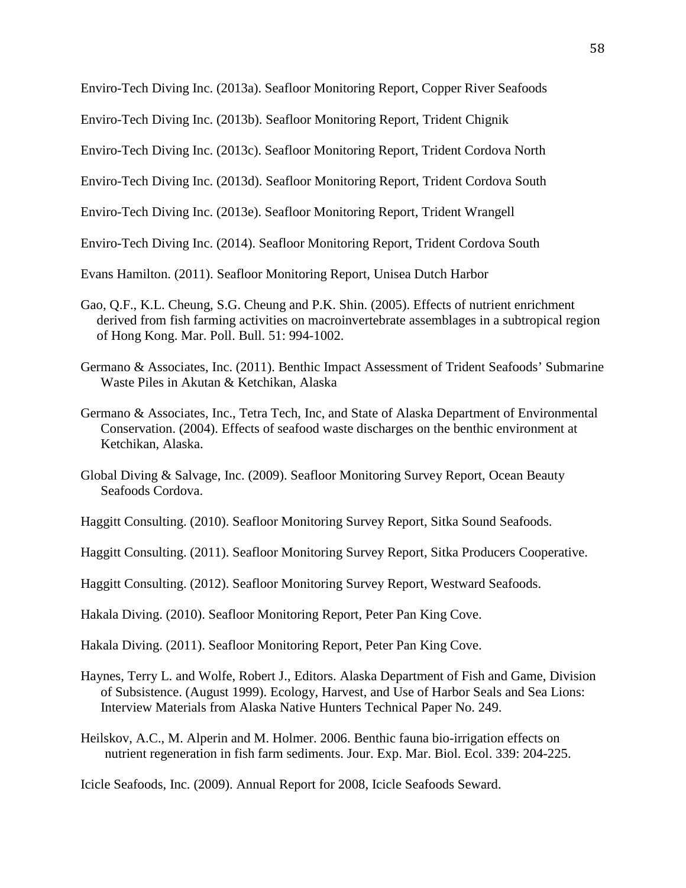Enviro-Tech Diving Inc. (2013a). Seafloor Monitoring Report, Copper River Seafoods

Enviro-Tech Diving Inc. (2013b). Seafloor Monitoring Report, Trident Chignik

Enviro-Tech Diving Inc. (2013c). Seafloor Monitoring Report, Trident Cordova North

Enviro-Tech Diving Inc. (2013d). Seafloor Monitoring Report, Trident Cordova South

Enviro-Tech Diving Inc. (2013e). Seafloor Monitoring Report, Trident Wrangell

Enviro-Tech Diving Inc. (2014). Seafloor Monitoring Report, Trident Cordova South

Evans Hamilton. (2011). Seafloor Monitoring Report, Unisea Dutch Harbor

Gao, Q.F., K.L. Cheung, S.G. Cheung and P.K. Shin. (2005). Effects of nutrient enrichment derived from fish farming activities on macroinvertebrate assemblages in a subtropical region of Hong Kong. Mar. Poll. Bull. 51: 994-1002.

Germano & Associates, Inc. (2011). Benthic Impact Assessment of Trident Seafoods' Submarine Waste Piles in Akutan & Ketchikan, Alaska

Germano & Associates, Inc., Tetra Tech, Inc, and State of Alaska Department of Environmental Conservation. (2004). Effects of seafood waste discharges on the benthic environment at Ketchikan, Alaska.

Global Diving & Salvage, Inc. (2009). Seafloor Monitoring Survey Report, Ocean Beauty Seafoods Cordova.

Haggitt Consulting. (2010). Seafloor Monitoring Survey Report, Sitka Sound Seafoods.

Haggitt Consulting. (2011). Seafloor Monitoring Survey Report, Sitka Producers Cooperative.

Haggitt Consulting. (2012). Seafloor Monitoring Survey Report, Westward Seafoods.

Hakala Diving. (2010). Seafloor Monitoring Report, Peter Pan King Cove.

Hakala Diving. (2011). Seafloor Monitoring Report, Peter Pan King Cove.

Haynes, Terry L. and Wolfe, Robert J., Editors. Alaska Department of Fish and Game, Division of Subsistence. (August 1999). Ecology, Harvest, and Use of Harbor Seals and Sea Lions: Interview Materials from Alaska Native Hunters Technical Paper No. 249.

Heilskov, A.C., M. Alperin and M. Holmer. 2006. Benthic fauna bio-irrigation effects on nutrient regeneration in fish farm sediments. Jour. Exp. Mar. Biol. Ecol. 339: 204-225.

Icicle Seafoods, Inc. (2009). Annual Report for 2008, Icicle Seafoods Seward.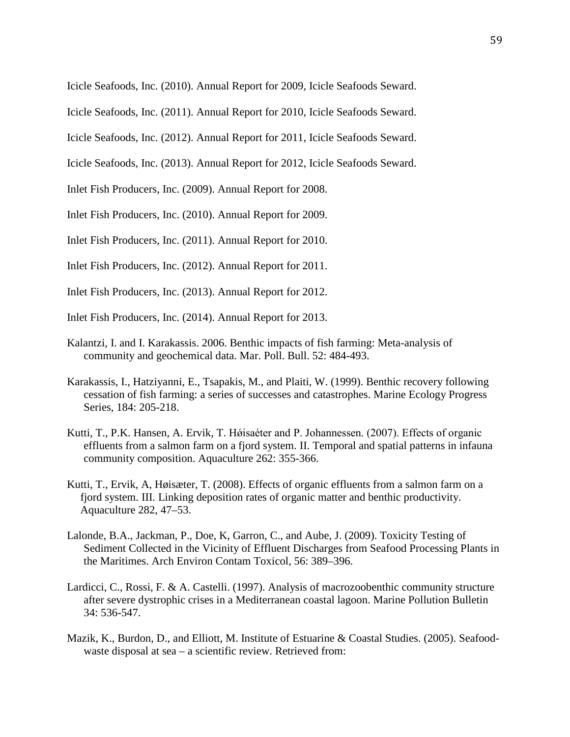Icicle Seafoods, Inc. (2010). Annual Report for 2009, Icicle Seafoods Seward.

Icicle Seafoods, Inc. (2011). Annual Report for 2010, Icicle Seafoods Seward.

Icicle Seafoods, Inc. (2012). Annual Report for 2011, Icicle Seafoods Seward.

Icicle Seafoods, Inc. (2013). Annual Report for 2012, Icicle Seafoods Seward.

Inlet Fish Producers, Inc. (2009). Annual Report for 2008.

Inlet Fish Producers, Inc. (2010). Annual Report for 2009.

Inlet Fish Producers, Inc. (2011). Annual Report for 2010.

Inlet Fish Producers, Inc. (2012). Annual Report for 2011.

Inlet Fish Producers, Inc. (2013). Annual Report for 2012.

Inlet Fish Producers, Inc. (2014). Annual Report for 2013.

Kalantzi, I. and I. Karakassis. 2006. Benthic impacts of fish farming: Meta-analysis of community and geochemical data. Mar. Poll. Bull. 52: 484-493.

Karakassis, I., Hatziyanni, E., Tsapakis, M., and Plaiti, W. (1999). Benthic recovery following cessation of fish farming: a series of successes and catastrophes. Marine Ecology Progress Series, 184: 205-218.

Kutti, T., P.K. Hansen, A. Ervik, T. Hǿisaéter and P. Johannessen. (2007). Effects of organic effluents from a salmon farm on a fjord system. II. Temporal and spatial patterns in infauna community composition. Aquaculture 262: 355-366.

Kutti, T., Ervik, A, Høisæter, T. (2008). Effects of organic effluents from a salmon farm on a fjord system. III. Linking deposition rates of organic matter and benthic productivity. Aquaculture 282, 47–53.

Lalonde, B.A., Jackman, P., Doe, K, Garron, C., and Aube, J. (2009). Toxicity Testing of Sediment Collected in the Vicinity of Effluent Discharges from Seafood Processing Plants in the Maritimes. Arch Environ Contam Toxicol, 56: 389–396.

Lardicci, C., Rossi, F. & A. Castelli. (1997). Analysis of macrozoobenthic community structure after severe dystrophic crises in a Mediterranean coastal lagoon. Marine Pollution Bulletin 34: 536-547.

Mazik, K., Burdon, D., and Elliott, M. Institute of Estuarine & Coastal Studies. (2005). Seafood-waste disposal at sea – a scientific review. Retrieved from: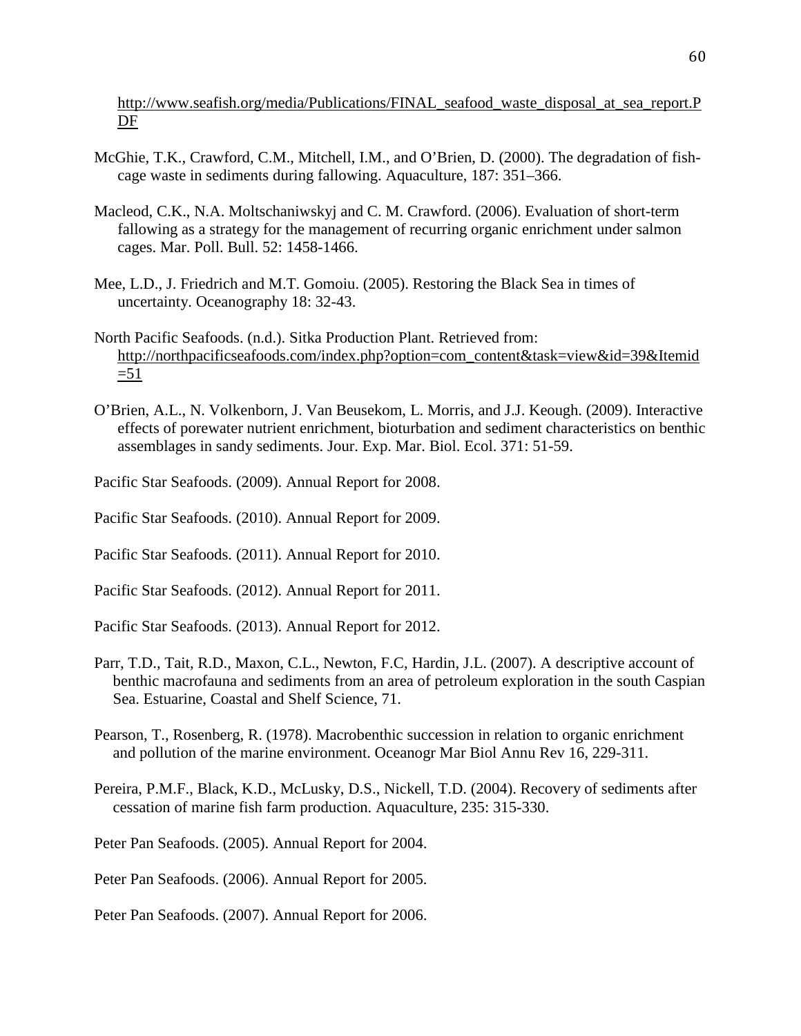http://www.seafish.org/media/Publications/FINAL_seafood_waste_disposal_at_sea_report.PDF

McGhie, T.K., Crawford, C.M., Mitchell, I.M., and O'Brien, D. (2000). The degradation of fish-cage waste in sediments during fallowing. Aquaculture, 187: 351–366.

Macleod, C.K., N.A. Moltschaniwskyj and C. M. Crawford. (2006). Evaluation of short-term fallowing as a strategy for the management of recurring organic enrichment under salmon cages. Mar. Poll. Bull. 52: 1458-1466.

Mee, L.D., J. Friedrich and M.T. Gomoiu. (2005). Restoring the Black Sea in times of uncertainty. Oceanography 18: 32-43.

North Pacific Seafoods. (n.d.). Sitka Production Plant. Retrieved from: http://northpacificseafoods.com/index.php?option=com_content&task=view&id=39&Itemid=51

O'Brien, A.L., N. Volkenborn, J. Van Beusekom, L. Morris, and J.J. Keough. (2009). Interactive effects of porewater nutrient enrichment, bioturbation and sediment characteristics on benthic assemblages in sandy sediments. Jour. Exp. Mar. Biol. Ecol. 371: 51-59.

Pacific Star Seafoods. (2009). Annual Report for 2008.

Pacific Star Seafoods. (2010). Annual Report for 2009.

Pacific Star Seafoods. (2011). Annual Report for 2010.

Pacific Star Seafoods. (2012). Annual Report for 2011.

Pacific Star Seafoods. (2013). Annual Report for 2012.

Parr, T.D., Tait, R.D., Maxon, C.L., Newton, F.C, Hardin, J.L. (2007). A descriptive account of benthic macrofauna and sediments from an area of petroleum exploration in the south Caspian Sea. Estuarine, Coastal and Shelf Science, 71.

Pearson, T., Rosenberg, R. (1978). Macrobenthic succession in relation to organic enrichment and pollution of the marine environment. Oceanogr Mar Biol Annu Rev 16, 229-311.

Pereira, P.M.F., Black, K.D., McLusky, D.S., Nickell, T.D. (2004). Recovery of sediments after cessation of marine fish farm production. Aquaculture, 235: 315-330.

Peter Pan Seafoods. (2005). Annual Report for 2004.

Peter Pan Seafoods. (2006). Annual Report for 2005.

Peter Pan Seafoods. (2007). Annual Report for 2006.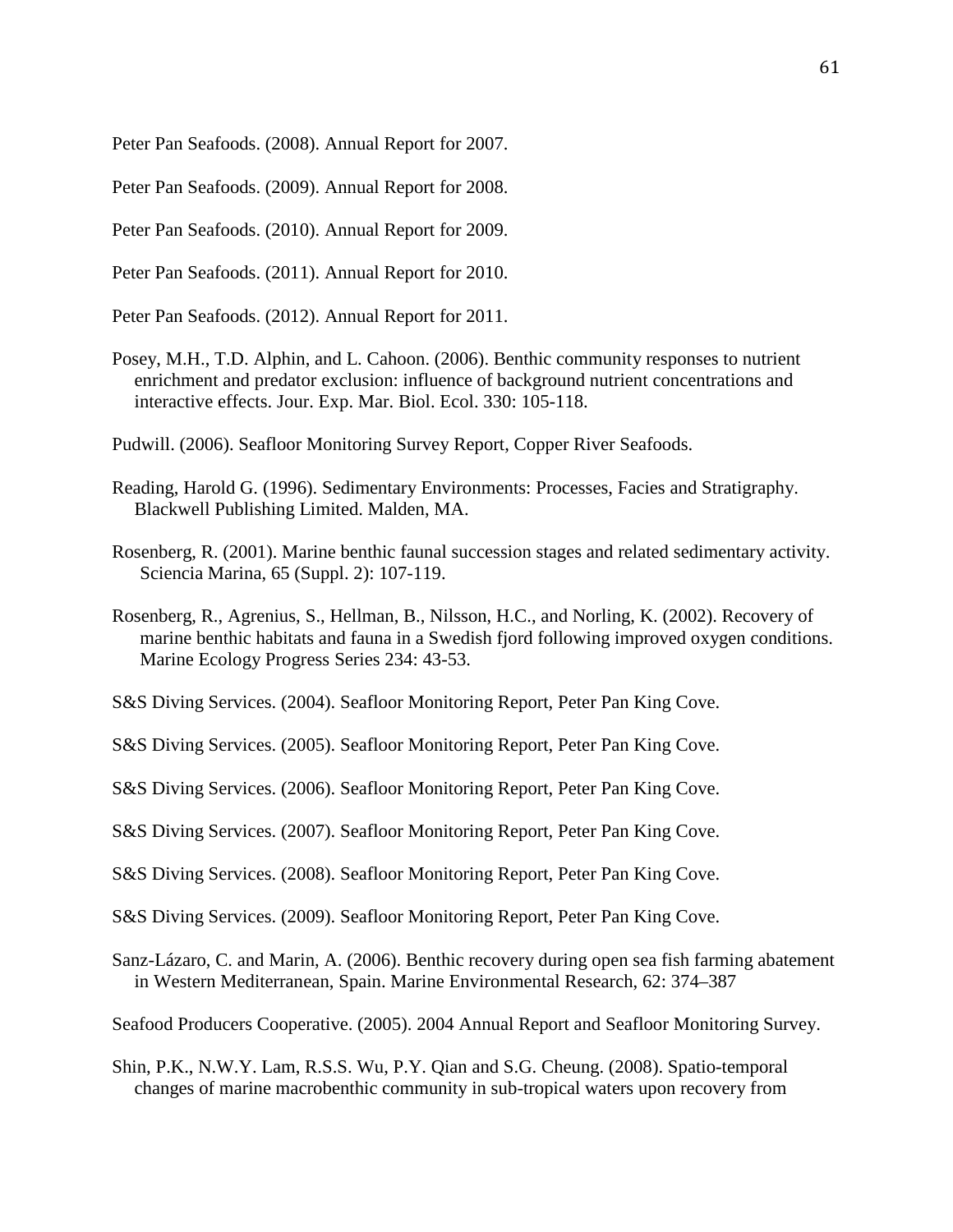Peter Pan Seafoods. (2008). Annual Report for 2007.

Peter Pan Seafoods. (2009). Annual Report for 2008.

Peter Pan Seafoods. (2010). Annual Report for 2009.

Peter Pan Seafoods. (2011). Annual Report for 2010.

Peter Pan Seafoods. (2012). Annual Report for 2011.

Posey, M.H., T.D. Alphin, and L. Cahoon. (2006). Benthic community responses to nutrient enrichment and predator exclusion: influence of background nutrient concentrations and interactive effects. Jour. Exp. Mar. Biol. Ecol. 330: 105-118.

Pudwill. (2006). Seafloor Monitoring Survey Report, Copper River Seafoods.

Reading, Harold G. (1996). Sedimentary Environments: Processes, Facies and Stratigraphy. Blackwell Publishing Limited. Malden, MA.

Rosenberg, R. (2001). Marine benthic faunal succession stages and related sedimentary activity. Sciencia Marina, 65 (Suppl. 2): 107-119.

Rosenberg, R., Agrenius, S., Hellman, B., Nilsson, H.C., and Norling, K. (2002). Recovery of marine benthic habitats and fauna in a Swedish fjord following improved oxygen conditions. Marine Ecology Progress Series 234: 43-53.

S&S Diving Services. (2004). Seafloor Monitoring Report, Peter Pan King Cove.

S&S Diving Services. (2005). Seafloor Monitoring Report, Peter Pan King Cove.

S&S Diving Services. (2006). Seafloor Monitoring Report, Peter Pan King Cove.

S&S Diving Services. (2007). Seafloor Monitoring Report, Peter Pan King Cove.

S&S Diving Services. (2008). Seafloor Monitoring Report, Peter Pan King Cove.

S&S Diving Services. (2009). Seafloor Monitoring Report, Peter Pan King Cove.

Sanz-Lázaro, C. and Marin, A. (2006). Benthic recovery during open sea fish farming abatement in Western Mediterranean, Spain. Marine Environmental Research, 62: 374–387

Seafood Producers Cooperative. (2005). 2004 Annual Report and Seafloor Monitoring Survey.

Shin, P.K., N.W.Y. Lam, R.S.S. Wu, P.Y. Qian and S.G. Cheung. (2008). Spatio-temporal changes of marine macrobenthic community in sub-tropical waters upon recovery from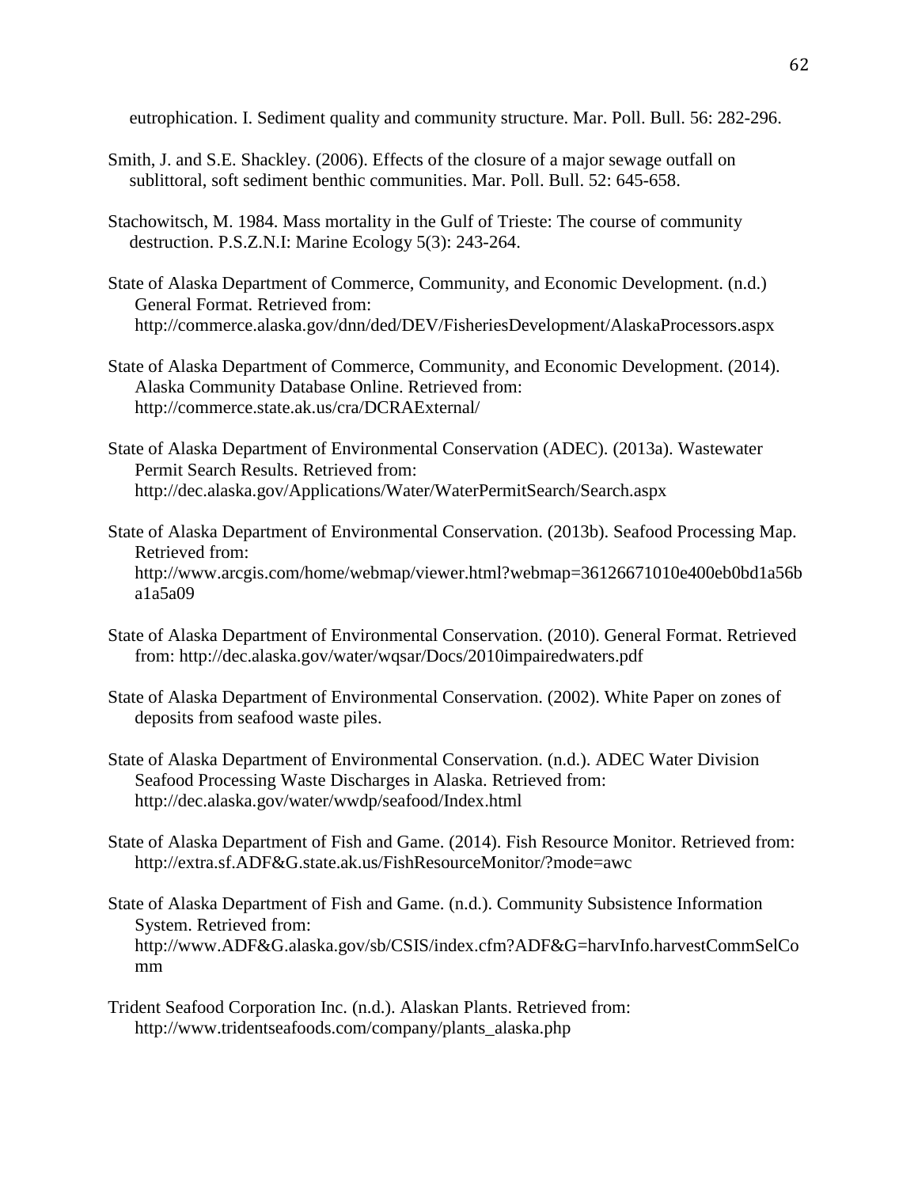eutrophication. I. Sediment quality and community structure. Mar. Poll. Bull. 56: 282-296.

Smith, J. and S.E. Shackley. (2006). Effects of the closure of a major sewage outfall on sublittoral, soft sediment benthic communities. Mar. Poll. Bull. 52: 645-658.

Stachowitsch, M. 1984. Mass mortality in the Gulf of Trieste: The course of community destruction. P.S.Z.N.I: Marine Ecology 5(3): 243-264.

State of Alaska Department of Commerce, Community, and Economic Development. (n.d.) General Format. Retrieved from: http://commerce.alaska.gov/dnn/ded/DEV/FisheriesDevelopment/AlaskaProcessors.aspx

State of Alaska Department of Commerce, Community, and Economic Development. (2014). Alaska Community Database Online. Retrieved from: http://commerce.state.ak.us/cra/DCRAExternal/

State of Alaska Department of Environmental Conservation (ADEC). (2013a). Wastewater Permit Search Results. Retrieved from: http://dec.alaska.gov/Applications/Water/WaterPermitSearch/Search.aspx

State of Alaska Department of Environmental Conservation. (2013b). Seafood Processing Map. Retrieved from: http://www.arcgis.com/home/webmap/viewer.html?webmap=36126671010e400eb0bd1a56ba1a5a09

State of Alaska Department of Environmental Conservation. (2010). General Format. Retrieved from: http://dec.alaska.gov/water/wqsar/Docs/2010impairedwaters.pdf

State of Alaska Department of Environmental Conservation. (2002). White Paper on zones of deposits from seafood waste piles.

State of Alaska Department of Environmental Conservation. (n.d.). ADEC Water Division Seafood Processing Waste Discharges in Alaska. Retrieved from: http://dec.alaska.gov/water/wwdp/seafood/Index.html

State of Alaska Department of Fish and Game. (2014). Fish Resource Monitor. Retrieved from: http://extra.sf.ADF&G.state.ak.us/FishResourceMonitor/?mode=awc

State of Alaska Department of Fish and Game. (n.d.). Community Subsistence Information System. Retrieved from: http://www.ADF&G.alaska.gov/sb/CSIS/index.cfm?ADF&G=harvInfo.harvestCommSelComm

Trident Seafood Corporation Inc. (n.d.). Alaskan Plants. Retrieved from: http://www.tridentseafoods.com/company/plants_alaska.php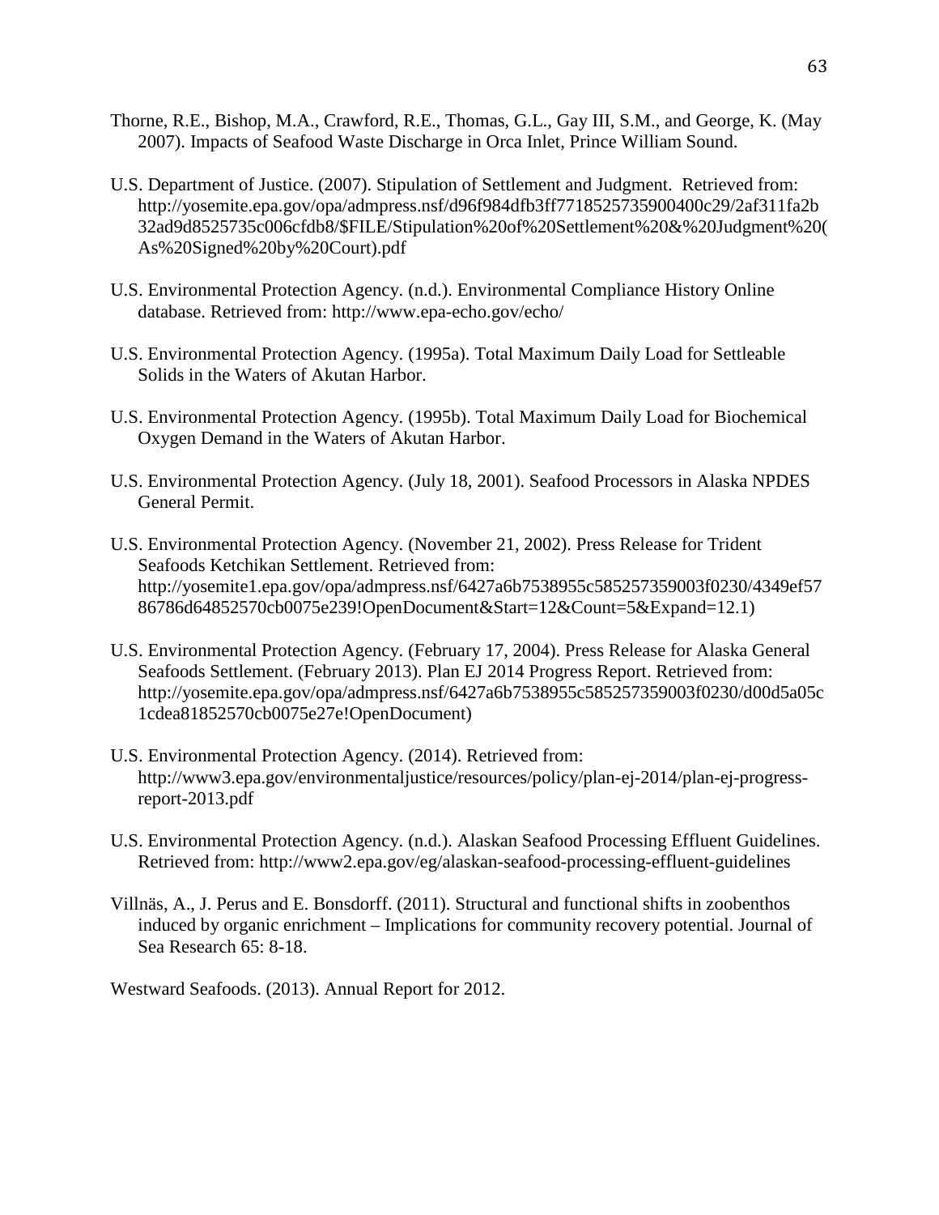Thorne, R.E., Bishop, M.A., Crawford, R.E., Thomas, G.L., Gay III, S.M., and George, K. (May 2007). Impacts of Seafood Waste Discharge in Orca Inlet, Prince William Sound.

U.S. Department of Justice. (2007). Stipulation of Settlement and Judgment. Retrieved from: http://yosemite.epa.gov/opa/admpress.nsf/d96f984dfb3ff7718525735900400c29/2af311fa2b32ad9d8525735c006cfdb8/$FILE/Stipulation%20of%20Settlement%20&%20Judgment%20(As%20Signed%20by%20Court).pdf

U.S. Environmental Protection Agency. (n.d.). Environmental Compliance History Online database. Retrieved from: http://www.epa-echo.gov/echo/

U.S. Environmental Protection Agency. (1995a). Total Maximum Daily Load for Settleable Solids in the Waters of Akutan Harbor.

U.S. Environmental Protection Agency. (1995b). Total Maximum Daily Load for Biochemical Oxygen Demand in the Waters of Akutan Harbor.

U.S. Environmental Protection Agency. (July 18, 2001). Seafood Processors in Alaska NPDES General Permit.

U.S. Environmental Protection Agency. (November 21, 2002). Press Release for Trident Seafoods Ketchikan Settlement. Retrieved from: http://yosemite1.epa.gov/opa/admpress.nsf/6427a6b7538955c585257359003f0230/4349ef5786786d64852570cb0075e239!OpenDocument&Start=12&Count=5&Expand=12.1)

U.S. Environmental Protection Agency. (February 17, 2004). Press Release for Alaska General Seafoods Settlement. (February 2013). Plan EJ 2014 Progress Report. Retrieved from: http://yosemite.epa.gov/opa/admpress.nsf/6427a6b7538955c585257359003f0230/d00d5a05c1cdea81852570cb0075e27e!OpenDocument)

U.S. Environmental Protection Agency. (2014). Retrieved from: http://www3.epa.gov/environmentaljustice/resources/policy/plan-ej-2014/plan-ej-progress-report-2013.pdf

U.S. Environmental Protection Agency. (n.d.). Alaskan Seafood Processing Effluent Guidelines. Retrieved from: http://www2.epa.gov/eg/alaskan-seafood-processing-effluent-guidelines

Villnäs, A., J. Perus and E. Bonsdorff. (2011). Structural and functional shifts in zoobenthos induced by organic enrichment – Implications for community recovery potential. Journal of Sea Research 65: 8-18.

Westward Seafoods. (2013). Annual Report for 2012.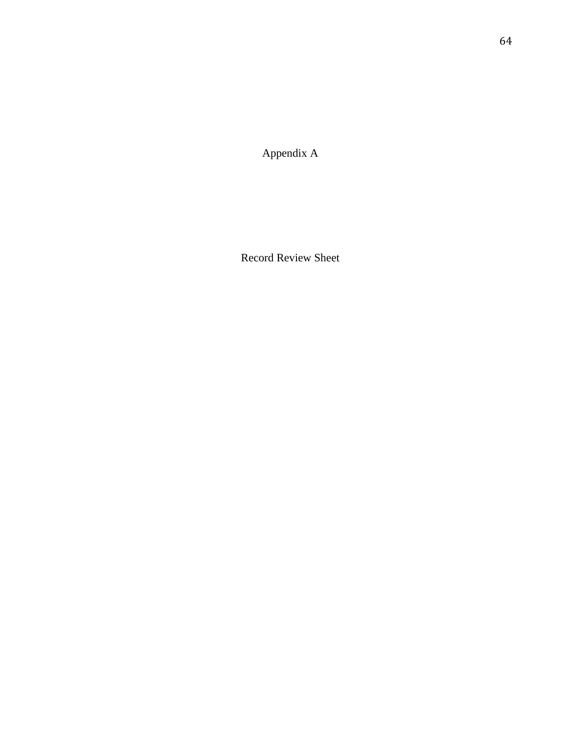# Appendix A

## Record Review Sheet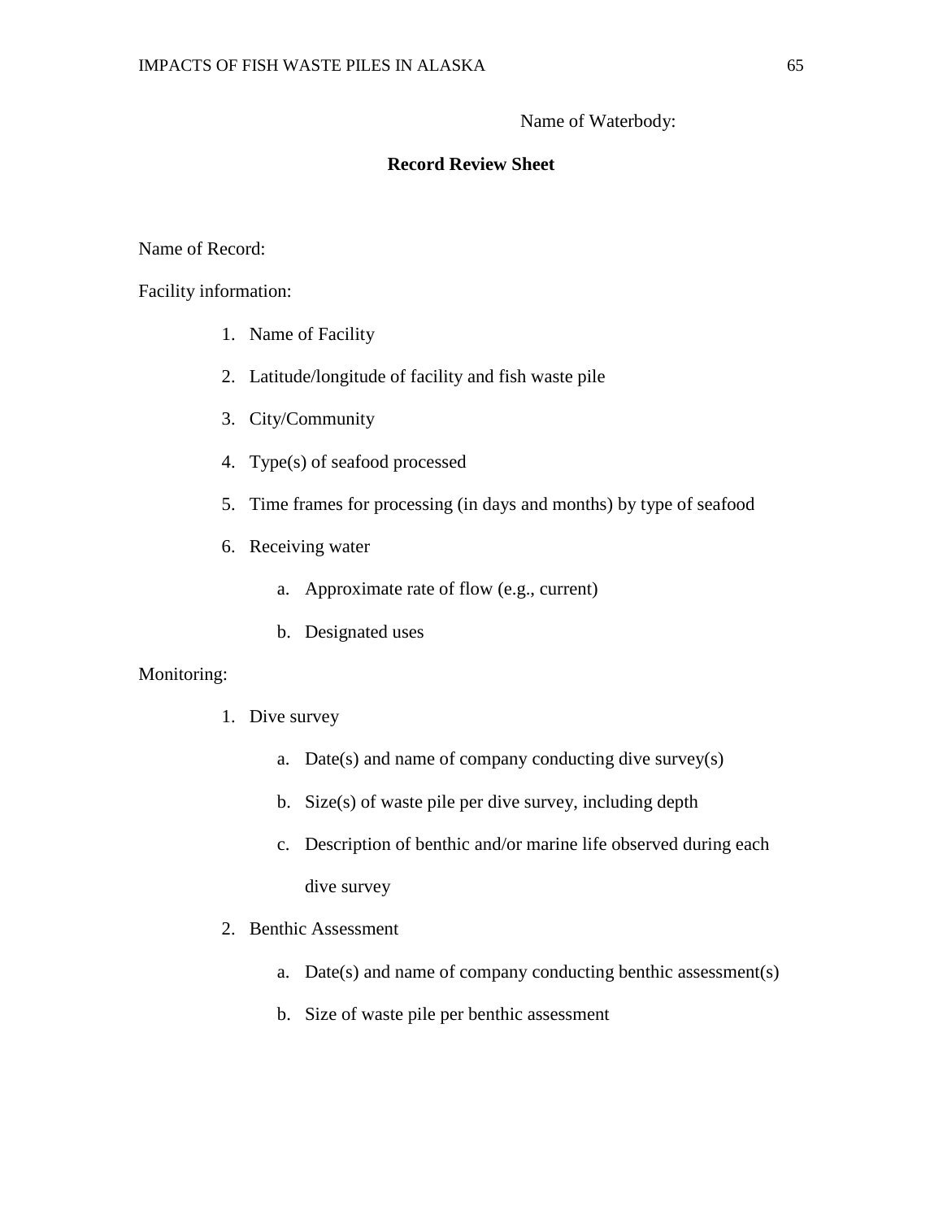Name of Waterbody:

**Record Review Sheet**

Name of Record:

Facility information:

1. Name of Facility
2. Latitude/longitude of facility and fish waste pile
3. City/Community
4. Type(s) of seafood processed
5. Time frames for processing (in days and months) by type of seafood
6. Receiving water
   a. Approximate rate of flow (e.g., current)
   b. Designated uses

Monitoring:

1. Dive survey
   a. Date(s) and name of company conducting dive survey(s)
   b. Size(s) of waste pile per dive survey, including depth
   c. Description of benthic and/or marine life observed during each dive survey
2. Benthic Assessment
   a. Date(s) and name of company conducting benthic assessment(s)
   b. Size of waste pile per benthic assessment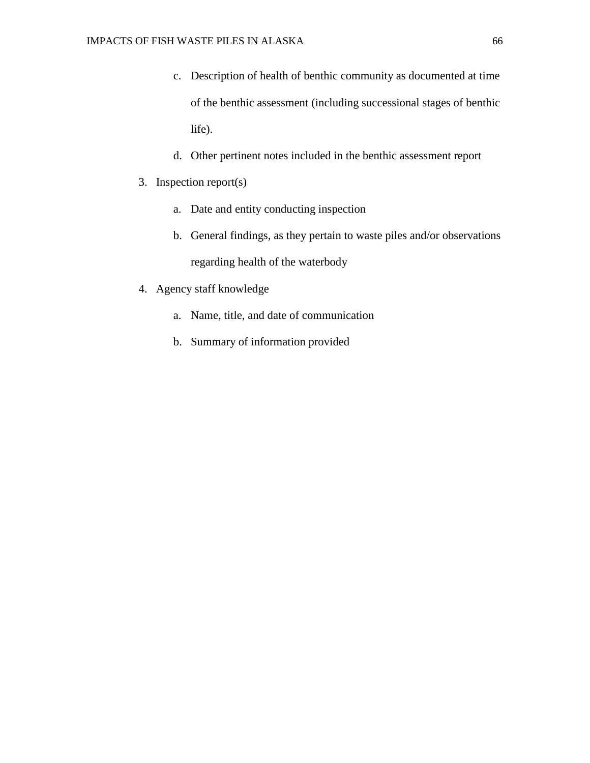c. Description of health of benthic community as documented at time of the benthic assessment (including successional stages of benthic life).
   d. Other pertinent notes included in the benthic assessment report

3. Inspection report(s)
   a. Date and entity conducting inspection
   b. General findings, as they pertain to waste piles and/or observations regarding health of the waterbody

4. Agency staff knowledge
   a. Name, title, and date of communication
   b. Summary of information provided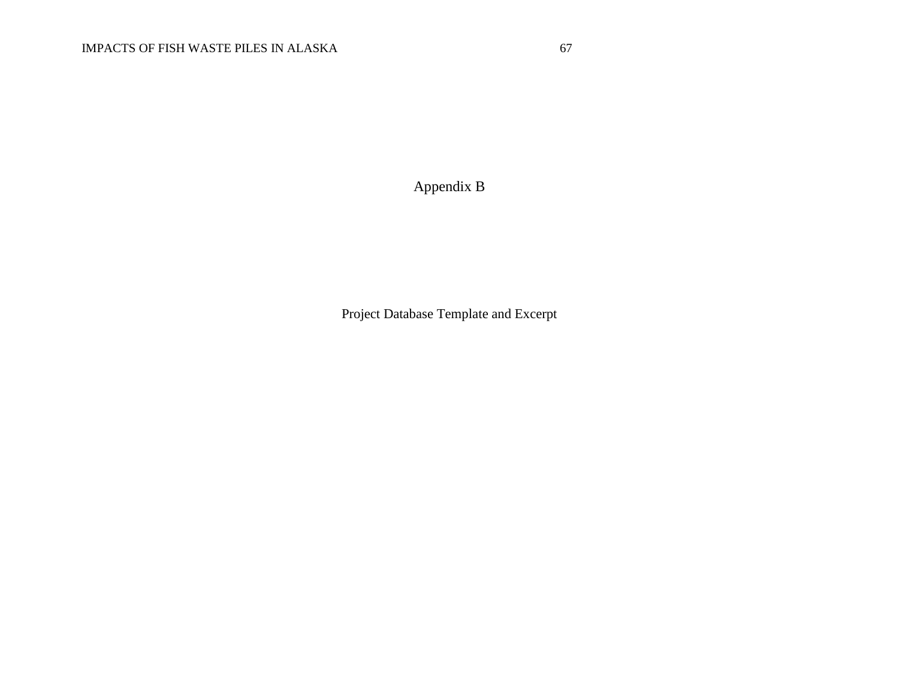# Appendix B

## Project Database Template and Excerpt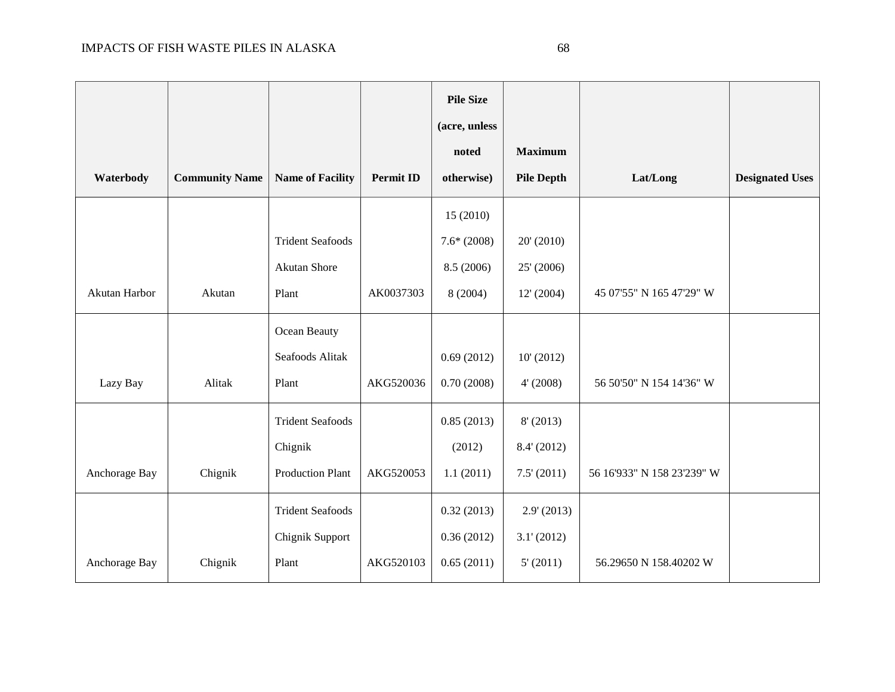| Waterbody | Community Name | Name of Facility | Permit ID | Pile Size (acre, unless noted otherwise) | Maximum Pile Depth | Lat/Long | Designated Uses |
|---|---|---|---|---|---|---|---|
| Akutan Harbor | Akutan | Trident Seafoods Akutan Shore Plant | AK0037303 | 15 (2010) 7.6* (2008) 8.5 (2006) 8 (2004) | 20' (2010) 25' (2006) 12' (2004) | 45 07'55" N 165 47'29" W | |
| Lazy Bay | Alitak | Ocean Beauty Seafoods Alitak Plant | AKG520036 | 0.69 (2012) 0.70 (2008) | 10' (2012) 4' (2008) | 56 50'50" N 154 14'36" W | |
| Anchorage Bay | Chignik | Trident Seafoods Chignik Production Plant | AKG520053 | 0.85 (2013) (2012) 1.1 (2011) | 8' (2013) 8.4' (2012) 7.5' (2011) | 56 16'933" N 158 23'239" W | |
| Anchorage Bay | Chignik | Trident Seafoods Chignik Support Plant | AKG520103 | 0.32 (2013) 0.36 (2012) 0.65 (2011) | 2.9' (2013) 3.1' (2012) 5' (2011) | 56.29650 N 158.40202 W | |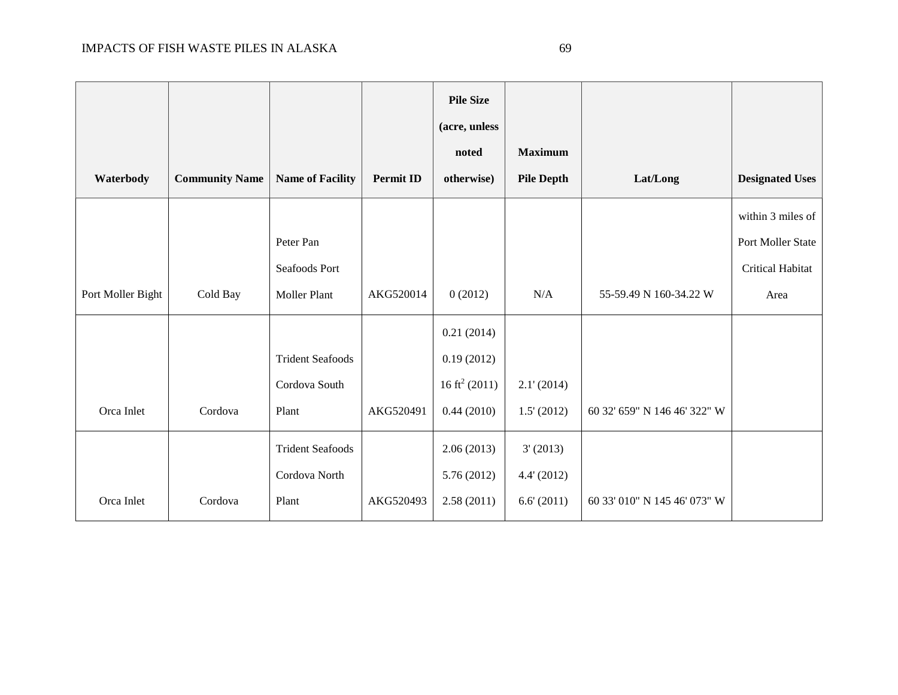| Waterbody | Community Name | Name of Facility | Permit ID | Pile Size (acre, unless noted otherwise) | Maximum Pile Depth | Lat/Long | Designated Uses |
|---|---|---|---|---|---|---|---|
| Port Moller Bight | Cold Bay | Peter Pan Seafoods Port Moller Plant | AKG520014 | 0 (2012) | N/A | 55-59.49 N 160-34.22 W | within 3 miles of Port Moller State Critical Habitat Area |
| Orca Inlet | Cordova | Trident Seafoods Cordova South Plant | AKG520491 | 0.21 (2014) 0.19 (2012) 16 $ft^2$ (2011) 0.44 (2010) | 2.1' (2014) 1.5' (2012) | 60 32' 659" N 146 46' 322" W | |
| Orca Inlet | Cordova | Trident Seafoods Cordova North Plant | AKG520493 | 2.06 (2013) 5.76 (2012) 2.58 (2011) | 3' (2013) 4.4' (2012) 6.6' (2011) | 60 33' 010" N 145 46' 073" W | |